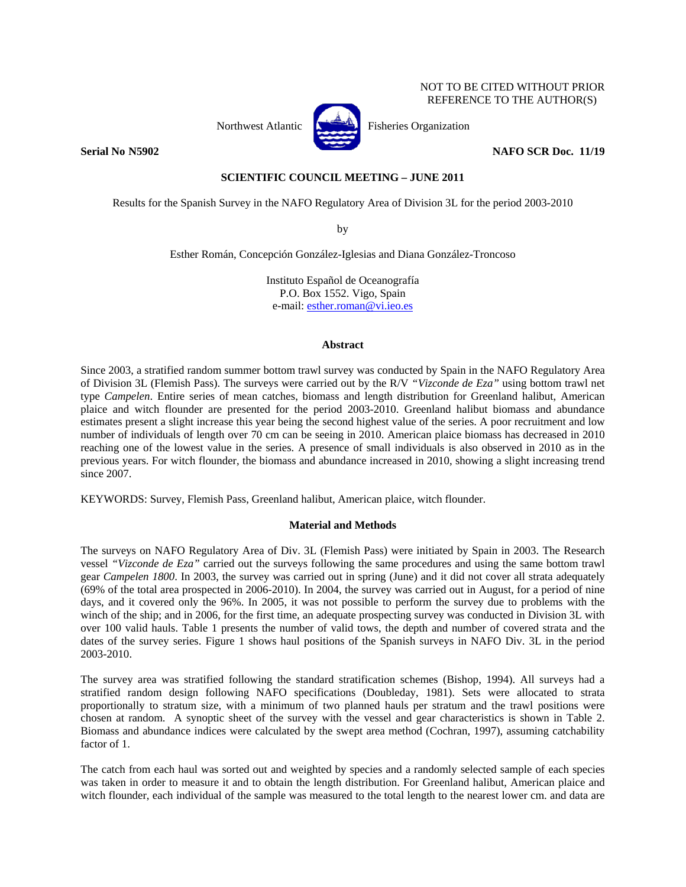NOT TO BE CITED WITHOUT PRIOR REFERENCE TO THE AUTHOR(S)

Northwest Atlantic Fisheries Organization

**Serial No N5902** **NAFO SCR Doc. 11/19**

**SCIENTIFIC COUNCIL MEETING – JUNE 2011**

Results for the Spanish Survey in the NAFO Regulatory Area of Division 3L for the period 2003-2010

by

Esther Román, Concepción González-Iglesias and Diana González-Troncoso

Instituto Español de Oceanografía
P.O. Box 1552. Vigo, Spain
e-mail: esther.roman@vi.ieo.es

## Abstract

Since 2003, a stratified random summer bottom trawl survey was conducted by Spain in the NAFO Regulatory Area of Division 3L (Flemish Pass). The surveys were carried out by the R/V *"Vizconde de Eza"* using bottom trawl net type *Campelen*. Entire series of mean catches, biomass and length distribution for Greenland halibut, American plaice and witch flounder are presented for the period 2003-2010. Greenland halibut biomass and abundance estimates present a slight increase this year being the second highest value of the series. A poor recruitment and low number of individuals of length over 70 cm can be seeing in 2010. American plaice biomass has decreased in 2010 reaching one of the lowest value in the series. A presence of small individuals is also observed in 2010 as in the previous years. For witch flounder, the biomass and abundance increased in 2010, showing a slight increasing trend since 2007.

KEYWORDS: Survey, Flemish Pass, Greenland halibut, American plaice, witch flounder.

## Material and Methods

The surveys on NAFO Regulatory Area of Div. 3L (Flemish Pass) were initiated by Spain in 2003. The Research vessel *"Vizconde de Eza"* carried out the surveys following the same procedures and using the same bottom trawl gear *Campelen 1800*. In 2003, the survey was carried out in spring (June) and it did not cover all strata adequately (69% of the total area prospected in 2006-2010). In 2004, the survey was carried out in August, for a period of nine days, and it covered only the 96%. In 2005, it was not possible to perform the survey due to problems with the winch of the ship; and in 2006, for the first time, an adequate prospecting survey was conducted in Division 3L with over 100 valid hauls. Table 1 presents the number of valid tows, the depth and number of covered strata and the dates of the survey series. Figure 1 shows haul positions of the Spanish surveys in NAFO Div. 3L in the period 2003-2010.

The survey area was stratified following the standard stratification schemes (Bishop, 1994). All surveys had a stratified random design following NAFO specifications (Doubleday, 1981). Sets were allocated to strata proportionally to stratum size, with a minimum of two planned hauls per stratum and the trawl positions were chosen at random. A synoptic sheet of the survey with the vessel and gear characteristics is shown in Table 2. Biomass and abundance indices were calculated by the swept area method (Cochran, 1997), assuming catchability factor of 1.

The catch from each haul was sorted out and weighted by species and a randomly selected sample of each species was taken in order to measure it and to obtain the length distribution. For Greenland halibut, American plaice and witch flounder, each individual of the sample was measured to the total length to the nearest lower cm. and data are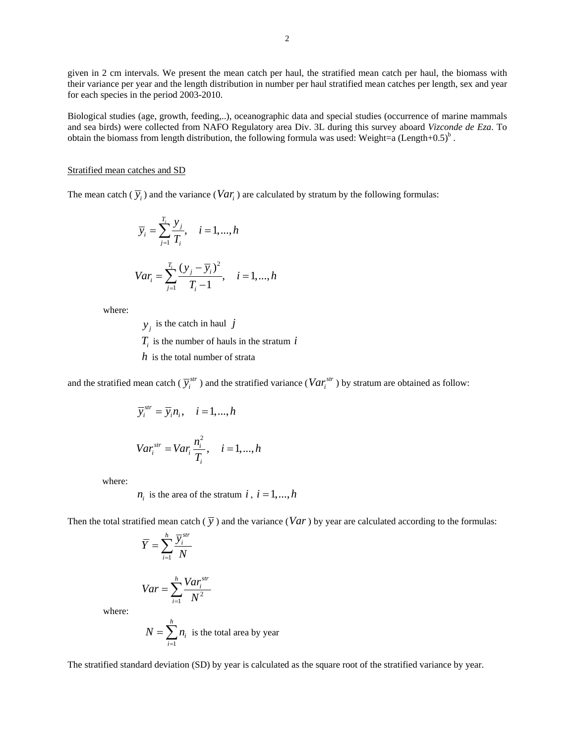given in 2 cm intervals. We present the mean catch per haul, the stratified mean catch per haul, the biomass with their variance per year and the length distribution in number per haul stratified mean catches per length, sex and year for each species in the period 2003-2010.

Biological studies (age, growth, feeding,..), oceanographic data and special studies (occurrence of marine mammals and sea birds) were collected from NAFO Regulatory area Div. 3L during this survey aboard *Vizconde de Eza*. To obtain the biomass from length distribution, the following formula was used: Weight=a $(\text{Length}+0.5)^b$ .

Stratified mean catches and SD

The mean catch ( $\overline{y}_i$ ) and the variance ($Var_i$ ) are calculated by stratum by the following formulas:

$$\overline{y}_i = \sum_{j=1}^{T_i} \frac{y_j}{T_i}, \quad i = 1,...,h$$

$$Var_i = \sum_{j=1}^{T_i} \frac{(y_j - \overline{y}_i)^2}{T_i - 1}, \quad i = 1,...,h$$

where:

$y_j$ is the catch in haul $j$

$T_i$ is the number of hauls in the stratum $i$

$h$ is the total number of strata

and the stratified mean catch ( $\overline{y}_i^{str}$ ) and the stratified variance ($Var_i^{str}$ ) by stratum are obtained as follow:

$$\overline{y}_i^{str} = \overline{y}_i n_i, \quad i = 1,...,h$$

$$Var_i^{str} = Var_i \frac{n_i^2}{T_i}, \quad i = 1,...,h$$

where:

$n_i$ is the area of the stratum $i$ , $i = 1,...,h$

Then the total stratified mean catch ( $\overline{y}$ ) and the variance ($Var$ ) by year are calculated according to the formulas:

$$\overline{Y} = \sum_{i=1}^{h} \frac{\overline{y}_i^{str}}{N}$$

$$Var = \sum_{i=1}^{h} \frac{Var_i^{str}}{N^2}$$

where:

$N = \sum_{i=1}^{h} n_i$ is the total area by year

The stratified standard deviation (SD) by year is calculated as the square root of the stratified variance by year.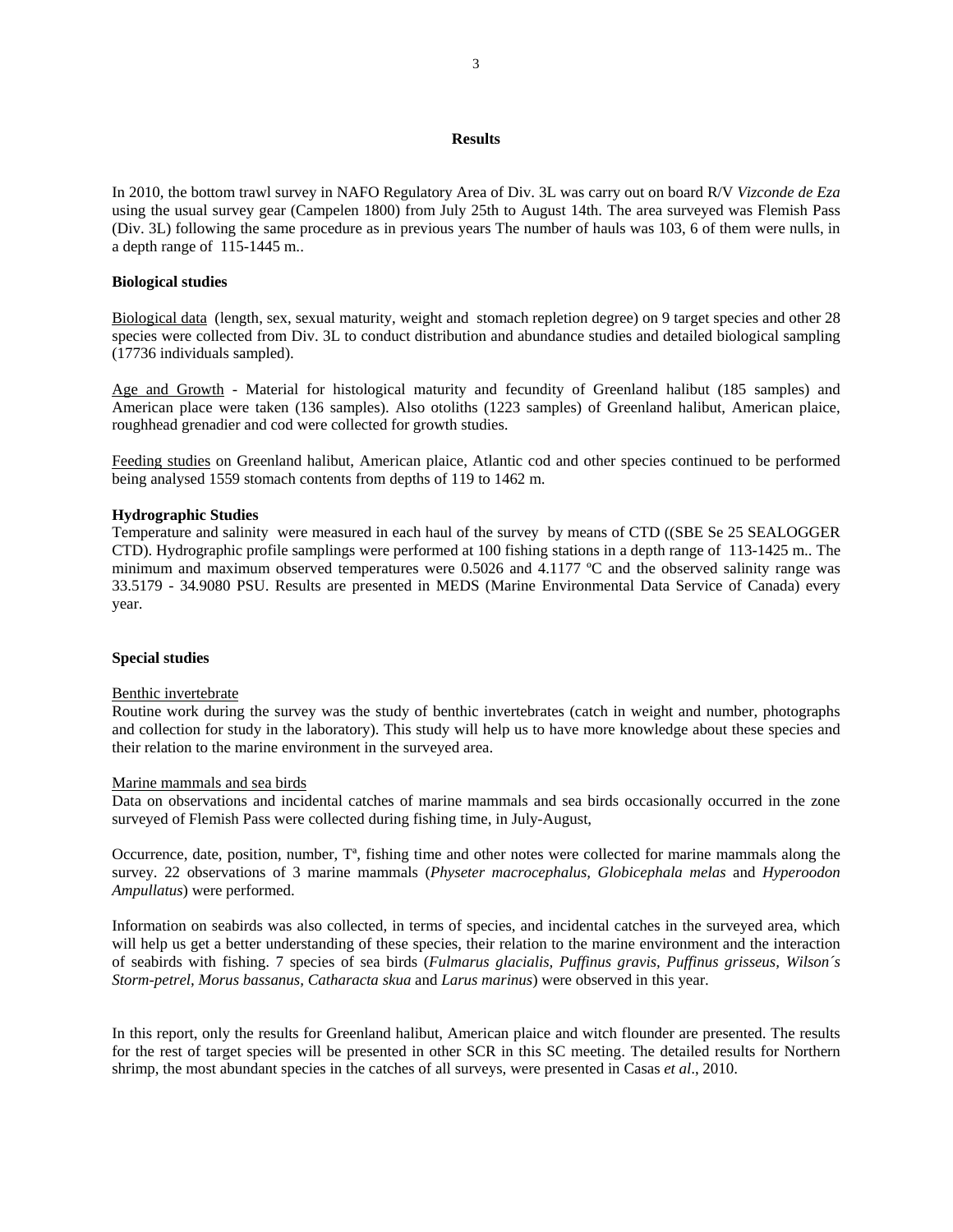## Results

In 2010, the bottom trawl survey in NAFO Regulatory Area of Div. 3L was carry out on board R/V *Vizconde de Eza* using the usual survey gear (Campelen 1800) from July 25th to August 14th. The area surveyed was Flemish Pass (Div. 3L) following the same procedure as in previous years The number of hauls was 103, 6 of them were nulls, in a depth range of 115-1445 m..

### Biological studies

Biological data (length, sex, sexual maturity, weight and stomach repletion degree) on 9 target species and other 28 species were collected from Div. 3L to conduct distribution and abundance studies and detailed biological sampling (17736 individuals sampled).

Age and Growth - Material for histological maturity and fecundity of Greenland halibut (185 samples) and American place were taken (136 samples). Also otoliths (1223 samples) of Greenland halibut, American plaice, roughhead grenadier and cod were collected for growth studies.

Feeding studies on Greenland halibut, American plaice, Atlantic cod and other species continued to be performed being analysed 1559 stomach contents from depths of 119 to 1462 m.

### Hydrographic Studies

Temperature and salinity were measured in each haul of the survey by means of CTD ((SBE Se 25 SEALOGGER CTD). Hydrographic profile samplings were performed at 100 fishing stations in a depth range of 113-1425 m.. The minimum and maximum observed temperatures were 0.5026 and 4.1177 ºC and the observed salinity range was 33.5179 - 34.9080 PSU. Results are presented in MEDS (Marine Environmental Data Service of Canada) every year.

### Special studies

Benthic invertebrate

Routine work during the survey was the study of benthic invertebrates (catch in weight and number, photographs and collection for study in the laboratory). This study will help us to have more knowledge about these species and their relation to the marine environment in the surveyed area.

Marine mammals and sea birds

Data on observations and incidental catches of marine mammals and sea birds occasionally occurred in the zone surveyed of Flemish Pass were collected during fishing time, in July-August,

Occurrence, date, position, number, Tª, fishing time and other notes were collected for marine mammals along the survey. 22 observations of 3 marine mammals (*Physeter macrocephalus, Globicephala melas* and *Hyperoodon Ampullatus*) were performed.

Information on seabirds was also collected, in terms of species, and incidental catches in the surveyed area, which will help us get a better understanding of these species, their relation to the marine environment and the interaction of seabirds with fishing. 7 species of sea birds (*Fulmarus glacialis, Puffinus gravis, Puffinus grisseus, Wilson´s Storm-petrel, Morus bassanus, Catharacta skua* and *Larus marinus*) were observed in this year.

In this report, only the results for Greenland halibut, American plaice and witch flounder are presented. The results for the rest of target species will be presented in other SCR in this SC meeting. The detailed results for Northern shrimp, the most abundant species in the catches of all surveys, were presented in Casas *et al*., 2010.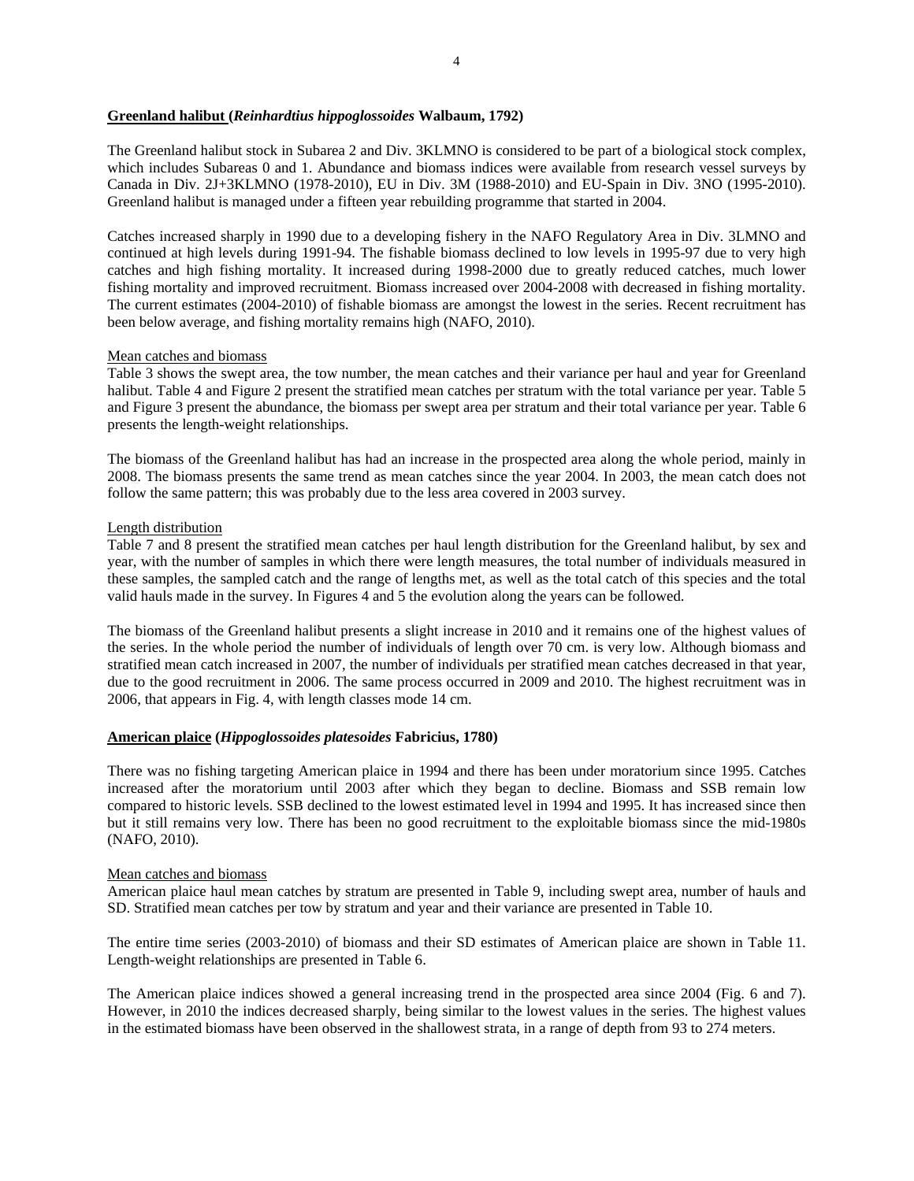**Greenland halibut (*Reinhardtius hippoglossoides* Walbaum, 1792)**

The Greenland halibut stock in Subarea 2 and Div. 3KLMNO is considered to be part of a biological stock complex, which includes Subareas 0 and 1. Abundance and biomass indices were available from research vessel surveys by Canada in Div. 2J+3KLMNO (1978-2010), EU in Div. 3M (1988-2010) and EU-Spain in Div. 3NO (1995-2010). Greenland halibut is managed under a fifteen year rebuilding programme that started in 2004.

Catches increased sharply in 1990 due to a developing fishery in the NAFO Regulatory Area in Div. 3LMNO and continued at high levels during 1991-94. The fishable biomass declined to low levels in 1995-97 due to very high catches and high fishing mortality. It increased during 1998-2000 due to greatly reduced catches, much lower fishing mortality and improved recruitment. Biomass increased over 2004-2008 with decreased in fishing mortality. The current estimates (2004-2010) of fishable biomass are amongst the lowest in the series. Recent recruitment has been below average, and fishing mortality remains high (NAFO, 2010).

Mean catches and biomass

Table 3 shows the swept area, the tow number, the mean catches and their variance per haul and year for Greenland halibut. Table 4 and Figure 2 present the stratified mean catches per stratum with the total variance per year. Table 5 and Figure 3 present the abundance, the biomass per swept area per stratum and their total variance per year. Table 6 presents the length-weight relationships.

The biomass of the Greenland halibut has had an increase in the prospected area along the whole period, mainly in 2008. The biomass presents the same trend as mean catches since the year 2004. In 2003, the mean catch does not follow the same pattern; this was probably due to the less area covered in 2003 survey.

Length distribution

Table 7 and 8 present the stratified mean catches per haul length distribution for the Greenland halibut, by sex and year, with the number of samples in which there were length measures, the total number of individuals measured in these samples, the sampled catch and the range of lengths met, as well as the total catch of this species and the total valid hauls made in the survey. In Figures 4 and 5 the evolution along the years can be followed.

The biomass of the Greenland halibut presents a slight increase in 2010 and it remains one of the highest values of the series. In the whole period the number of individuals of length over 70 cm. is very low. Although biomass and stratified mean catch increased in 2007, the number of individuals per stratified mean catches decreased in that year, due to the good recruitment in 2006. The same process occurred in 2009 and 2010. The highest recruitment was in 2006, that appears in Fig. 4, with length classes mode 14 cm.

**American plaice (*Hippoglossoides platesoides* Fabricius, 1780)**

There was no fishing targeting American plaice in 1994 and there has been under moratorium since 1995. Catches increased after the moratorium until 2003 after which they began to decline. Biomass and SSB remain low compared to historic levels. SSB declined to the lowest estimated level in 1994 and 1995. It has increased since then but it still remains very low. There has been no good recruitment to the exploitable biomass since the mid-1980s (NAFO, 2010).

Mean catches and biomass

American plaice haul mean catches by stratum are presented in Table 9, including swept area, number of hauls and SD. Stratified mean catches per tow by stratum and year and their variance are presented in Table 10.

The entire time series (2003-2010) of biomass and their SD estimates of American plaice are shown in Table 11. Length-weight relationships are presented in Table 6.

The American plaice indices showed a general increasing trend in the prospected area since 2004 (Fig. 6 and 7). However, in 2010 the indices decreased sharply, being similar to the lowest values in the series. The highest values in the estimated biomass have been observed in the shallowest strata, in a range of depth from 93 to 274 meters.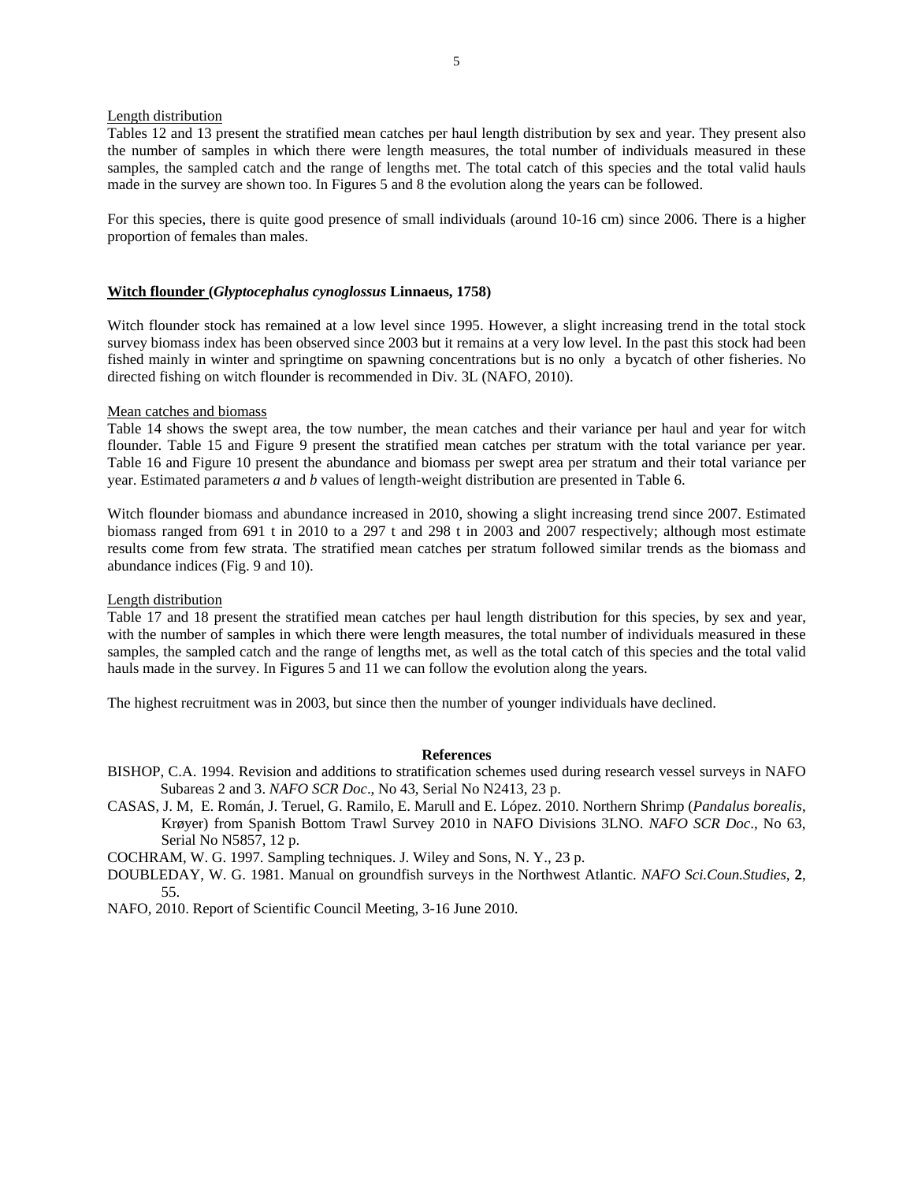Length distribution

Tables 12 and 13 present the stratified mean catches per haul length distribution by sex and year. They present also the number of samples in which there were length measures, the total number of individuals measured in these samples, the sampled catch and the range of lengths met. The total catch of this species and the total valid hauls made in the survey are shown too. In Figures 5 and 8 the evolution along the years can be followed.

For this species, there is quite good presence of small individuals (around 10-16 cm) since 2006. There is a higher proportion of females than males.

## Witch flounder (*Glyptocephalus cynoglossus* Linnaeus, 1758)

Witch flounder stock has remained at a low level since 1995. However, a slight increasing trend in the total stock survey biomass index has been observed since 2003 but it remains at a very low level. In the past this stock had been fished mainly in winter and springtime on spawning concentrations but is no only a bycatch of other fisheries. No directed fishing on witch flounder is recommended in Div. 3L (NAFO, 2010).

Mean catches and biomass

Table 14 shows the swept area, the tow number, the mean catches and their variance per haul and year for witch flounder. Table 15 and Figure 9 present the stratified mean catches per stratum with the total variance per year. Table 16 and Figure 10 present the abundance and biomass per swept area per stratum and their total variance per year. Estimated parameters *a* and *b* values of length-weight distribution are presented in Table 6.

Witch flounder biomass and abundance increased in 2010, showing a slight increasing trend since 2007. Estimated biomass ranged from 691 t in 2010 to a 297 t and 298 t in 2003 and 2007 respectively; although most estimate results come from few strata. The stratified mean catches per stratum followed similar trends as the biomass and abundance indices (Fig. 9 and 10).

Length distribution

Table 17 and 18 present the stratified mean catches per haul length distribution for this species, by sex and year, with the number of samples in which there were length measures, the total number of individuals measured in these samples, the sampled catch and the range of lengths met, as well as the total catch of this species and the total valid hauls made in the survey. In Figures 5 and 11 we can follow the evolution along the years.

The highest recruitment was in 2003, but since then the number of younger individuals have declined.

## References

BISHOP, C.A. 1994. Revision and additions to stratification schemes used during research vessel surveys in NAFO Subareas 2 and 3. *NAFO SCR Doc*., No 43, Serial No N2413, 23 p.

CASAS, J. M, E. Román, J. Teruel, G. Ramilo, E. Marull and E. López. 2010. Northern Shrimp (*Pandalus borealis*, Krøyer) from Spanish Bottom Trawl Survey 2010 in NAFO Divisions 3LNO. *NAFO SCR Doc*., No 63, Serial No N5857, 12 p.

COCHRAM, W. G. 1997. Sampling techniques. J. Wiley and Sons, N. Y., 23 p.

DOUBLEDAY, W. G. 1981. Manual on groundfish surveys in the Northwest Atlantic. *NAFO Sci.Coun.Studies*, **2**, 55.

NAFO, 2010. Report of Scientific Council Meeting, 3-16 June 2010.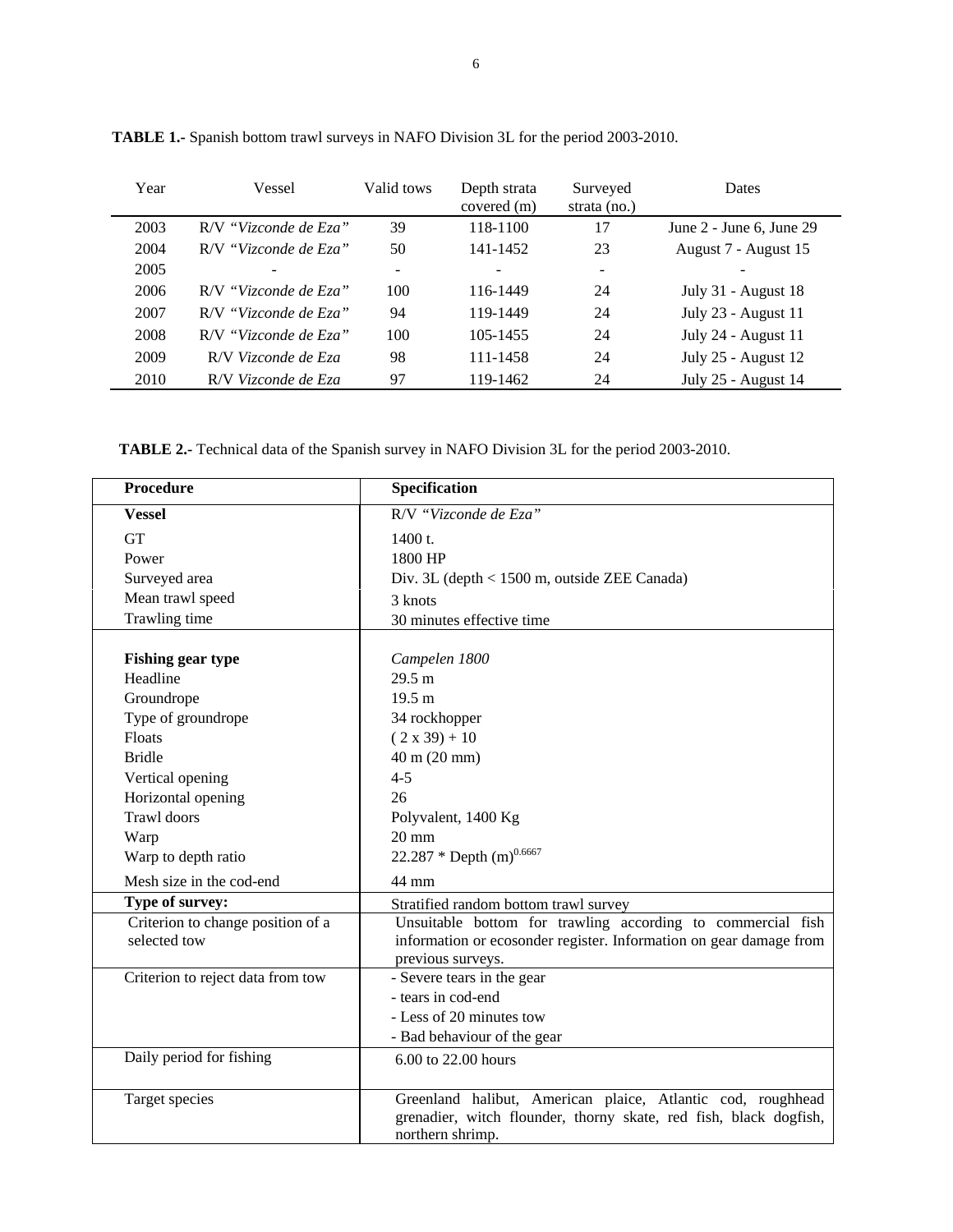**TABLE 1.-** Spanish bottom trawl surveys in NAFO Division 3L for the period 2003-2010.

| Year | Vessel | Valid tows | Depth strata covered (m) | Surveyed strata (no.) | Dates |
|---|---|---|---|---|---|
| 2003 | R/V *"Vizconde de Eza"* | 39 | 118-1100 | 17 | June 2 - June 6, June 29 |
| 2004 | R/V *"Vizconde de Eza"* | 50 | 141-1452 | 23 | August 7 - August 15 |
| 2005 | - | - | - | - | - |
| 2006 | R/V *"Vizconde de Eza"* | 100 | 116-1449 | 24 | July 31 - August 18 |
| 2007 | R/V *"Vizconde de Eza"* | 94 | 119-1449 | 24 | July 23 - August 11 |
| 2008 | R/V *"Vizconde de Eza"* | 100 | 105-1455 | 24 | July 24 - August 11 |
| 2009 | R/V *Vizconde de Eza* | 98 | 111-1458 | 24 | July 25 - August 12 |
| 2010 | R/V *Vizconde de Eza* | 97 | 119-1462 | 24 | July 25 - August 14 |

**TABLE 2.-** Technical data of the Spanish survey in NAFO Division 3L for the period 2003-2010.

| **Procedure** | **Specification** |
|---|---|
| **Vessel** | R/V *"Vizconde de Eza"* |
| GT | 1400 t. |
| Power | 1800 HP |
| Surveyed area | Div. 3L (depth < 1500 m, outside ZEE Canada) |
| Mean trawl speed | 3 knots |
| Trawling time | 30 minutes effective time |
| **Fishing gear type** | *Campelen 1800* |
| Headline | 29.5 m |
| Groundrope | 19.5 m |
| Type of groundrope | 34 rockhopper |
| Floats | ( 2 x 39) + 10 |
| Bridle | 40 m (20 mm) |
| Vertical opening | 4-5 |
| Horizontal opening | 26 |
| Trawl doors | Polyvalent, 1400 Kg |
| Warp | 20 mm |
| Warp to depth ratio | 22.287 * Depth (m)$^{0.6667}$ |
| Mesh size in the cod-end | 44 mm |
| **Type of survey:** | Stratified random bottom trawl survey |
| Criterion to change position of a selected tow | Unsuitable bottom for trawling according to commercial fish information or ecosonder register. Information on gear damage from previous surveys. |
| Criterion to reject data from tow | - Severe tears in the gear<br>- tears in cod-end<br>- Less of 20 minutes tow<br>- Bad behaviour of the gear |
| Daily period for fishing | 6.00 to 22.00 hours |
| Target species | Greenland halibut, American plaice, Atlantic cod, roughhead grenadier, witch flounder, thorny skate, red fish, black dogfish, northern shrimp. |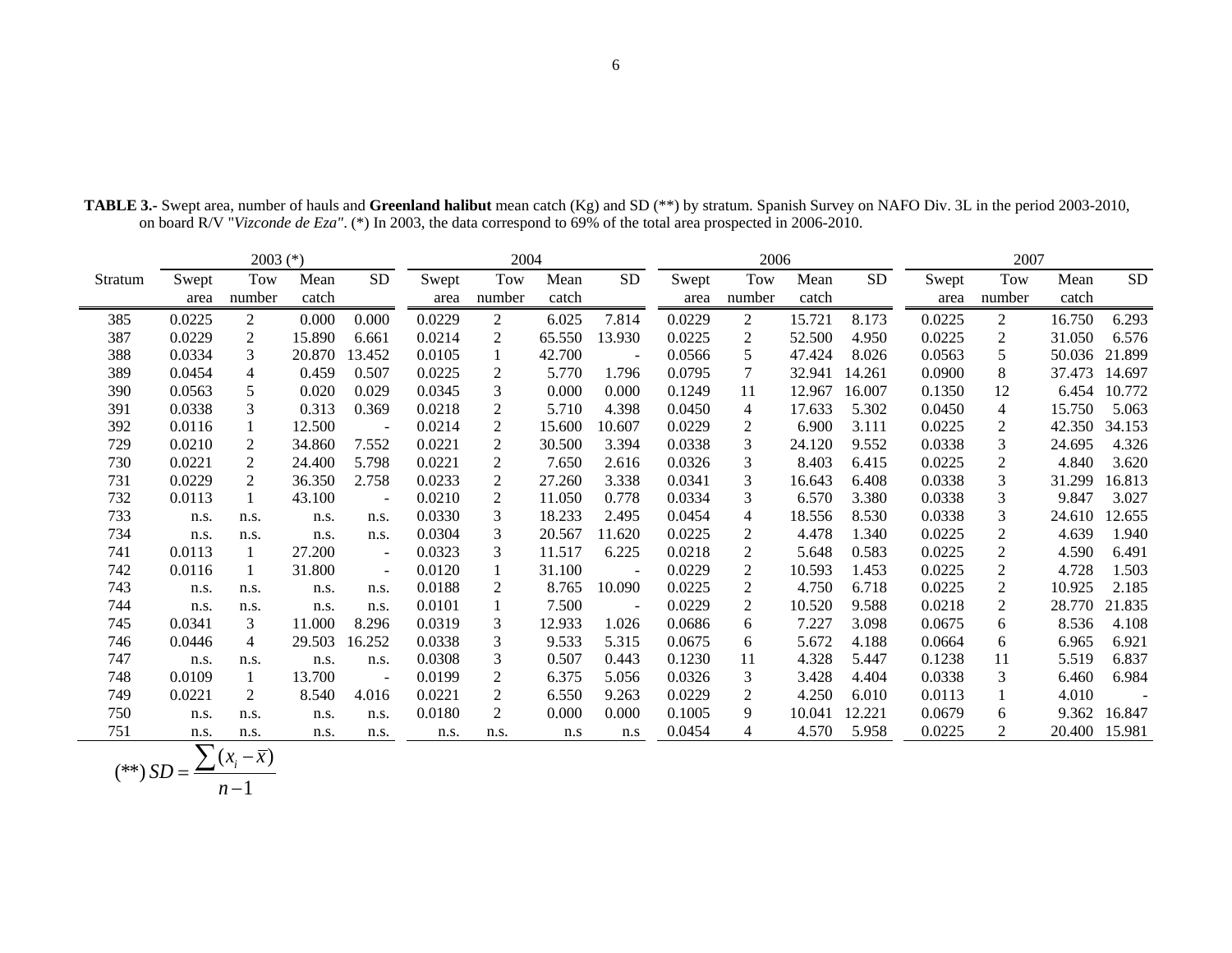**TABLE 3.-** Swept area, number of hauls and **Greenland halibut** mean catch (Kg) and SD (\*\*) by stratum. Spanish Survey on NAFO Div. 3L in the period 2003-2010, on board R/V "*Vizconde de Eza*". (\*) In 2003, the data correspond to 69% of the total area prospected in 2006-2010.

| | 2003 (*) | | | | 2004 | | | | 2006 | | | | 2007 | | | |
|---|---|---|---|---|---|---|---|---|---|---|---|---|---|---|---|---|
| Stratum | Swept area | Tow number | Mean catch | SD | Swept area | Tow number | Mean catch | SD | Swept area | Tow number | Mean catch | SD | Swept area | Tow number | Mean catch | SD |
| 385 | 0.0225 | 2 | 0.000 | 0.000 | 0.0229 | 2 | 6.025 | 7.814 | 0.0229 | 2 | 15.721 | 8.173 | 0.0225 | 2 | 16.750 | 6.293 |
| 387 | 0.0229 | 2 | 15.890 | 6.661 | 0.0214 | 2 | 65.550 | 13.930 | 0.0225 | 2 | 52.500 | 4.950 | 0.0225 | 2 | 31.050 | 6.576 |
| 388 | 0.0334 | 3 | 20.870 | 13.452 | 0.0105 | 1 | 42.700 | - | 0.0566 | 5 | 47.424 | 8.026 | 0.0563 | 5 | 50.036 | 21.899 |
| 389 | 0.0454 | 4 | 0.459 | 0.507 | 0.0225 | 2 | 5.770 | 1.796 | 0.0795 | 7 | 32.941 | 14.261 | 0.0900 | 8 | 37.473 | 14.697 |
| 390 | 0.0563 | 5 | 0.020 | 0.029 | 0.0345 | 3 | 0.000 | 0.000 | 0.1249 | 11 | 12.967 | 16.007 | 0.1350 | 12 | 6.454 | 10.772 |
| 391 | 0.0338 | 3 | 0.313 | 0.369 | 0.0218 | 2 | 5.710 | 4.398 | 0.0450 | 4 | 17.633 | 5.302 | 0.0450 | 4 | 15.750 | 5.063 |
| 392 | 0.0116 | 1 | 12.500 | - | 0.0214 | 2 | 15.600 | 10.607 | 0.0229 | 2 | 6.900 | 3.111 | 0.0225 | 2 | 42.350 | 34.153 |
| 729 | 0.0210 | 2 | 34.860 | 7.552 | 0.0221 | 2 | 30.500 | 3.394 | 0.0338 | 3 | 24.120 | 9.552 | 0.0338 | 3 | 24.695 | 4.326 |
| 730 | 0.0221 | 2 | 24.400 | 5.798 | 0.0221 | 2 | 7.650 | 2.616 | 0.0326 | 3 | 8.403 | 6.415 | 0.0225 | 2 | 4.840 | 3.620 |
| 731 | 0.0229 | 2 | 36.350 | 2.758 | 0.0233 | 2 | 27.260 | 3.338 | 0.0341 | 3 | 16.643 | 6.408 | 0.0338 | 3 | 31.299 | 16.813 |
| 732 | 0.0113 | 1 | 43.100 | - | 0.0210 | 2 | 11.050 | 0.778 | 0.0334 | 3 | 6.570 | 3.380 | 0.0338 | 3 | 9.847 | 3.027 |
| 733 | n.s. | n.s. | n.s. | n.s. | 0.0330 | 3 | 18.233 | 2.495 | 0.0454 | 4 | 18.556 | 8.530 | 0.0338 | 3 | 24.610 | 12.655 |
| 734 | n.s. | n.s. | n.s. | n.s. | 0.0304 | 3 | 20.567 | 11.620 | 0.0225 | 2 | 4.478 | 1.340 | 0.0225 | 2 | 4.639 | 1.940 |
| 741 | 0.0113 | 1 | 27.200 | - | 0.0323 | 3 | 11.517 | 6.225 | 0.0218 | 2 | 5.648 | 0.583 | 0.0225 | 2 | 4.590 | 6.491 |
| 742 | 0.0116 | 1 | 31.800 | - | 0.0120 | 1 | 31.100 | - | 0.0229 | 2 | 10.593 | 1.453 | 0.0225 | 2 | 4.728 | 1.503 |
| 743 | n.s. | n.s. | n.s. | n.s. | 0.0188 | 2 | 8.765 | 10.090 | 0.0225 | 2 | 4.750 | 6.718 | 0.0225 | 2 | 10.925 | 2.185 |
| 744 | n.s. | n.s. | n.s. | n.s. | 0.0101 | 1 | 7.500 | - | 0.0229 | 2 | 10.520 | 9.588 | 0.0218 | 2 | 28.770 | 21.835 |
| 745 | 0.0341 | 3 | 11.000 | 8.296 | 0.0319 | 3 | 12.933 | 1.026 | 0.0686 | 6 | 7.227 | 3.098 | 0.0675 | 6 | 8.536 | 4.108 |
| 746 | 0.0446 | 4 | 29.503 | 16.252 | 0.0338 | 3 | 9.533 | 5.315 | 0.0675 | 6 | 5.672 | 4.188 | 0.0664 | 6 | 6.965 | 6.921 |
| 747 | n.s. | n.s. | n.s. | n.s. | 0.0308 | 3 | 0.507 | 0.443 | 0.1230 | 11 | 4.328 | 5.447 | 0.1238 | 11 | 5.519 | 6.837 |
| 748 | 0.0109 | 1 | 13.700 | - | 0.0199 | 2 | 6.375 | 5.056 | 0.0326 | 3 | 3.428 | 4.404 | 0.0338 | 3 | 6.460 | 6.984 |
| 749 | 0.0221 | 2 | 8.540 | 4.016 | 0.0221 | 2 | 6.550 | 9.263 | 0.0229 | 2 | 4.250 | 6.010 | 0.0113 | 1 | 4.010 | - |
| 750 | n.s. | n.s. | n.s. | n.s. | 0.0180 | 2 | 0.000 | 0.000 | 0.1005 | 9 | 10.041 | 12.221 | 0.0679 | 6 | 9.362 | 16.847 |
| 751 | n.s. | n.s. | n.s. | n.s. | n.s. | n.s. | n.s | n.s | 0.0454 | 4 | 4.570 | 5.958 | 0.0225 | 2 | 20.400 | 15.981 |

$$(**)\ SD = \frac{\sum (x_i - \overline{x})}{n-1}$$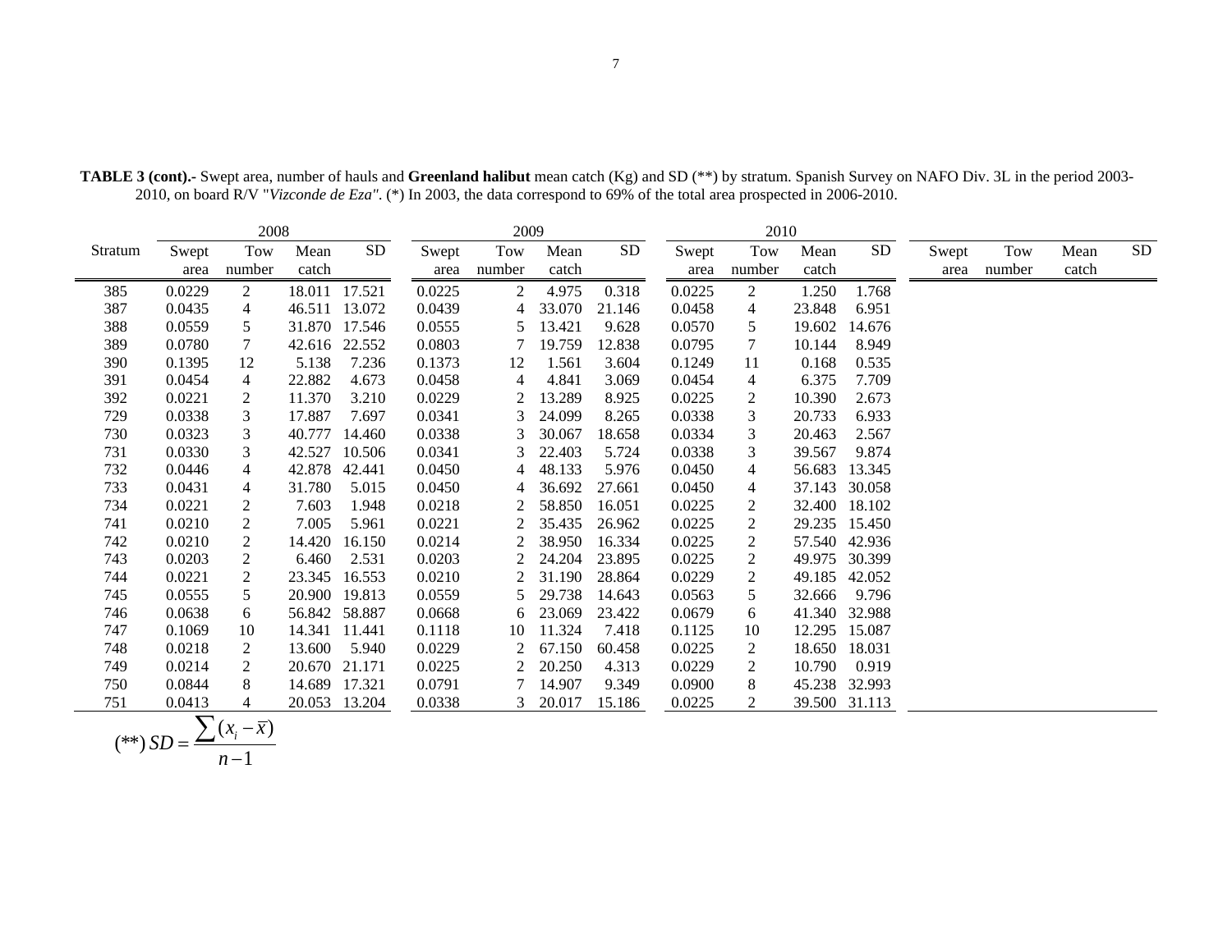**TABLE 3 (cont).-** Swept area, number of hauls and **Greenland halibut** mean catch (Kg) and SD (**) by stratum. Spanish Survey on NAFO Div. 3L in the period 2003-2010, on board R/V "*Vizconde de Eza"*. (*) In 2003, the data correspond to 69% of the total area prospected in 2006-2010.

| | 2008 | | | | 2009 | | | | 2010 | | | | | | | |
|---|---|---|---|---|---|---|---|---|---|---|---|---|---|---|---|---|
| Stratum | Swept area | Tow number | Mean catch | SD | Swept area | Tow number | Mean catch | SD | Swept area | Tow number | Mean catch | SD | Swept area | Tow number | Mean catch | SD |
| 385 | 0.0229 | 2 | 18.011 | 17.521 | 0.0225 | 2 | 4.975 | 0.318 | 0.0225 | 2 | 1.250 | 1.768 | | | | |
| 387 | 0.0435 | 4 | 46.511 | 13.072 | 0.0439 | 4 | 33.070 | 21.146 | 0.0458 | 4 | 23.848 | 6.951 | | | | |
| 388 | 0.0559 | 5 | 31.870 | 17.546 | 0.0555 | 5 | 13.421 | 9.628 | 0.0570 | 5 | 19.602 | 14.676 | | | | |
| 389 | 0.0780 | 7 | 42.616 | 22.552 | 0.0803 | 7 | 19.759 | 12.838 | 0.0795 | 7 | 10.144 | 8.949 | | | | |
| 390 | 0.1395 | 12 | 5.138 | 7.236 | 0.1373 | 12 | 1.561 | 3.604 | 0.1249 | 11 | 0.168 | 0.535 | | | | |
| 391 | 0.0454 | 4 | 22.882 | 4.673 | 0.0458 | 4 | 4.841 | 3.069 | 0.0454 | 4 | 6.375 | 7.709 | | | | |
| 392 | 0.0221 | 2 | 11.370 | 3.210 | 0.0229 | 2 | 13.289 | 8.925 | 0.0225 | 2 | 10.390 | 2.673 | | | | |
| 729 | 0.0338 | 3 | 17.887 | 7.697 | 0.0341 | 3 | 24.099 | 8.265 | 0.0338 | 3 | 20.733 | 6.933 | | | | |
| 730 | 0.0323 | 3 | 40.777 | 14.460 | 0.0338 | 3 | 30.067 | 18.658 | 0.0334 | 3 | 20.463 | 2.567 | | | | |
| 731 | 0.0330 | 3 | 42.527 | 10.506 | 0.0341 | 3 | 22.403 | 5.724 | 0.0338 | 3 | 39.567 | 9.874 | | | | |
| 732 | 0.0446 | 4 | 42.878 | 42.441 | 0.0450 | 4 | 48.133 | 5.976 | 0.0450 | 4 | 56.683 | 13.345 | | | | |
| 733 | 0.0431 | 4 | 31.780 | 5.015 | 0.0450 | 4 | 36.692 | 27.661 | 0.0450 | 4 | 37.143 | 30.058 | | | | |
| 734 | 0.0221 | 2 | 7.603 | 1.948 | 0.0218 | 2 | 58.850 | 16.051 | 0.0225 | 2 | 32.400 | 18.102 | | | | |
| 741 | 0.0210 | 2 | 7.005 | 5.961 | 0.0221 | 2 | 35.435 | 26.962 | 0.0225 | 2 | 29.235 | 15.450 | | | | |
| 742 | 0.0210 | 2 | 14.420 | 16.150 | 0.0214 | 2 | 38.950 | 16.334 | 0.0225 | 2 | 57.540 | 42.936 | | | | |
| 743 | 0.0203 | 2 | 6.460 | 2.531 | 0.0203 | 2 | 24.204 | 23.895 | 0.0225 | 2 | 49.975 | 30.399 | | | | |
| 744 | 0.0221 | 2 | 23.345 | 16.553 | 0.0210 | 2 | 31.190 | 28.864 | 0.0229 | 2 | 49.185 | 42.052 | | | | |
| 745 | 0.0555 | 5 | 20.900 | 19.813 | 0.0559 | 5 | 29.738 | 14.643 | 0.0563 | 5 | 32.666 | 9.796 | | | | |
| 746 | 0.0638 | 6 | 56.842 | 58.887 | 0.0668 | 6 | 23.069 | 23.422 | 0.0679 | 6 | 41.340 | 32.988 | | | | |
| 747 | 0.1069 | 10 | 14.341 | 11.441 | 0.1118 | 10 | 11.324 | 7.418 | 0.1125 | 10 | 12.295 | 15.087 | | | | |
| 748 | 0.0218 | 2 | 13.600 | 5.940 | 0.0229 | 2 | 67.150 | 60.458 | 0.0225 | 2 | 18.650 | 18.031 | | | | |
| 749 | 0.0214 | 2 | 20.670 | 21.171 | 0.0225 | 2 | 20.250 | 4.313 | 0.0229 | 2 | 10.790 | 0.919 | | | | |
| 750 | 0.0844 | 8 | 14.689 | 17.321 | 0.0791 | 7 | 14.907 | 9.349 | 0.0900 | 8 | 45.238 | 32.993 | | | | |
| 751 | 0.0413 | 4 | 20.053 | 13.204 | 0.0338 | 3 | 20.017 | 15.186 | 0.0225 | 2 | 39.500 | 31.113 | | | | |

$$(**)\ SD = \frac{\sum (x_i - \overline{x})}{n-1}$$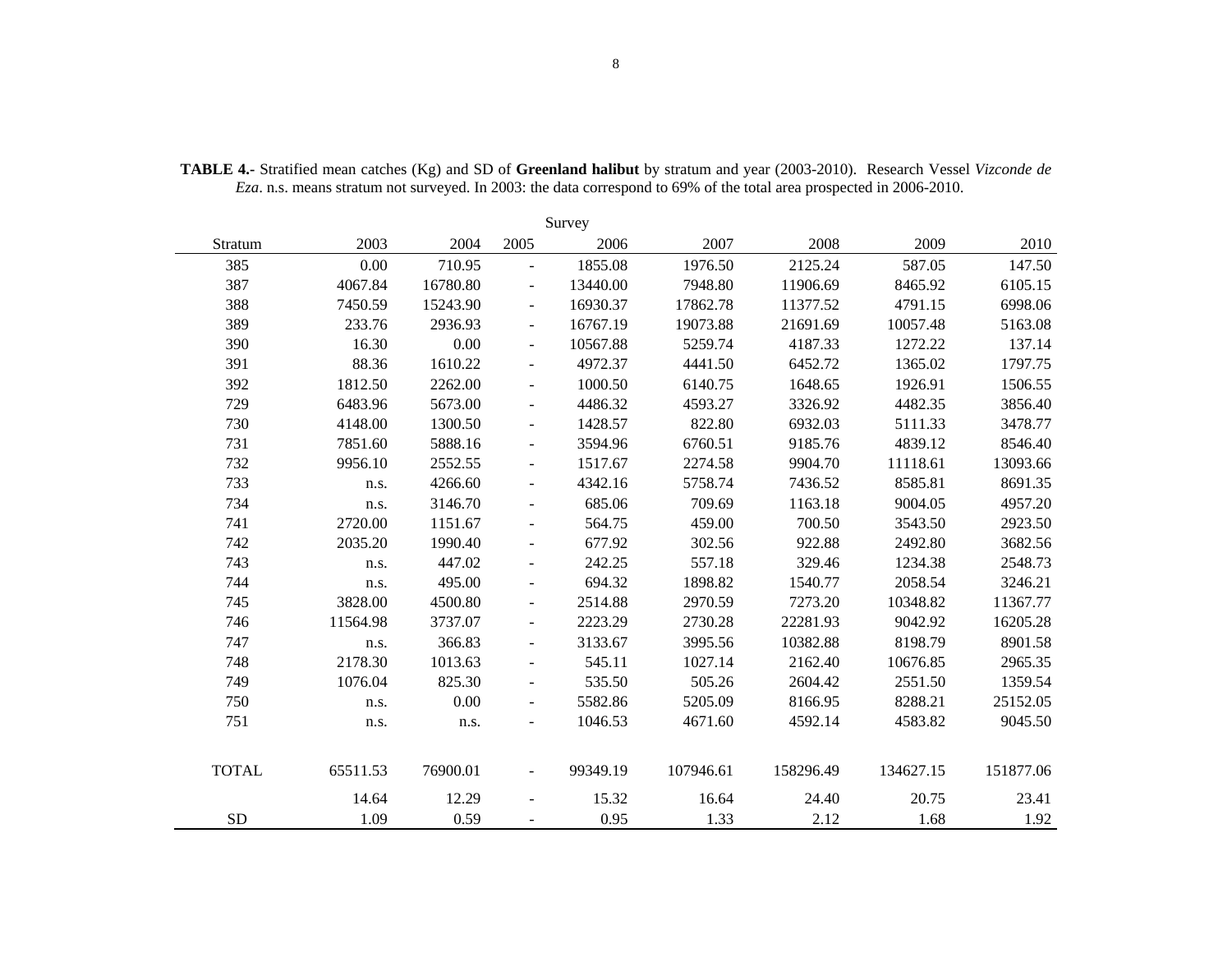**TABLE 4.-** Stratified mean catches (Kg) and SD of **Greenland halibut** by stratum and year (2003-2010). Research Vessel *Vizconde de Eza*. n.s. means stratum not surveyed. In 2003: the data correspond to 69% of the total area prospected in 2006-2010.

| | Survey | | | | | | | |
|---|---|---|---|---|---|---|---|---|
| Stratum | 2003 | 2004 | 2005 | 2006 | 2007 | 2008 | 2009 | 2010 |
| 385 | 0.00 | 710.95 | - | 1855.08 | 1976.50 | 2125.24 | 587.05 | 147.50 |
| 387 | 4067.84 | 16780.80 | - | 13440.00 | 7948.80 | 11906.69 | 8465.92 | 6105.15 |
| 388 | 7450.59 | 15243.90 | - | 16930.37 | 17862.78 | 11377.52 | 4791.15 | 6998.06 |
| 389 | 233.76 | 2936.93 | - | 16767.19 | 19073.88 | 21691.69 | 10057.48 | 5163.08 |
| 390 | 16.30 | 0.00 | - | 10567.88 | 5259.74 | 4187.33 | 1272.22 | 137.14 |
| 391 | 88.36 | 1610.22 | - | 4972.37 | 4441.50 | 6452.72 | 1365.02 | 1797.75 |
| 392 | 1812.50 | 2262.00 | - | 1000.50 | 6140.75 | 1648.65 | 1926.91 | 1506.55 |
| 729 | 6483.96 | 5673.00 | - | 4486.32 | 4593.27 | 3326.92 | 4482.35 | 3856.40 |
| 730 | 4148.00 | 1300.50 | - | 1428.57 | 822.80 | 6932.03 | 5111.33 | 3478.77 |
| 731 | 7851.60 | 5888.16 | - | 3594.96 | 6760.51 | 9185.76 | 4839.12 | 8546.40 |
| 732 | 9956.10 | 2552.55 | - | 1517.67 | 2274.58 | 9904.70 | 11118.61 | 13093.66 |
| 733 | n.s. | 4266.60 | - | 4342.16 | 5758.74 | 7436.52 | 8585.81 | 8691.35 |
| 734 | n.s. | 3146.70 | - | 685.06 | 709.69 | 1163.18 | 9004.05 | 4957.20 |
| 741 | 2720.00 | 1151.67 | - | 564.75 | 459.00 | 700.50 | 3543.50 | 2923.50 |
| 742 | 2035.20 | 1990.40 | - | 677.92 | 302.56 | 922.88 | 2492.80 | 3682.56 |
| 743 | n.s. | 447.02 | - | 242.25 | 557.18 | 329.46 | 1234.38 | 2548.73 |
| 744 | n.s. | 495.00 | - | 694.32 | 1898.82 | 1540.77 | 2058.54 | 3246.21 |
| 745 | 3828.00 | 4500.80 | - | 2514.88 | 2970.59 | 7273.20 | 10348.82 | 11367.77 |
| 746 | 11564.98 | 3737.07 | - | 2223.29 | 2730.28 | 22281.93 | 9042.92 | 16205.28 |
| 747 | n.s. | 366.83 | - | 3133.67 | 3995.56 | 10382.88 | 8198.79 | 8901.58 |
| 748 | 2178.30 | 1013.63 | - | 545.11 | 1027.14 | 2162.40 | 10676.85 | 2965.35 |
| 749 | 1076.04 | 825.30 | - | 535.50 | 505.26 | 2604.42 | 2551.50 | 1359.54 |
| 750 | n.s. | 0.00 | - | 5582.86 | 5205.09 | 8166.95 | 8288.21 | 25152.05 |
| 751 | n.s. | n.s. | - | 1046.53 | 4671.60 | 4592.14 | 4583.82 | 9045.50 |
| TOTAL | 65511.53 | 76900.01 | - | 99349.19 | 107946.61 | 158296.49 | 134627.15 | 151877.06 |
| | 14.64 | 12.29 | - | 15.32 | 16.64 | 24.40 | 20.75 | 23.41 |
| SD | 1.09 | 0.59 | - | 0.95 | 1.33 | 2.12 | 1.68 | 1.92 |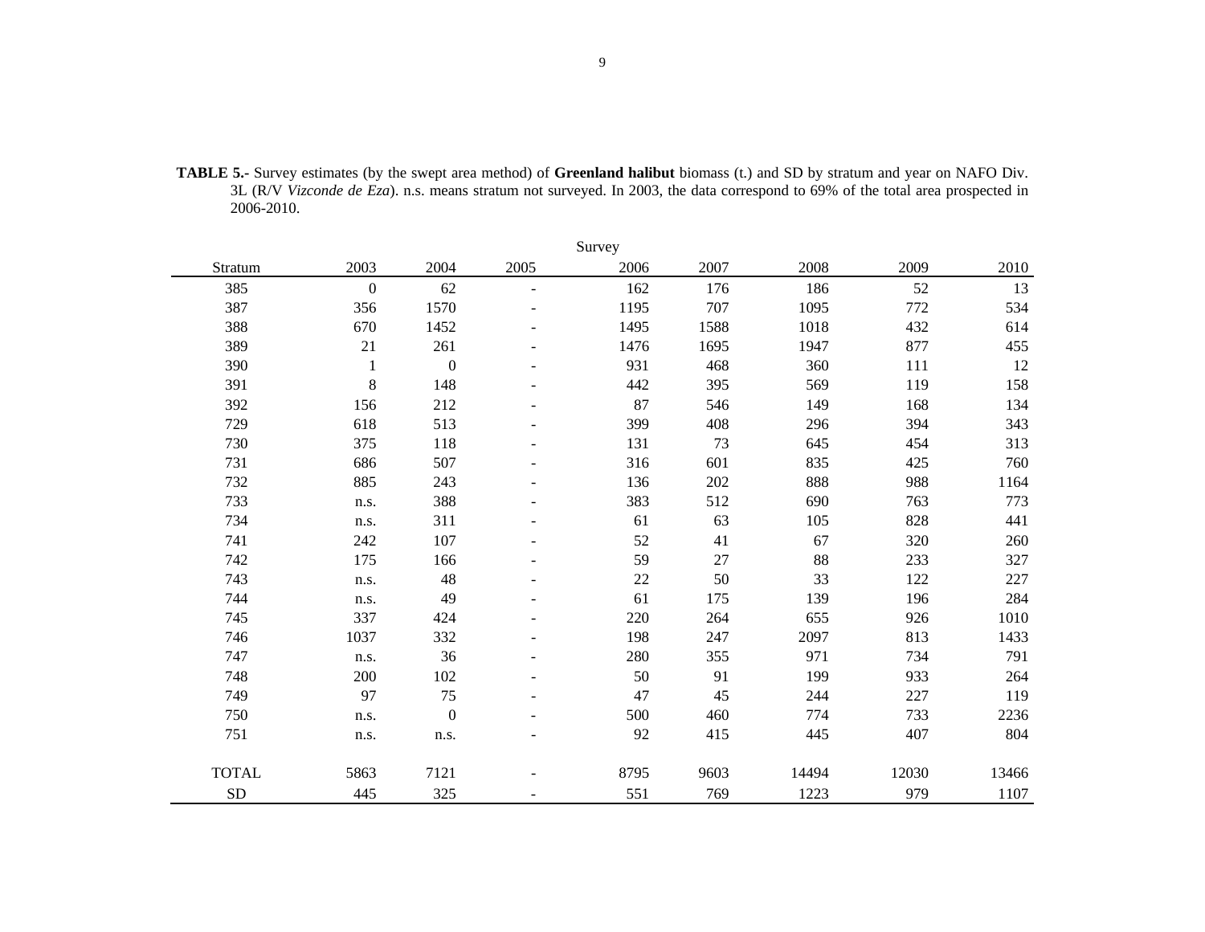**TABLE 5.-** Survey estimates (by the swept area method) of **Greenland halibut** biomass (t.) and SD by stratum and year on NAFO Div. 3L (R/V *Vizconde de Eza*). n.s. means stratum not surveyed. In 2003, the data correspond to 69% of the total area prospected in 2006-2010.

| | Survey | | | | | | | |
|---|---|---|---|---|---|---|---|---|
| Stratum | 2003 | 2004 | 2005 | 2006 | 2007 | 2008 | 2009 | 2010 |
| 385 | 0 | 62 | - | 162 | 176 | 186 | 52 | 13 |
| 387 | 356 | 1570 | - | 1195 | 707 | 1095 | 772 | 534 |
| 388 | 670 | 1452 | - | 1495 | 1588 | 1018 | 432 | 614 |
| 389 | 21 | 261 | - | 1476 | 1695 | 1947 | 877 | 455 |
| 390 | 1 | 0 | - | 931 | 468 | 360 | 111 | 12 |
| 391 | 8 | 148 | - | 442 | 395 | 569 | 119 | 158 |
| 392 | 156 | 212 | - | 87 | 546 | 149 | 168 | 134 |
| 729 | 618 | 513 | - | 399 | 408 | 296 | 394 | 343 |
| 730 | 375 | 118 | - | 131 | 73 | 645 | 454 | 313 |
| 731 | 686 | 507 | - | 316 | 601 | 835 | 425 | 760 |
| 732 | 885 | 243 | - | 136 | 202 | 888 | 988 | 1164 |
| 733 | n.s. | 388 | - | 383 | 512 | 690 | 763 | 773 |
| 734 | n.s. | 311 | - | 61 | 63 | 105 | 828 | 441 |
| 741 | 242 | 107 | - | 52 | 41 | 67 | 320 | 260 |
| 742 | 175 | 166 | - | 59 | 27 | 88 | 233 | 327 |
| 743 | n.s. | 48 | - | 22 | 50 | 33 | 122 | 227 |
| 744 | n.s. | 49 | - | 61 | 175 | 139 | 196 | 284 |
| 745 | 337 | 424 | - | 220 | 264 | 655 | 926 | 1010 |
| 746 | 1037 | 332 | - | 198 | 247 | 2097 | 813 | 1433 |
| 747 | n.s. | 36 | - | 280 | 355 | 971 | 734 | 791 |
| 748 | 200 | 102 | - | 50 | 91 | 199 | 933 | 264 |
| 749 | 97 | 75 | - | 47 | 45 | 244 | 227 | 119 |
| 750 | n.s. | 0 | - | 500 | 460 | 774 | 733 | 2236 |
| 751 | n.s. | n.s. | - | 92 | 415 | 445 | 407 | 804 |
| TOTAL | 5863 | 7121 | - | 8795 | 9603 | 14494 | 12030 | 13466 |
| SD | 445 | 325 | - | 551 | 769 | 1223 | 979 | 1107 |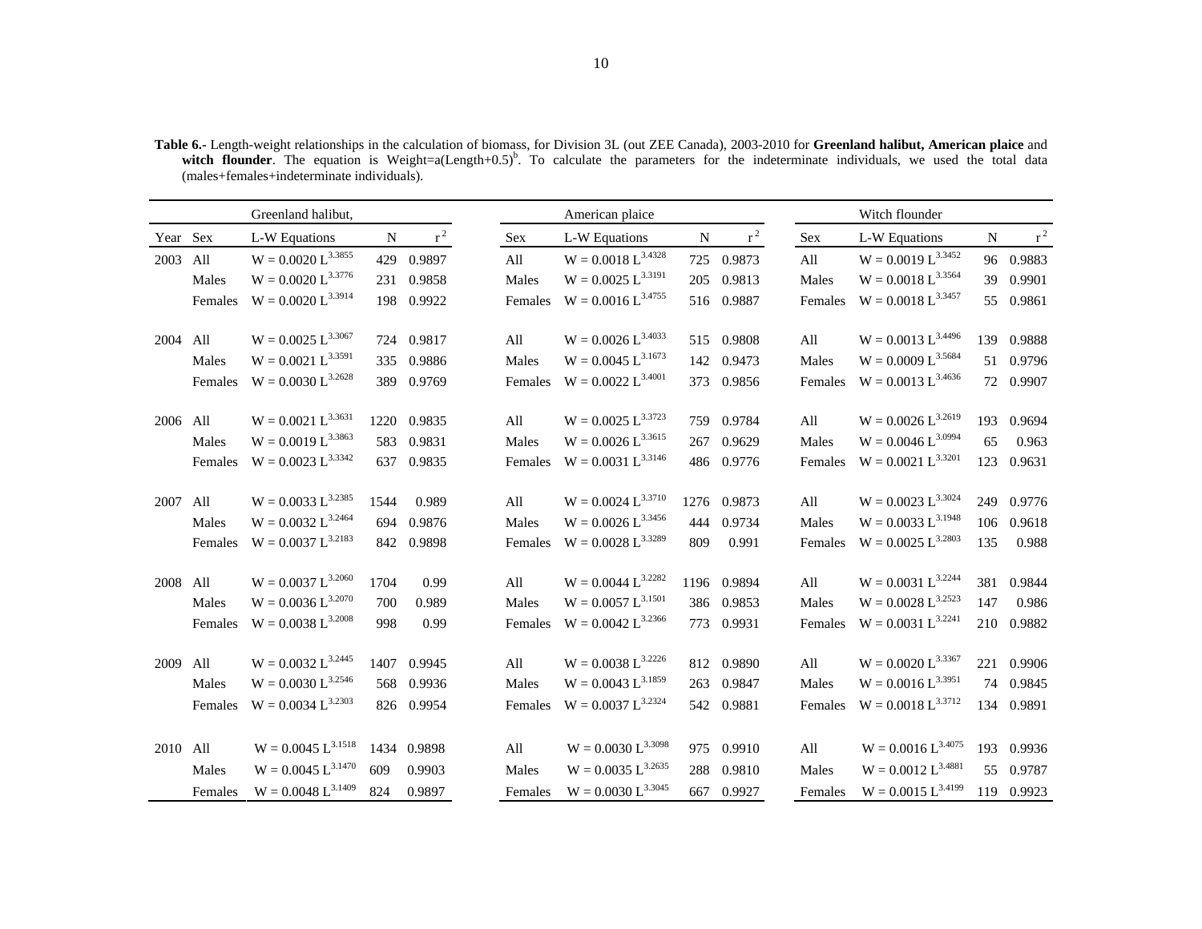**Table 6.-** Length-weight relationships in the calculation of biomass, for Division 3L (out ZEE Canada), 2003-2010 for **Greenland halibut, American plaice** and **witch flounder**. The equation is Weight=a(Length+0.5)$^b$. To calculate the parameters for the indeterminate individuals, we used the total data (males+females+indeterminate individuals).

| | | Greenland halibut, | | | American plaice | | | | Witch flounder | | | |
|---|---|---|---|---|---|---|---|---|---|---|---|---|
| Year | Sex | L-W Equations | N | $r^2$ | Sex | L-W Equations | N | $r^2$ | Sex | L-W Equations | N | $r^2$ |
| 2003 | All | $W = 0.0020\ L^{3.3855}$ | 429 | 0.9897 | All | $W = 0.0018\ L^{3.4328}$ | 725 | 0.9873 | All | $W = 0.0019\ L^{3.3452}$ | 96 | 0.9883 |
| | Males | $W = 0.0020\ L^{3.3776}$ | 231 | 0.9858 | Males | $W = 0.0025\ L^{3.3191}$ | 205 | 0.9813 | Males | $W = 0.0018\ L^{3.3564}$ | 39 | 0.9901 |
| | Females | $W = 0.0020\ L^{3.3914}$ | 198 | 0.9922 | Females | $W = 0.0016\ L^{3.4755}$ | 516 | 0.9887 | Females | $W = 0.0018\ L^{3.3457}$ | 55 | 0.9861 |
| 2004 | All | $W = 0.0025\ L^{3.3067}$ | 724 | 0.9817 | All | $W = 0.0026\ L^{3.4033}$ | 515 | 0.9808 | All | $W = 0.0013\ L^{3.4496}$ | 139 | 0.9888 |
| | Males | $W = 0.0021\ L^{3.3591}$ | 335 | 0.9886 | Males | $W = 0.0045\ L^{3.1673}$ | 142 | 0.9473 | Males | $W = 0.0009\ L^{3.5684}$ | 51 | 0.9796 |
| | Females | $W = 0.0030\ L^{3.2628}$ | 389 | 0.9769 | Females | $W = 0.0022\ L^{3.4001}$ | 373 | 0.9856 | Females | $W = 0.0013\ L^{3.4636}$ | 72 | 0.9907 |
| 2006 | All | $W = 0.0021\ L^{3.3631}$ | 1220 | 0.9835 | All | $W = 0.0025\ L^{3.3723}$ | 759 | 0.9784 | All | $W = 0.0026\ L^{3.2619}$ | 193 | 0.9694 |
| | Males | $W = 0.0019\ L^{3.3863}$ | 583 | 0.9831 | Males | $W = 0.0026\ L^{3.3615}$ | 267 | 0.9629 | Males | $W = 0.0046\ L^{3.0994}$ | 65 | 0.963 |
| | Females | $W = 0.0023\ L^{3.3342}$ | 637 | 0.9835 | Females | $W = 0.0031\ L^{3.3146}$ | 486 | 0.9776 | Females | $W = 0.0021\ L^{3.3201}$ | 123 | 0.9631 |
| 2007 | All | $W = 0.0033\ L^{3.2385}$ | 1544 | 0.989 | All | $W = 0.0024\ L^{3.3710}$ | 1276 | 0.9873 | All | $W = 0.0023\ L^{3.3024}$ | 249 | 0.9776 |
| | Males | $W = 0.0032\ L^{3.2464}$ | 694 | 0.9876 | Males | $W = 0.0026\ L^{3.3456}$ | 444 | 0.9734 | Males | $W = 0.0033\ L^{3.1948}$ | 106 | 0.9618 |
| | Females | $W = 0.0037\ L^{3.2183}$ | 842 | 0.9898 | Females | $W = 0.0028\ L^{3.3289}$ | 809 | 0.991 | Females | $W = 0.0025\ L^{3.2803}$ | 135 | 0.988 |
| 2008 | All | $W = 0.0037\ L^{3.2060}$ | 1704 | 0.99 | All | $W = 0.0044\ L^{3.2282}$ | 1196 | 0.9894 | All | $W = 0.0031\ L^{3.2244}$ | 381 | 0.9844 |
| | Males | $W = 0.0036\ L^{3.2070}$ | 700 | 0.989 | Males | $W = 0.0057\ L^{3.1501}$ | 386 | 0.9853 | Males | $W = 0.0028\ L^{3.2523}$ | 147 | 0.986 |
| | Females | $W = 0.0038\ L^{3.2008}$ | 998 | 0.99 | Females | $W = 0.0042\ L^{3.2366}$ | 773 | 0.9931 | Females | $W = 0.0031\ L^{3.2241}$ | 210 | 0.9882 |
| 2009 | All | $W = 0.0032\ L^{3.2445}$ | 1407 | 0.9945 | All | $W = 0.0038\ L^{3.2226}$ | 812 | 0.9890 | All | $W = 0.0020\ L^{3.3367}$ | 221 | 0.9906 |
| | Males | $W = 0.0030\ L^{3.2546}$ | 568 | 0.9936 | Males | $W = 0.0043\ L^{3.1859}$ | 263 | 0.9847 | Males | $W = 0.0016\ L^{3.3951}$ | 74 | 0.9845 |
| | Females | $W = 0.0034\ L^{3.2303}$ | 826 | 0.9954 | Females | $W = 0.0037\ L^{3.2324}$ | 542 | 0.9881 | Females | $W = 0.0018\ L^{3.3712}$ | 134 | 0.9891 |
| 2010 | All | $W = 0.0045\ L^{3.1518}$ | 1434 | 0.9898 | All | $W = 0.0030\ L^{3.3098}$ | 975 | 0.9910 | All | $W = 0.0016\ L^{3.4075}$ | 193 | 0.9936 |
| | Males | $W = 0.0045\ L^{3.1470}$ | 609 | 0.9903 | Males | $W = 0.0035\ L^{3.2635}$ | 288 | 0.9810 | Males | $W = 0.0012\ L^{3.4881}$ | 55 | 0.9787 |
| | Females | $W = 0.0048\ L^{3.1409}$ | 824 | 0.9897 | Females | $W = 0.0030\ L^{3.3045}$ | 667 | 0.9927 | Females | $W = 0.0015\ L^{3.4199}$ | 119 | 0.9923 |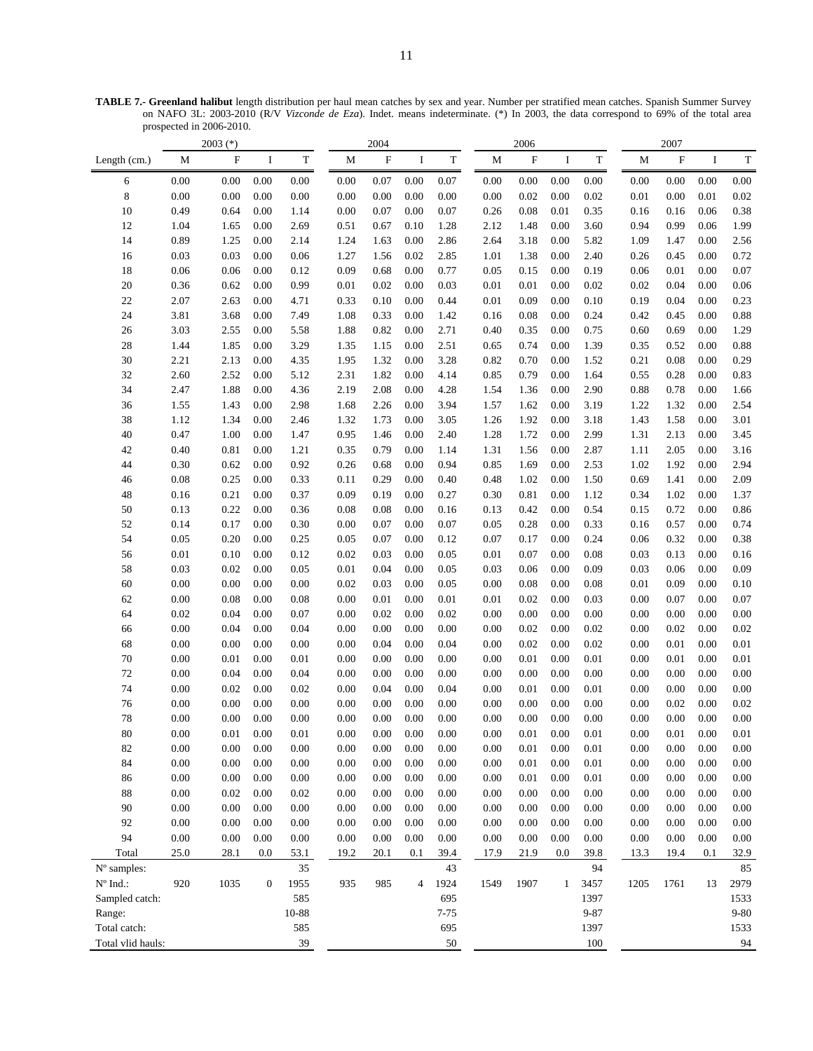**TABLE 7.- Greenland halibut** length distribution per haul mean catches by sex and year. Number per stratified mean catches. Spanish Summer Survey on NAFO 3L: 2003-2010 (R/V *Vizconde de Eza*). Indet. means indeterminate. (*) In 2003, the data correspond to 69% of the total area prospected in 2006-2010.

| | 2003 (*) | | | | 2004 | | | | 2006 | | | | 2007 | | | |
|---|---|---|---|---|---|---|---|---|---|---|---|---|---|---|---|---|
| Length (cm.) | M | F | I | T | M | F | I | T | M | F | I | T | M | F | I | T |
| 6 | 0.00 | 0.00 | 0.00 | 0.00 | 0.00 | 0.07 | 0.00 | 0.07 | 0.00 | 0.00 | 0.00 | 0.00 | 0.00 | 0.00 | 0.00 | 0.00 |
| 8 | 0.00 | 0.00 | 0.00 | 0.00 | 0.00 | 0.00 | 0.00 | 0.00 | 0.00 | 0.02 | 0.00 | 0.02 | 0.01 | 0.00 | 0.01 | 0.02 |
| 10 | 0.49 | 0.64 | 0.00 | 1.14 | 0.00 | 0.07 | 0.00 | 0.07 | 0.26 | 0.08 | 0.01 | 0.35 | 0.16 | 0.16 | 0.06 | 0.38 |
| 12 | 1.04 | 1.65 | 0.00 | 2.69 | 0.51 | 0.67 | 0.10 | 1.28 | 2.12 | 1.48 | 0.00 | 3.60 | 0.94 | 0.99 | 0.06 | 1.99 |
| 14 | 0.89 | 1.25 | 0.00 | 2.14 | 1.24 | 1.63 | 0.00 | 2.86 | 2.64 | 3.18 | 0.00 | 5.82 | 1.09 | 1.47 | 0.00 | 2.56 |
| 16 | 0.03 | 0.03 | 0.00 | 0.06 | 1.27 | 1.56 | 0.02 | 2.85 | 1.01 | 1.38 | 0.00 | 2.40 | 0.26 | 0.45 | 0.00 | 0.72 |
| 18 | 0.06 | 0.06 | 0.00 | 0.12 | 0.09 | 0.68 | 0.00 | 0.77 | 0.05 | 0.15 | 0.00 | 0.19 | 0.06 | 0.01 | 0.00 | 0.07 |
| 20 | 0.36 | 0.62 | 0.00 | 0.99 | 0.01 | 0.02 | 0.00 | 0.03 | 0.01 | 0.01 | 0.00 | 0.02 | 0.02 | 0.04 | 0.00 | 0.06 |
| 22 | 2.07 | 2.63 | 0.00 | 4.71 | 0.33 | 0.10 | 0.00 | 0.44 | 0.01 | 0.09 | 0.00 | 0.10 | 0.19 | 0.04 | 0.00 | 0.23 |
| 24 | 3.81 | 3.68 | 0.00 | 7.49 | 1.08 | 0.33 | 0.00 | 1.42 | 0.16 | 0.08 | 0.00 | 0.24 | 0.42 | 0.45 | 0.00 | 0.88 |
| 26 | 3.03 | 2.55 | 0.00 | 5.58 | 1.88 | 0.82 | 0.00 | 2.71 | 0.40 | 0.35 | 0.00 | 0.75 | 0.60 | 0.69 | 0.00 | 1.29 |
| 28 | 1.44 | 1.85 | 0.00 | 3.29 | 1.35 | 1.15 | 0.00 | 2.51 | 0.65 | 0.74 | 0.00 | 1.39 | 0.35 | 0.52 | 0.00 | 0.88 |
| 30 | 2.21 | 2.13 | 0.00 | 4.35 | 1.95 | 1.32 | 0.00 | 3.28 | 0.82 | 0.70 | 0.00 | 1.52 | 0.21 | 0.08 | 0.00 | 0.29 |
| 32 | 2.60 | 2.52 | 0.00 | 5.12 | 2.31 | 1.82 | 0.00 | 4.14 | 0.85 | 0.79 | 0.00 | 1.64 | 0.55 | 0.28 | 0.00 | 0.83 |
| 34 | 2.47 | 1.88 | 0.00 | 4.36 | 2.19 | 2.08 | 0.00 | 4.28 | 1.54 | 1.36 | 0.00 | 2.90 | 0.88 | 0.78 | 0.00 | 1.66 |
| 36 | 1.55 | 1.43 | 0.00 | 2.98 | 1.68 | 2.26 | 0.00 | 3.94 | 1.57 | 1.62 | 0.00 | 3.19 | 1.22 | 1.32 | 0.00 | 2.54 |
| 38 | 1.12 | 1.34 | 0.00 | 2.46 | 1.32 | 1.73 | 0.00 | 3.05 | 1.26 | 1.92 | 0.00 | 3.18 | 1.43 | 1.58 | 0.00 | 3.01 |
| 40 | 0.47 | 1.00 | 0.00 | 1.47 | 0.95 | 1.46 | 0.00 | 2.40 | 1.28 | 1.72 | 0.00 | 2.99 | 1.31 | 2.13 | 0.00 | 3.45 |
| 42 | 0.40 | 0.81 | 0.00 | 1.21 | 0.35 | 0.79 | 0.00 | 1.14 | 1.31 | 1.56 | 0.00 | 2.87 | 1.11 | 2.05 | 0.00 | 3.16 |
| 44 | 0.30 | 0.62 | 0.00 | 0.92 | 0.26 | 0.68 | 0.00 | 0.94 | 0.85 | 1.69 | 0.00 | 2.53 | 1.02 | 1.92 | 0.00 | 2.94 |
| 46 | 0.08 | 0.25 | 0.00 | 0.33 | 0.11 | 0.29 | 0.00 | 0.40 | 0.48 | 1.02 | 0.00 | 1.50 | 0.69 | 1.41 | 0.00 | 2.09 |
| 48 | 0.16 | 0.21 | 0.00 | 0.37 | 0.09 | 0.19 | 0.00 | 0.27 | 0.30 | 0.81 | 0.00 | 1.12 | 0.34 | 1.02 | 0.00 | 1.37 |
| 50 | 0.13 | 0.22 | 0.00 | 0.36 | 0.08 | 0.08 | 0.00 | 0.16 | 0.13 | 0.42 | 0.00 | 0.54 | 0.15 | 0.72 | 0.00 | 0.86 |
| 52 | 0.14 | 0.17 | 0.00 | 0.30 | 0.00 | 0.07 | 0.00 | 0.07 | 0.05 | 0.28 | 0.00 | 0.33 | 0.16 | 0.57 | 0.00 | 0.74 |
| 54 | 0.05 | 0.20 | 0.00 | 0.25 | 0.05 | 0.07 | 0.00 | 0.12 | 0.07 | 0.17 | 0.00 | 0.24 | 0.06 | 0.32 | 0.00 | 0.38 |
| 56 | 0.01 | 0.10 | 0.00 | 0.12 | 0.02 | 0.03 | 0.00 | 0.05 | 0.01 | 0.07 | 0.00 | 0.08 | 0.03 | 0.13 | 0.00 | 0.16 |
| 58 | 0.03 | 0.02 | 0.00 | 0.05 | 0.01 | 0.04 | 0.00 | 0.05 | 0.03 | 0.06 | 0.00 | 0.09 | 0.03 | 0.06 | 0.00 | 0.09 |
| 60 | 0.00 | 0.00 | 0.00 | 0.00 | 0.02 | 0.03 | 0.00 | 0.05 | 0.00 | 0.08 | 0.00 | 0.08 | 0.01 | 0.09 | 0.00 | 0.10 |
| 62 | 0.00 | 0.08 | 0.00 | 0.08 | 0.00 | 0.01 | 0.00 | 0.01 | 0.01 | 0.02 | 0.00 | 0.03 | 0.00 | 0.07 | 0.00 | 0.07 |
| 64 | 0.02 | 0.04 | 0.00 | 0.07 | 0.00 | 0.02 | 0.00 | 0.02 | 0.00 | 0.00 | 0.00 | 0.00 | 0.00 | 0.00 | 0.00 | 0.00 |
| 66 | 0.00 | 0.04 | 0.00 | 0.04 | 0.00 | 0.00 | 0.00 | 0.00 | 0.00 | 0.02 | 0.00 | 0.02 | 0.00 | 0.02 | 0.00 | 0.02 |
| 68 | 0.00 | 0.00 | 0.00 | 0.00 | 0.00 | 0.04 | 0.00 | 0.04 | 0.00 | 0.02 | 0.00 | 0.02 | 0.00 | 0.01 | 0.00 | 0.01 |
| 70 | 0.00 | 0.01 | 0.00 | 0.01 | 0.00 | 0.00 | 0.00 | 0.00 | 0.00 | 0.01 | 0.00 | 0.01 | 0.00 | 0.01 | 0.00 | 0.01 |
| 72 | 0.00 | 0.04 | 0.00 | 0.04 | 0.00 | 0.00 | 0.00 | 0.00 | 0.00 | 0.00 | 0.00 | 0.00 | 0.00 | 0.00 | 0.00 | 0.00 |
| 74 | 0.00 | 0.02 | 0.00 | 0.02 | 0.00 | 0.04 | 0.00 | 0.04 | 0.00 | 0.01 | 0.00 | 0.01 | 0.00 | 0.00 | 0.00 | 0.00 |
| 76 | 0.00 | 0.00 | 0.00 | 0.00 | 0.00 | 0.00 | 0.00 | 0.00 | 0.00 | 0.00 | 0.00 | 0.00 | 0.00 | 0.02 | 0.00 | 0.02 |
| 78 | 0.00 | 0.00 | 0.00 | 0.00 | 0.00 | 0.00 | 0.00 | 0.00 | 0.00 | 0.00 | 0.00 | 0.00 | 0.00 | 0.00 | 0.00 | 0.00 |
| 80 | 0.00 | 0.01 | 0.00 | 0.01 | 0.00 | 0.00 | 0.00 | 0.00 | 0.00 | 0.01 | 0.00 | 0.01 | 0.00 | 0.01 | 0.00 | 0.01 |
| 82 | 0.00 | 0.00 | 0.00 | 0.00 | 0.00 | 0.00 | 0.00 | 0.00 | 0.00 | 0.01 | 0.00 | 0.01 | 0.00 | 0.00 | 0.00 | 0.00 |
| 84 | 0.00 | 0.00 | 0.00 | 0.00 | 0.00 | 0.00 | 0.00 | 0.00 | 0.00 | 0.01 | 0.00 | 0.01 | 0.00 | 0.00 | 0.00 | 0.00 |
| 86 | 0.00 | 0.00 | 0.00 | 0.00 | 0.00 | 0.00 | 0.00 | 0.00 | 0.00 | 0.01 | 0.00 | 0.01 | 0.00 | 0.00 | 0.00 | 0.00 |
| 88 | 0.00 | 0.02 | 0.00 | 0.02 | 0.00 | 0.00 | 0.00 | 0.00 | 0.00 | 0.00 | 0.00 | 0.00 | 0.00 | 0.00 | 0.00 | 0.00 |
| 90 | 0.00 | 0.00 | 0.00 | 0.00 | 0.00 | 0.00 | 0.00 | 0.00 | 0.00 | 0.00 | 0.00 | 0.00 | 0.00 | 0.00 | 0.00 | 0.00 |
| 92 | 0.00 | 0.00 | 0.00 | 0.00 | 0.00 | 0.00 | 0.00 | 0.00 | 0.00 | 0.00 | 0.00 | 0.00 | 0.00 | 0.00 | 0.00 | 0.00 |
| 94 | 0.00 | 0.00 | 0.00 | 0.00 | 0.00 | 0.00 | 0.00 | 0.00 | 0.00 | 0.00 | 0.00 | 0.00 | 0.00 | 0.00 | 0.00 | 0.00 |
| Total | 25.0 | 28.1 | 0.0 | 53.1 | 19.2 | 20.1 | 0.1 | 39.4 | 17.9 | 21.9 | 0.0 | 39.8 | 13.3 | 19.4 | 0.1 | 32.9 |
| Nº samples: | | | | 35 | | | | 43 | | | | 94 | | | | 85 |
| Nº Ind.: | 920 | 1035 | 0 | 1955 | 935 | 985 | 4 | 1924 | 1549 | 1907 | 1 | 3457 | 1205 | 1761 | 13 | 2979 |
| Sampled catch: | | | | 585 | | | | 695 | | | | 1397 | | | | 1533 |
| Range: | | | | 10-88 | | | | 7-75 | | | | 9-87 | | | | 9-80 |
| Total catch: | | | | 585 | | | | 695 | | | | 1397 | | | | 1533 |
| Total vlid hauls: | | | | 39 | | | | 50 | | | | 100 | | | | 94 |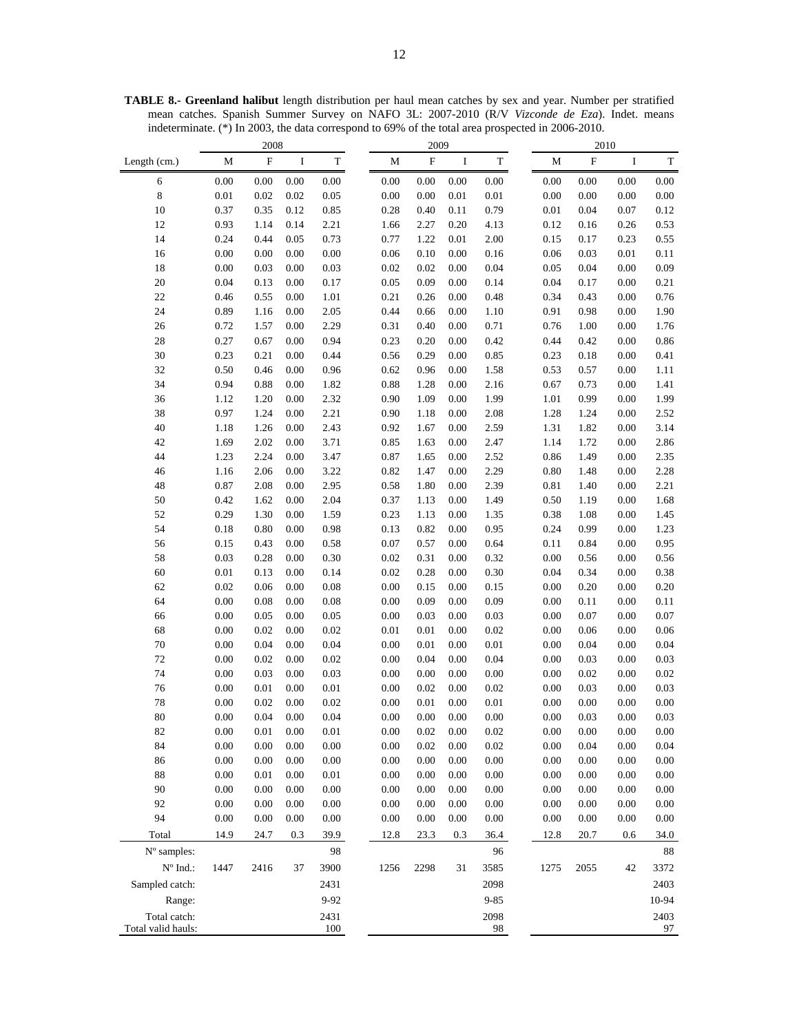**TABLE 8.- Greenland halibut** length distribution per haul mean catches by sex and year. Number per stratified mean catches. Spanish Summer Survey on NAFO 3L: 2007-2010 (R/V *Vizconde de Eza*). Indet. means indeterminate. (*) In 2003, the data correspond to 69% of the total area prospected in 2006-2010.

| | 2008 | | | | 2009 | | | | 2010 | | | |
|---|---|---|---|---|---|---|---|---|---|---|---|---|
| Length (cm.) | M | F | I | T | M | F | I | T | M | F | I | T |
| 6 | 0.00 | 0.00 | 0.00 | 0.00 | 0.00 | 0.00 | 0.00 | 0.00 | 0.00 | 0.00 | 0.00 | 0.00 |
| 8 | 0.01 | 0.02 | 0.02 | 0.05 | 0.00 | 0.00 | 0.01 | 0.01 | 0.00 | 0.00 | 0.00 | 0.00 |
| 10 | 0.37 | 0.35 | 0.12 | 0.85 | 0.28 | 0.40 | 0.11 | 0.79 | 0.01 | 0.04 | 0.07 | 0.12 |
| 12 | 0.93 | 1.14 | 0.14 | 2.21 | 1.66 | 2.27 | 0.20 | 4.13 | 0.12 | 0.16 | 0.26 | 0.53 |
| 14 | 0.24 | 0.44 | 0.05 | 0.73 | 0.77 | 1.22 | 0.01 | 2.00 | 0.15 | 0.17 | 0.23 | 0.55 |
| 16 | 0.00 | 0.00 | 0.00 | 0.00 | 0.06 | 0.10 | 0.00 | 0.16 | 0.06 | 0.03 | 0.01 | 0.11 |
| 18 | 0.00 | 0.03 | 0.00 | 0.03 | 0.02 | 0.02 | 0.00 | 0.04 | 0.05 | 0.04 | 0.00 | 0.09 |
| 20 | 0.04 | 0.13 | 0.00 | 0.17 | 0.05 | 0.09 | 0.00 | 0.14 | 0.04 | 0.17 | 0.00 | 0.21 |
| 22 | 0.46 | 0.55 | 0.00 | 1.01 | 0.21 | 0.26 | 0.00 | 0.48 | 0.34 | 0.43 | 0.00 | 0.76 |
| 24 | 0.89 | 1.16 | 0.00 | 2.05 | 0.44 | 0.66 | 0.00 | 1.10 | 0.91 | 0.98 | 0.00 | 1.90 |
| 26 | 0.72 | 1.57 | 0.00 | 2.29 | 0.31 | 0.40 | 0.00 | 0.71 | 0.76 | 1.00 | 0.00 | 1.76 |
| 28 | 0.27 | 0.67 | 0.00 | 0.94 | 0.23 | 0.20 | 0.00 | 0.42 | 0.44 | 0.42 | 0.00 | 0.86 |
| 30 | 0.23 | 0.21 | 0.00 | 0.44 | 0.56 | 0.29 | 0.00 | 0.85 | 0.23 | 0.18 | 0.00 | 0.41 |
| 32 | 0.50 | 0.46 | 0.00 | 0.96 | 0.62 | 0.96 | 0.00 | 1.58 | 0.53 | 0.57 | 0.00 | 1.11 |
| 34 | 0.94 | 0.88 | 0.00 | 1.82 | 0.88 | 1.28 | 0.00 | 2.16 | 0.67 | 0.73 | 0.00 | 1.41 |
| 36 | 1.12 | 1.20 | 0.00 | 2.32 | 0.90 | 1.09 | 0.00 | 1.99 | 1.01 | 0.99 | 0.00 | 1.99 |
| 38 | 0.97 | 1.24 | 0.00 | 2.21 | 0.90 | 1.18 | 0.00 | 2.08 | 1.28 | 1.24 | 0.00 | 2.52 |
| 40 | 1.18 | 1.26 | 0.00 | 2.43 | 0.92 | 1.67 | 0.00 | 2.59 | 1.31 | 1.82 | 0.00 | 3.14 |
| 42 | 1.69 | 2.02 | 0.00 | 3.71 | 0.85 | 1.63 | 0.00 | 2.47 | 1.14 | 1.72 | 0.00 | 2.86 |
| 44 | 1.23 | 2.24 | 0.00 | 3.47 | 0.87 | 1.65 | 0.00 | 2.52 | 0.86 | 1.49 | 0.00 | 2.35 |
| 46 | 1.16 | 2.06 | 0.00 | 3.22 | 0.82 | 1.47 | 0.00 | 2.29 | 0.80 | 1.48 | 0.00 | 2.28 |
| 48 | 0.87 | 2.08 | 0.00 | 2.95 | 0.58 | 1.80 | 0.00 | 2.39 | 0.81 | 1.40 | 0.00 | 2.21 |
| 50 | 0.42 | 1.62 | 0.00 | 2.04 | 0.37 | 1.13 | 0.00 | 1.49 | 0.50 | 1.19 | 0.00 | 1.68 |
| 52 | 0.29 | 1.30 | 0.00 | 1.59 | 0.23 | 1.13 | 0.00 | 1.35 | 0.38 | 1.08 | 0.00 | 1.45 |
| 54 | 0.18 | 0.80 | 0.00 | 0.98 | 0.13 | 0.82 | 0.00 | 0.95 | 0.24 | 0.99 | 0.00 | 1.23 |
| 56 | 0.15 | 0.43 | 0.00 | 0.58 | 0.07 | 0.57 | 0.00 | 0.64 | 0.11 | 0.84 | 0.00 | 0.95 |
| 58 | 0.03 | 0.28 | 0.00 | 0.30 | 0.02 | 0.31 | 0.00 | 0.32 | 0.00 | 0.56 | 0.00 | 0.56 |
| 60 | 0.01 | 0.13 | 0.00 | 0.14 | 0.02 | 0.28 | 0.00 | 0.30 | 0.04 | 0.34 | 0.00 | 0.38 |
| 62 | 0.02 | 0.06 | 0.00 | 0.08 | 0.00 | 0.15 | 0.00 | 0.15 | 0.00 | 0.20 | 0.00 | 0.20 |
| 64 | 0.00 | 0.08 | 0.00 | 0.08 | 0.00 | 0.09 | 0.00 | 0.09 | 0.00 | 0.11 | 0.00 | 0.11 |
| 66 | 0.00 | 0.05 | 0.00 | 0.05 | 0.00 | 0.03 | 0.00 | 0.03 | 0.00 | 0.07 | 0.00 | 0.07 |
| 68 | 0.00 | 0.02 | 0.00 | 0.02 | 0.01 | 0.01 | 0.00 | 0.02 | 0.00 | 0.06 | 0.00 | 0.06 |
| 70 | 0.00 | 0.04 | 0.00 | 0.04 | 0.00 | 0.01 | 0.00 | 0.01 | 0.00 | 0.04 | 0.00 | 0.04 |
| 72 | 0.00 | 0.02 | 0.00 | 0.02 | 0.00 | 0.04 | 0.00 | 0.04 | 0.00 | 0.03 | 0.00 | 0.03 |
| 74 | 0.00 | 0.03 | 0.00 | 0.03 | 0.00 | 0.00 | 0.00 | 0.00 | 0.00 | 0.02 | 0.00 | 0.02 |
| 76 | 0.00 | 0.01 | 0.00 | 0.01 | 0.00 | 0.02 | 0.00 | 0.02 | 0.00 | 0.03 | 0.00 | 0.03 |
| 78 | 0.00 | 0.02 | 0.00 | 0.02 | 0.00 | 0.01 | 0.00 | 0.01 | 0.00 | 0.00 | 0.00 | 0.00 |
| 80 | 0.00 | 0.04 | 0.00 | 0.04 | 0.00 | 0.00 | 0.00 | 0.00 | 0.00 | 0.03 | 0.00 | 0.03 |
| 82 | 0.00 | 0.01 | 0.00 | 0.01 | 0.00 | 0.02 | 0.00 | 0.02 | 0.00 | 0.00 | 0.00 | 0.00 |
| 84 | 0.00 | 0.00 | 0.00 | 0.00 | 0.00 | 0.02 | 0.00 | 0.02 | 0.00 | 0.04 | 0.00 | 0.04 |
| 86 | 0.00 | 0.00 | 0.00 | 0.00 | 0.00 | 0.00 | 0.00 | 0.00 | 0.00 | 0.00 | 0.00 | 0.00 |
| 88 | 0.00 | 0.01 | 0.00 | 0.01 | 0.00 | 0.00 | 0.00 | 0.00 | 0.00 | 0.00 | 0.00 | 0.00 |
| 90 | 0.00 | 0.00 | 0.00 | 0.00 | 0.00 | 0.00 | 0.00 | 0.00 | 0.00 | 0.00 | 0.00 | 0.00 |
| 92 | 0.00 | 0.00 | 0.00 | 0.00 | 0.00 | 0.00 | 0.00 | 0.00 | 0.00 | 0.00 | 0.00 | 0.00 |
| 94 | 0.00 | 0.00 | 0.00 | 0.00 | 0.00 | 0.00 | 0.00 | 0.00 | 0.00 | 0.00 | 0.00 | 0.00 |
| Total | 14.9 | 24.7 | 0.3 | 39.9 | 12.8 | 23.3 | 0.3 | 36.4 | 12.8 | 20.7 | 0.6 | 34.0 |
| Nº samples: | | | | 98 | | | | 96 | | | | 88 |
| Nº Ind.: | 1447 | 2416 | 37 | 3900 | 1256 | 2298 | 31 | 3585 | 1275 | 2055 | 42 | 3372 |
| Sampled catch: | | | | 2431 | | | | 2098 | | | | 2403 |
| Range: | | | | 9-92 | | | | 9-85 | | | | 10-94 |
| Total catch: | | | | 2431 | | | | 2098 | | | | 2403 |
| Total valid hauls: | | | | 100 | | | | 98 | | | | 97 |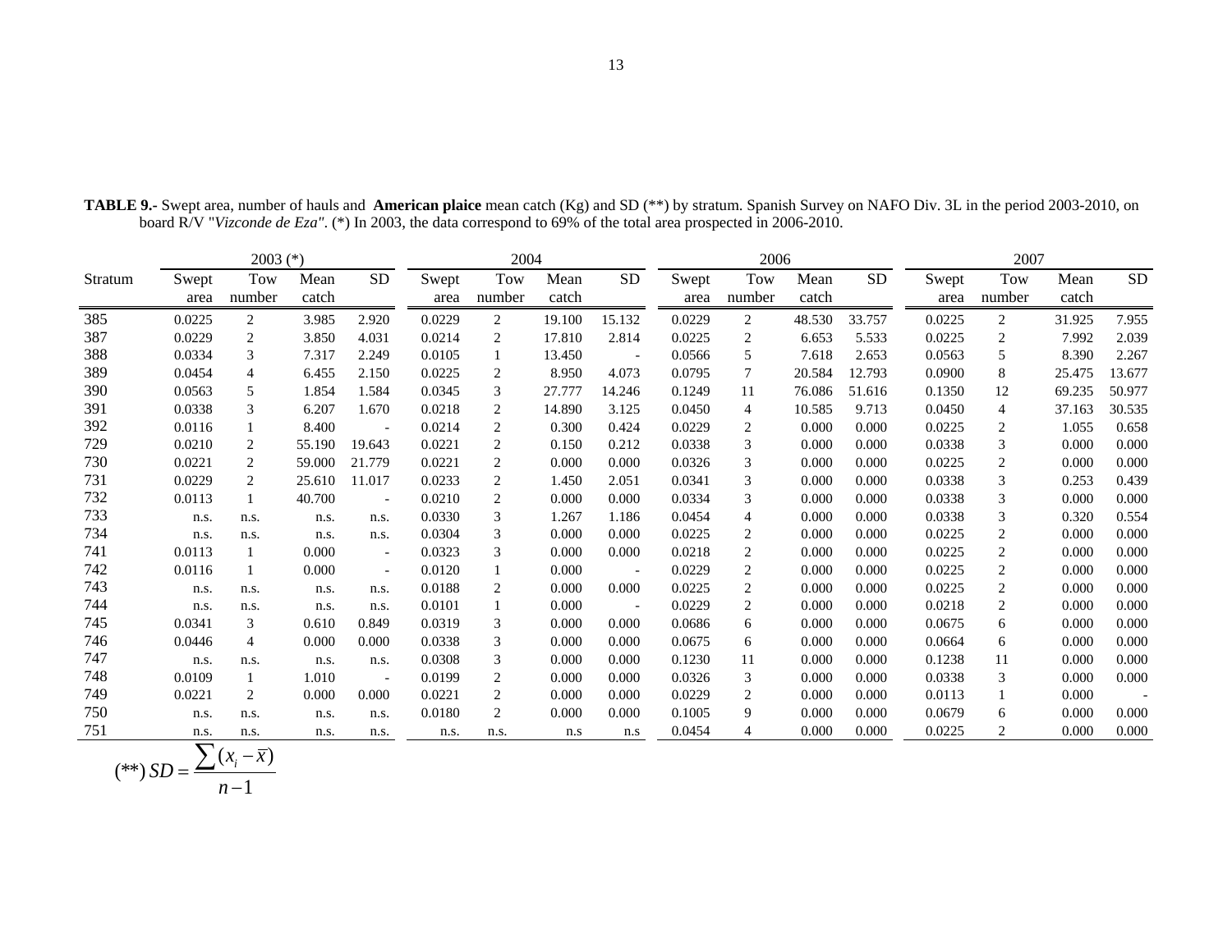**TABLE 9.-** Swept area, number of hauls and **American plaice** mean catch (Kg) and SD (**) by stratum. Spanish Survey on NAFO Div. 3L in the period 2003-2010, on board R/V "*Vizconde de Eza*". (*) In 2003, the data correspond to 69% of the total area prospected in 2006-2010.

| | 2003 (*) | | | | 2004 | | | | 2006 | | | | 2007 | | | |
|---|---|---|---|---|---|---|---|---|---|---|---|---|---|---|---|---|
| Stratum | Swept area | Tow number | Mean catch | SD | Swept area | Tow number | Mean catch | SD | Swept area | Tow number | Mean catch | SD | Swept area | Tow number | Mean catch | SD |
| 385 | 0.0225 | 2 | 3.985 | 2.920 | 0.0229 | 2 | 19.100 | 15.132 | 0.0229 | 2 | 48.530 | 33.757 | 0.0225 | 2 | 31.925 | 7.955 |
| 387 | 0.0229 | 2 | 3.850 | 4.031 | 0.0214 | 2 | 17.810 | 2.814 | 0.0225 | 2 | 6.653 | 5.533 | 0.0225 | 2 | 7.992 | 2.039 |
| 388 | 0.0334 | 3 | 7.317 | 2.249 | 0.0105 | 1 | 13.450 | - | 0.0566 | 5 | 7.618 | 2.653 | 0.0563 | 5 | 8.390 | 2.267 |
| 389 | 0.0454 | 4 | 6.455 | 2.150 | 0.0225 | 2 | 8.950 | 4.073 | 0.0795 | 7 | 20.584 | 12.793 | 0.0900 | 8 | 25.475 | 13.677 |
| 390 | 0.0563 | 5 | 1.854 | 1.584 | 0.0345 | 3 | 27.777 | 14.246 | 0.1249 | 11 | 76.086 | 51.616 | 0.1350 | 12 | 69.235 | 50.977 |
| 391 | 0.0338 | 3 | 6.207 | 1.670 | 0.0218 | 2 | 14.890 | 3.125 | 0.0450 | 4 | 10.585 | 9.713 | 0.0450 | 4 | 37.163 | 30.535 |
| 392 | 0.0116 | 1 | 8.400 | - | 0.0214 | 2 | 0.300 | 0.424 | 0.0229 | 2 | 0.000 | 0.000 | 0.0225 | 2 | 1.055 | 0.658 |
| 729 | 0.0210 | 2 | 55.190 | 19.643 | 0.0221 | 2 | 0.150 | 0.212 | 0.0338 | 3 | 0.000 | 0.000 | 0.0338 | 3 | 0.000 | 0.000 |
| 730 | 0.0221 | 2 | 59.000 | 21.779 | 0.0221 | 2 | 0.000 | 0.000 | 0.0326 | 3 | 0.000 | 0.000 | 0.0225 | 2 | 0.000 | 0.000 |
| 731 | 0.0229 | 2 | 25.610 | 11.017 | 0.0233 | 2 | 1.450 | 2.051 | 0.0341 | 3 | 0.000 | 0.000 | 0.0338 | 3 | 0.253 | 0.439 |
| 732 | 0.0113 | 1 | 40.700 | - | 0.0210 | 2 | 0.000 | 0.000 | 0.0334 | 3 | 0.000 | 0.000 | 0.0338 | 3 | 0.000 | 0.000 |
| 733 | n.s. | n.s. | n.s. | n.s. | 0.0330 | 3 | 1.267 | 1.186 | 0.0454 | 4 | 0.000 | 0.000 | 0.0338 | 3 | 0.320 | 0.554 |
| 734 | n.s. | n.s. | n.s. | n.s. | 0.0304 | 3 | 0.000 | 0.000 | 0.0225 | 2 | 0.000 | 0.000 | 0.0225 | 2 | 0.000 | 0.000 |
| 741 | 0.0113 | 1 | 0.000 | - | 0.0323 | 3 | 0.000 | 0.000 | 0.0218 | 2 | 0.000 | 0.000 | 0.0225 | 2 | 0.000 | 0.000 |
| 742 | 0.0116 | 1 | 0.000 | - | 0.0120 | 1 | 0.000 | - | 0.0229 | 2 | 0.000 | 0.000 | 0.0225 | 2 | 0.000 | 0.000 |
| 743 | n.s. | n.s. | n.s. | n.s. | 0.0188 | 2 | 0.000 | 0.000 | 0.0225 | 2 | 0.000 | 0.000 | 0.0225 | 2 | 0.000 | 0.000 |
| 744 | n.s. | n.s. | n.s. | n.s. | 0.0101 | 1 | 0.000 | - | 0.0229 | 2 | 0.000 | 0.000 | 0.0218 | 2 | 0.000 | 0.000 |
| 745 | 0.0341 | 3 | 0.610 | 0.849 | 0.0319 | 3 | 0.000 | 0.000 | 0.0686 | 6 | 0.000 | 0.000 | 0.0675 | 6 | 0.000 | 0.000 |
| 746 | 0.0446 | 4 | 0.000 | 0.000 | 0.0338 | 3 | 0.000 | 0.000 | 0.0675 | 6 | 0.000 | 0.000 | 0.0664 | 6 | 0.000 | 0.000 |
| 747 | n.s. | n.s. | n.s. | n.s. | 0.0308 | 3 | 0.000 | 0.000 | 0.1230 | 11 | 0.000 | 0.000 | 0.1238 | 11 | 0.000 | 0.000 |
| 748 | 0.0109 | 1 | 1.010 | - | 0.0199 | 2 | 0.000 | 0.000 | 0.0326 | 3 | 0.000 | 0.000 | 0.0338 | 3 | 0.000 | 0.000 |
| 749 | 0.0221 | 2 | 0.000 | 0.000 | 0.0221 | 2 | 0.000 | 0.000 | 0.0229 | 2 | 0.000 | 0.000 | 0.0113 | 1 | 0.000 | - |
| 750 | n.s. | n.s. | n.s. | n.s. | 0.0180 | 2 | 0.000 | 0.000 | 0.1005 | 9 | 0.000 | 0.000 | 0.0679 | 6 | 0.000 | 0.000 |
| 751 | n.s. | n.s. | n.s. | n.s. | n.s. | n.s. | n.s | n.s | 0.0454 | 4 | 0.000 | 0.000 | 0.0225 | 2 | 0.000 | 0.000 |

$$(**)\ SD = \frac{\sum (x_i - \overline{x})}{n-1}$$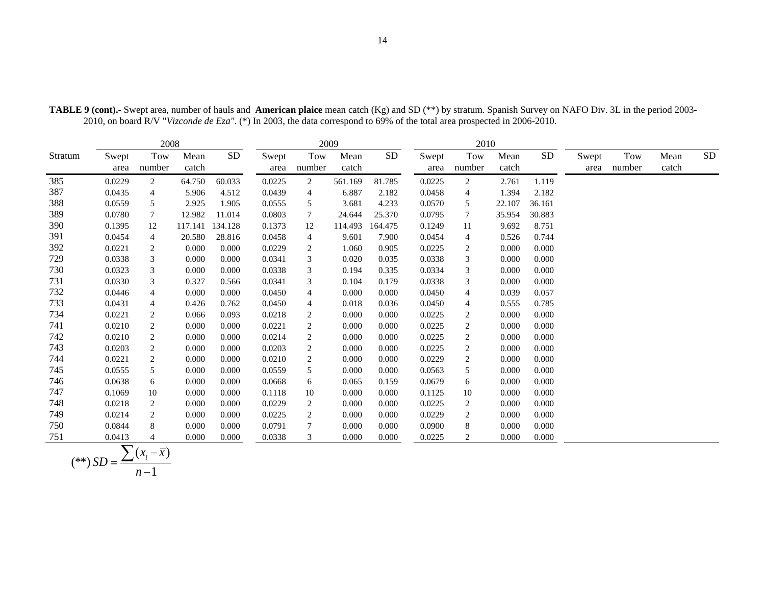**TABLE 9 (cont).-** Swept area, number of hauls and **American plaice** mean catch (Kg) and SD (**) by stratum. Spanish Survey on NAFO Div. 3L in the period 2003-2010, on board R/V "*Vizconde de Eza"*. (*) In 2003, the data correspond to 69% of the total area prospected in 2006-2010.

| | 2008 | | | | 2009 | | | | 2010 | | | | | | | |
|---|---|---|---|---|---|---|---|---|---|---|---|---|---|---|---|---|
| Stratum | Swept area | Tow number | Mean catch | SD | Swept area | Tow number | Mean catch | SD | Swept area | Tow number | Mean catch | SD | Swept area | Tow number | Mean catch | SD |
| 385 | 0.0229 | 2 | 64.750 | 60.033 | 0.0225 | 2 | 561.169 | 81.785 | 0.0225 | 2 | 2.761 | 1.119 | | | | |
| 387 | 0.0435 | 4 | 5.906 | 4.512 | 0.0439 | 4 | 6.887 | 2.182 | 0.0458 | 4 | 1.394 | 2.182 | | | | |
| 388 | 0.0559 | 5 | 2.925 | 1.905 | 0.0555 | 5 | 3.681 | 4.233 | 0.0570 | 5 | 22.107 | 36.161 | | | | |
| 389 | 0.0780 | 7 | 12.982 | 11.014 | 0.0803 | 7 | 24.644 | 25.370 | 0.0795 | 7 | 35.954 | 30.883 | | | | |
| 390 | 0.1395 | 12 | 117.141 | 134.128 | 0.1373 | 12 | 114.493 | 164.475 | 0.1249 | 11 | 9.692 | 8.751 | | | | |
| 391 | 0.0454 | 4 | 20.580 | 28.816 | 0.0458 | 4 | 9.601 | 7.900 | 0.0454 | 4 | 0.526 | 0.744 | | | | |
| 392 | 0.0221 | 2 | 0.000 | 0.000 | 0.0229 | 2 | 1.060 | 0.905 | 0.0225 | 2 | 0.000 | 0.000 | | | | |
| 729 | 0.0338 | 3 | 0.000 | 0.000 | 0.0341 | 3 | 0.020 | 0.035 | 0.0338 | 3 | 0.000 | 0.000 | | | | |
| 730 | 0.0323 | 3 | 0.000 | 0.000 | 0.0338 | 3 | 0.194 | 0.335 | 0.0334 | 3 | 0.000 | 0.000 | | | | |
| 731 | 0.0330 | 3 | 0.327 | 0.566 | 0.0341 | 3 | 0.104 | 0.179 | 0.0338 | 3 | 0.000 | 0.000 | | | | |
| 732 | 0.0446 | 4 | 0.000 | 0.000 | 0.0450 | 4 | 0.000 | 0.000 | 0.0450 | 4 | 0.039 | 0.057 | | | | |
| 733 | 0.0431 | 4 | 0.426 | 0.762 | 0.0450 | 4 | 0.018 | 0.036 | 0.0450 | 4 | 0.555 | 0.785 | | | | |
| 734 | 0.0221 | 2 | 0.066 | 0.093 | 0.0218 | 2 | 0.000 | 0.000 | 0.0225 | 2 | 0.000 | 0.000 | | | | |
| 741 | 0.0210 | 2 | 0.000 | 0.000 | 0.0221 | 2 | 0.000 | 0.000 | 0.0225 | 2 | 0.000 | 0.000 | | | | |
| 742 | 0.0210 | 2 | 0.000 | 0.000 | 0.0214 | 2 | 0.000 | 0.000 | 0.0225 | 2 | 0.000 | 0.000 | | | | |
| 743 | 0.0203 | 2 | 0.000 | 0.000 | 0.0203 | 2 | 0.000 | 0.000 | 0.0225 | 2 | 0.000 | 0.000 | | | | |
| 744 | 0.0221 | 2 | 0.000 | 0.000 | 0.0210 | 2 | 0.000 | 0.000 | 0.0229 | 2 | 0.000 | 0.000 | | | | |
| 745 | 0.0555 | 5 | 0.000 | 0.000 | 0.0559 | 5 | 0.000 | 0.000 | 0.0563 | 5 | 0.000 | 0.000 | | | | |
| 746 | 0.0638 | 6 | 0.000 | 0.000 | 0.0668 | 6 | 0.065 | 0.159 | 0.0679 | 6 | 0.000 | 0.000 | | | | |
| 747 | 0.1069 | 10 | 0.000 | 0.000 | 0.1118 | 10 | 0.000 | 0.000 | 0.1125 | 10 | 0.000 | 0.000 | | | | |
| 748 | 0.0218 | 2 | 0.000 | 0.000 | 0.0229 | 2 | 0.000 | 0.000 | 0.0225 | 2 | 0.000 | 0.000 | | | | |
| 749 | 0.0214 | 2 | 0.000 | 0.000 | 0.0225 | 2 | 0.000 | 0.000 | 0.0229 | 2 | 0.000 | 0.000 | | | | |
| 750 | 0.0844 | 8 | 0.000 | 0.000 | 0.0791 | 7 | 0.000 | 0.000 | 0.0900 | 8 | 0.000 | 0.000 | | | | |
| 751 | 0.0413 | 4 | 0.000 | 0.000 | 0.0338 | 3 | 0.000 | 0.000 | 0.0225 | 2 | 0.000 | 0.000 | | | | |

$$(^{**})\ SD = \frac{\sum (x_i - \bar{x})}{n-1}$$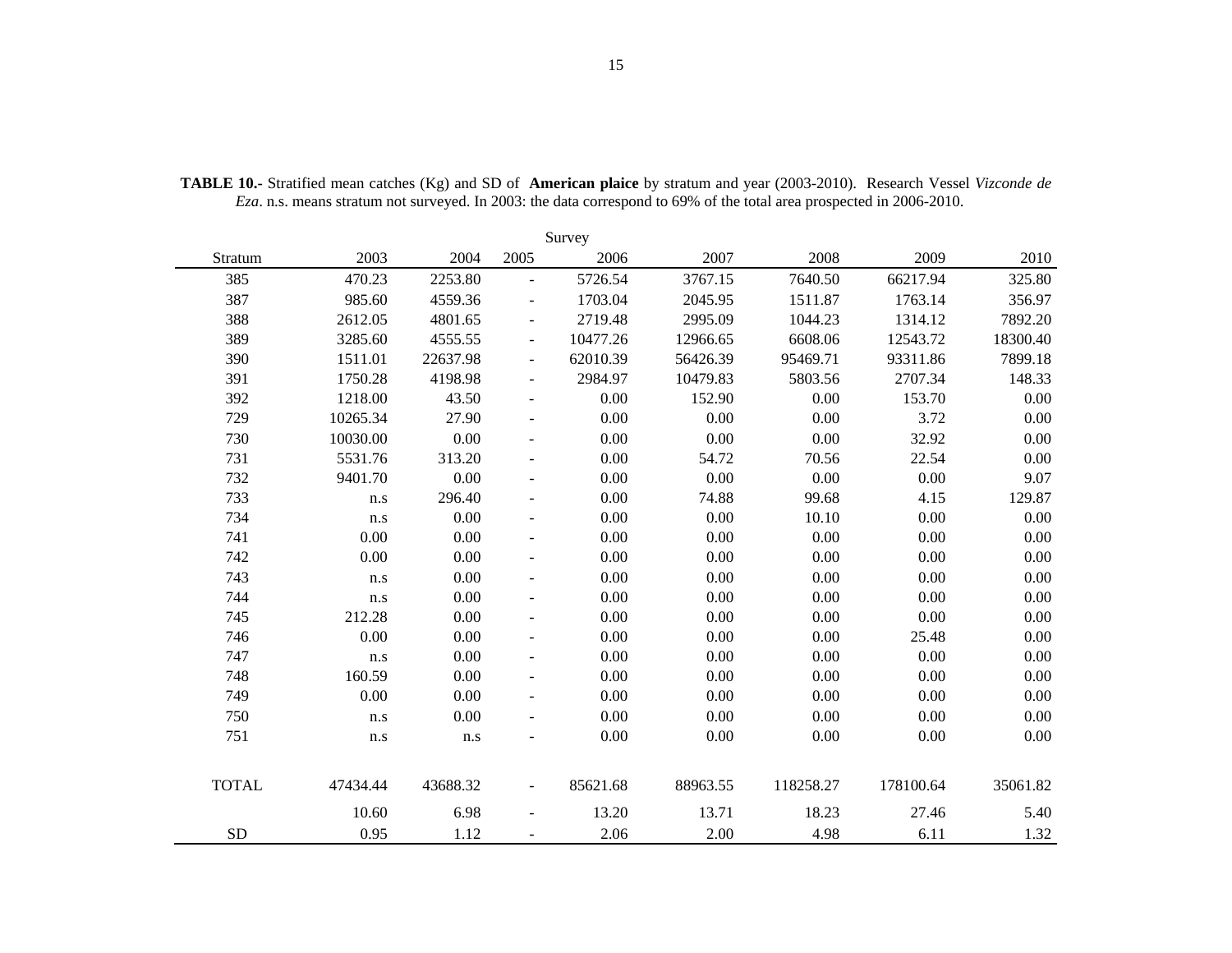**TABLE 10.-** Stratified mean catches (Kg) and SD of **American plaice** by stratum and year (2003-2010). Research Vessel *Vizconde de Eza*. n.s. means stratum not surveyed. In 2003: the data correspond to 69% of the total area prospected in 2006-2010.

| | Survey | | | | | | | |
|---|---|---|---|---|---|---|---|---|
| Stratum | 2003 | 2004 | 2005 | 2006 | 2007 | 2008 | 2009 | 2010 |
| 385 | 470.23 | 2253.80 | - | 5726.54 | 3767.15 | 7640.50 | 66217.94 | 325.80 |
| 387 | 985.60 | 4559.36 | - | 1703.04 | 2045.95 | 1511.87 | 1763.14 | 356.97 |
| 388 | 2612.05 | 4801.65 | - | 2719.48 | 2995.09 | 1044.23 | 1314.12 | 7892.20 |
| 389 | 3285.60 | 4555.55 | - | 10477.26 | 12966.65 | 6608.06 | 12543.72 | 18300.40 |
| 390 | 1511.01 | 22637.98 | - | 62010.39 | 56426.39 | 95469.71 | 93311.86 | 7899.18 |
| 391 | 1750.28 | 4198.98 | - | 2984.97 | 10479.83 | 5803.56 | 2707.34 | 148.33 |
| 392 | 1218.00 | 43.50 | - | 0.00 | 152.90 | 0.00 | 153.70 | 0.00 |
| 729 | 10265.34 | 27.90 | - | 0.00 | 0.00 | 0.00 | 3.72 | 0.00 |
| 730 | 10030.00 | 0.00 | - | 0.00 | 0.00 | 0.00 | 32.92 | 0.00 |
| 731 | 5531.76 | 313.20 | - | 0.00 | 54.72 | 70.56 | 22.54 | 0.00 |
| 732 | 9401.70 | 0.00 | - | 0.00 | 0.00 | 0.00 | 0.00 | 9.07 |
| 733 | n.s | 296.40 | - | 0.00 | 74.88 | 99.68 | 4.15 | 129.87 |
| 734 | n.s | 0.00 | - | 0.00 | 0.00 | 10.10 | 0.00 | 0.00 |
| 741 | 0.00 | 0.00 | - | 0.00 | 0.00 | 0.00 | 0.00 | 0.00 |
| 742 | 0.00 | 0.00 | - | 0.00 | 0.00 | 0.00 | 0.00 | 0.00 |
| 743 | n.s | 0.00 | - | 0.00 | 0.00 | 0.00 | 0.00 | 0.00 |
| 744 | n.s | 0.00 | - | 0.00 | 0.00 | 0.00 | 0.00 | 0.00 |
| 745 | 212.28 | 0.00 | - | 0.00 | 0.00 | 0.00 | 0.00 | 0.00 |
| 746 | 0.00 | 0.00 | - | 0.00 | 0.00 | 0.00 | 25.48 | 0.00 |
| 747 | n.s | 0.00 | - | 0.00 | 0.00 | 0.00 | 0.00 | 0.00 |
| 748 | 160.59 | 0.00 | - | 0.00 | 0.00 | 0.00 | 0.00 | 0.00 |
| 749 | 0.00 | 0.00 | - | 0.00 | 0.00 | 0.00 | 0.00 | 0.00 |
| 750 | n.s | 0.00 | - | 0.00 | 0.00 | 0.00 | 0.00 | 0.00 |
| 751 | n.s | n.s | - | 0.00 | 0.00 | 0.00 | 0.00 | 0.00 |
| TOTAL | 47434.44 | 43688.32 | - | 85621.68 | 88963.55 | 118258.27 | 178100.64 | 35061.82 |
| | 10.60 | 6.98 | - | 13.20 | 13.71 | 18.23 | 27.46 | 5.40 |
| SD | 0.95 | 1.12 | - | 2.06 | 2.00 | 4.98 | 6.11 | 1.32 |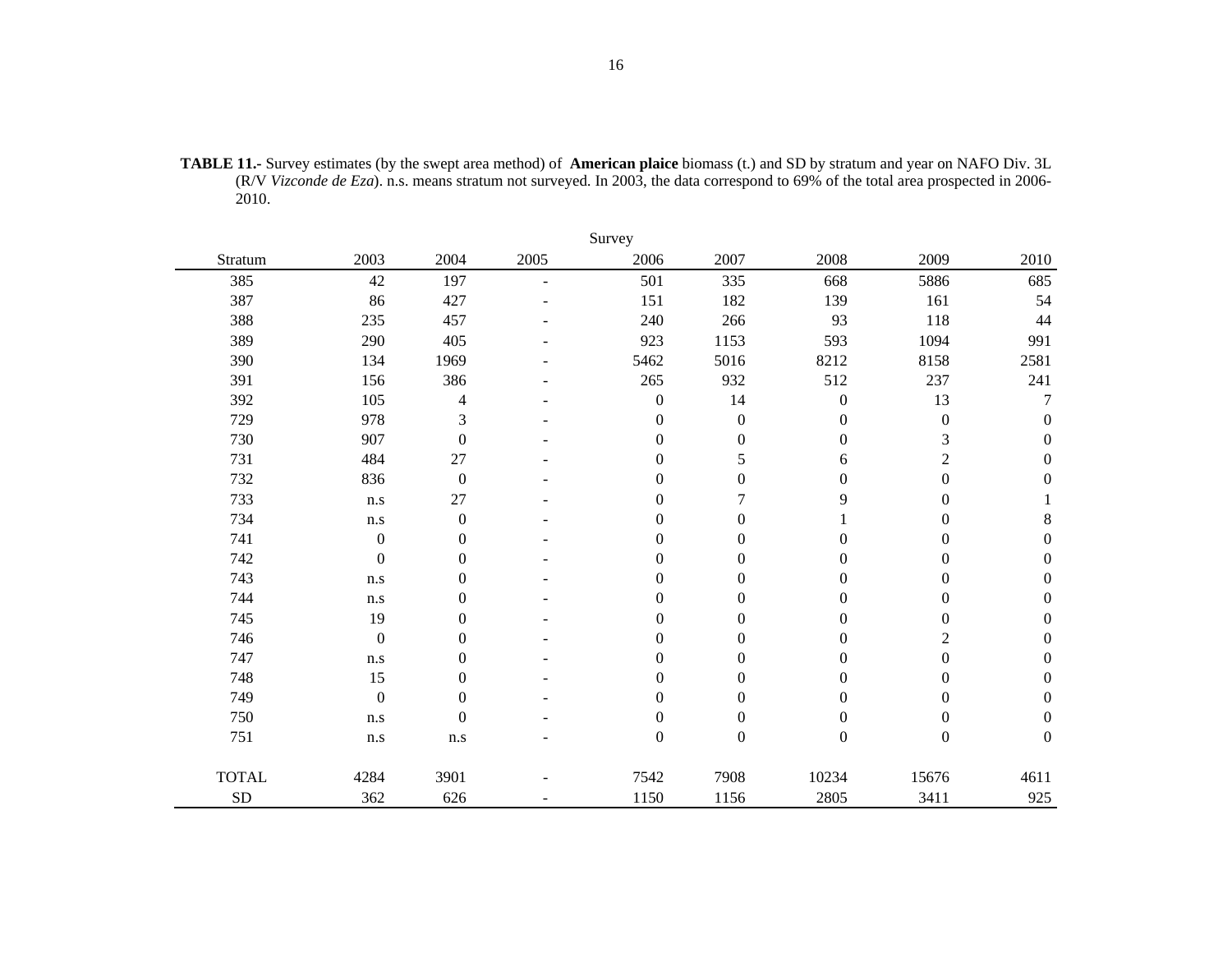**TABLE 11.-** Survey estimates (by the swept area method) of **American plaice** biomass (t.) and SD by stratum and year on NAFO Div. 3L (R/V *Vizconde de Eza*). n.s. means stratum not surveyed. In 2003, the data correspond to 69% of the total area prospected in 2006-2010.

| | Survey | | | | | | | |
|---|---|---|---|---|---|---|---|---|
| Stratum | 2003 | 2004 | 2005 | 2006 | 2007 | 2008 | 2009 | 2010 |
| 385 | 42 | 197 | - | 501 | 335 | 668 | 5886 | 685 |
| 387 | 86 | 427 | - | 151 | 182 | 139 | 161 | 54 |
| 388 | 235 | 457 | - | 240 | 266 | 93 | 118 | 44 |
| 389 | 290 | 405 | - | 923 | 1153 | 593 | 1094 | 991 |
| 390 | 134 | 1969 | - | 5462 | 5016 | 8212 | 8158 | 2581 |
| 391 | 156 | 386 | - | 265 | 932 | 512 | 237 | 241 |
| 392 | 105 | 4 | - | 0 | 14 | 0 | 13 | 7 |
| 729 | 978 | 3 | - | 0 | 0 | 0 | 0 | 0 |
| 730 | 907 | 0 | - | 0 | 0 | 0 | 3 | 0 |
| 731 | 484 | 27 | - | 0 | 5 | 6 | 2 | 0 |
| 732 | 836 | 0 | - | 0 | 0 | 0 | 0 | 0 |
| 733 | n.s | 27 | - | 0 | 7 | 9 | 0 | 1 |
| 734 | n.s | 0 | - | 0 | 0 | 1 | 0 | 8 |
| 741 | 0 | 0 | - | 0 | 0 | 0 | 0 | 0 |
| 742 | 0 | 0 | - | 0 | 0 | 0 | 0 | 0 |
| 743 | n.s | 0 | - | 0 | 0 | 0 | 0 | 0 |
| 744 | n.s | 0 | - | 0 | 0 | 0 | 0 | 0 |
| 745 | 19 | 0 | - | 0 | 0 | 0 | 0 | 0 |
| 746 | 0 | 0 | - | 0 | 0 | 0 | 2 | 0 |
| 747 | n.s | 0 | - | 0 | 0 | 0 | 0 | 0 |
| 748 | 15 | 0 | - | 0 | 0 | 0 | 0 | 0 |
| 749 | 0 | 0 | - | 0 | 0 | 0 | 0 | 0 |
| 750 | n.s | 0 | - | 0 | 0 | 0 | 0 | 0 |
| 751 | n.s | n.s | - | 0 | 0 | 0 | 0 | 0 |
| TOTAL | 4284 | 3901 | - | 7542 | 7908 | 10234 | 15676 | 4611 |
| SD | 362 | 626 | - | 1150 | 1156 | 2805 | 3411 | 925 |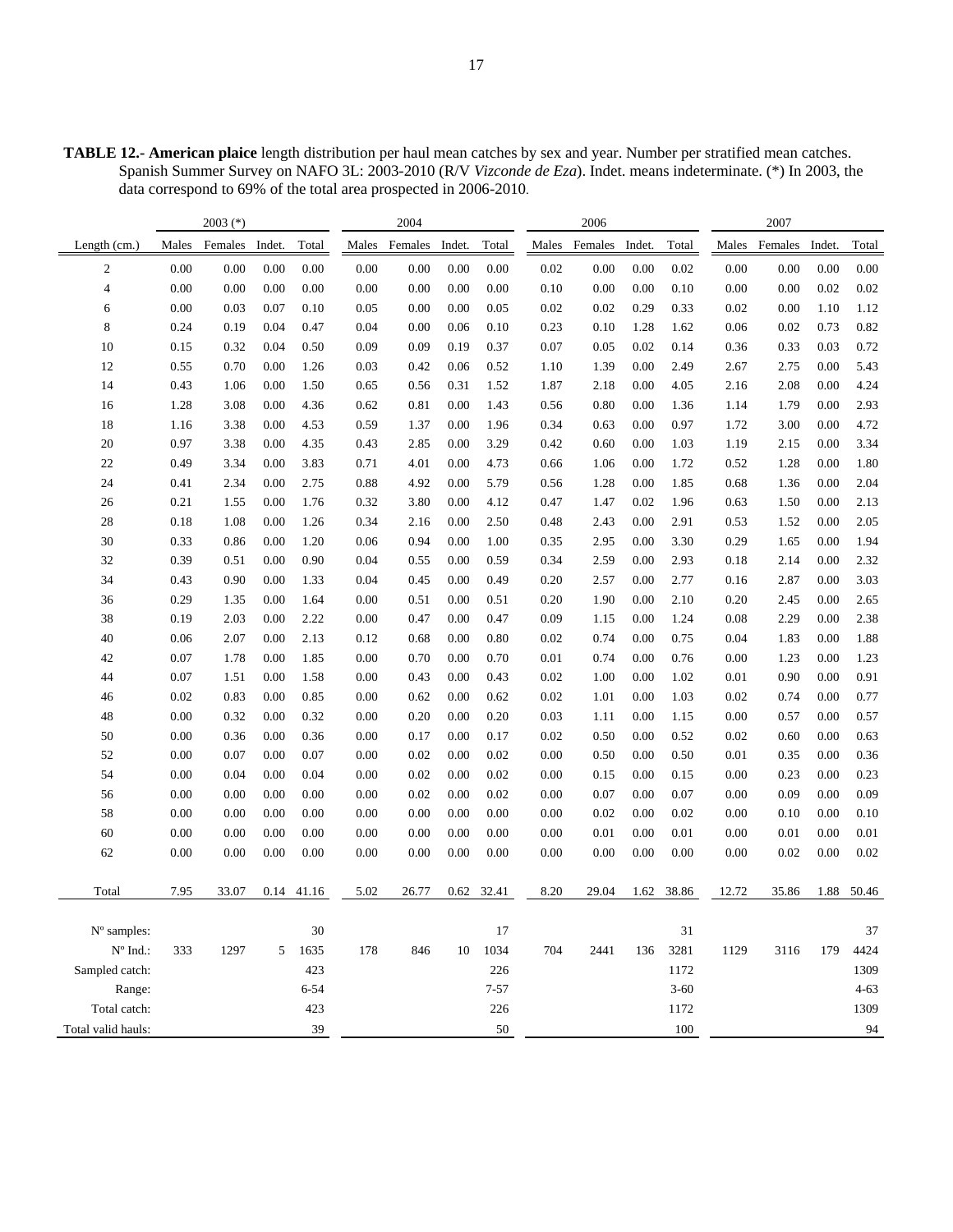**TABLE 12.- American plaice** length distribution per haul mean catches by sex and year. Number per stratified mean catches. Spanish Summer Survey on NAFO 3L: 2003-2010 (R/V *Vizconde de Eza*). Indet. means indeterminate. (*) In 2003, the data correspond to 69% of the total area prospected in 2006-2010.

| | 2003 (*) | | | | 2004 | | | | 2006 | | | | 2007 | | | |
|---|---|---|---|---|---|---|---|---|---|---|---|---|---|---|---|---|
| Length (cm.) | Males | Females | Indet. | Total | Males | Females | Indet. | Total | Males | Females | Indet. | Total | Males | Females | Indet. | Total |
| 2 | 0.00 | 0.00 | 0.00 | 0.00 | 0.00 | 0.00 | 0.00 | 0.00 | 0.02 | 0.00 | 0.00 | 0.02 | 0.00 | 0.00 | 0.00 | 0.00 |
| 4 | 0.00 | 0.00 | 0.00 | 0.00 | 0.00 | 0.00 | 0.00 | 0.00 | 0.10 | 0.00 | 0.00 | 0.10 | 0.00 | 0.00 | 0.02 | 0.02 |
| 6 | 0.00 | 0.03 | 0.07 | 0.10 | 0.05 | 0.00 | 0.00 | 0.05 | 0.02 | 0.02 | 0.29 | 0.33 | 0.02 | 0.00 | 1.10 | 1.12 |
| 8 | 0.24 | 0.19 | 0.04 | 0.47 | 0.04 | 0.00 | 0.06 | 0.10 | 0.23 | 0.10 | 1.28 | 1.62 | 0.06 | 0.02 | 0.73 | 0.82 |
| 10 | 0.15 | 0.32 | 0.04 | 0.50 | 0.09 | 0.09 | 0.19 | 0.37 | 0.07 | 0.05 | 0.02 | 0.14 | 0.36 | 0.33 | 0.03 | 0.72 |
| 12 | 0.55 | 0.70 | 0.00 | 1.26 | 0.03 | 0.42 | 0.06 | 0.52 | 1.10 | 1.39 | 0.00 | 2.49 | 2.67 | 2.75 | 0.00 | 5.43 |
| 14 | 0.43 | 1.06 | 0.00 | 1.50 | 0.65 | 0.56 | 0.31 | 1.52 | 1.87 | 2.18 | 0.00 | 4.05 | 2.16 | 2.08 | 0.00 | 4.24 |
| 16 | 1.28 | 3.08 | 0.00 | 4.36 | 0.62 | 0.81 | 0.00 | 1.43 | 0.56 | 0.80 | 0.00 | 1.36 | 1.14 | 1.79 | 0.00 | 2.93 |
| 18 | 1.16 | 3.38 | 0.00 | 4.53 | 0.59 | 1.37 | 0.00 | 1.96 | 0.34 | 0.63 | 0.00 | 0.97 | 1.72 | 3.00 | 0.00 | 4.72 |
| 20 | 0.97 | 3.38 | 0.00 | 4.35 | 0.43 | 2.85 | 0.00 | 3.29 | 0.42 | 0.60 | 0.00 | 1.03 | 1.19 | 2.15 | 0.00 | 3.34 |
| 22 | 0.49 | 3.34 | 0.00 | 3.83 | 0.71 | 4.01 | 0.00 | 4.73 | 0.66 | 1.06 | 0.00 | 1.72 | 0.52 | 1.28 | 0.00 | 1.80 |
| 24 | 0.41 | 2.34 | 0.00 | 2.75 | 0.88 | 4.92 | 0.00 | 5.79 | 0.56 | 1.28 | 0.00 | 1.85 | 0.68 | 1.36 | 0.00 | 2.04 |
| 26 | 0.21 | 1.55 | 0.00 | 1.76 | 0.32 | 3.80 | 0.00 | 4.12 | 0.47 | 1.47 | 0.02 | 1.96 | 0.63 | 1.50 | 0.00 | 2.13 |
| 28 | 0.18 | 1.08 | 0.00 | 1.26 | 0.34 | 2.16 | 0.00 | 2.50 | 0.48 | 2.43 | 0.00 | 2.91 | 0.53 | 1.52 | 0.00 | 2.05 |
| 30 | 0.33 | 0.86 | 0.00 | 1.20 | 0.06 | 0.94 | 0.00 | 1.00 | 0.35 | 2.95 | 0.00 | 3.30 | 0.29 | 1.65 | 0.00 | 1.94 |
| 32 | 0.39 | 0.51 | 0.00 | 0.90 | 0.04 | 0.55 | 0.00 | 0.59 | 0.34 | 2.59 | 0.00 | 2.93 | 0.18 | 2.14 | 0.00 | 2.32 |
| 34 | 0.43 | 0.90 | 0.00 | 1.33 | 0.04 | 0.45 | 0.00 | 0.49 | 0.20 | 2.57 | 0.00 | 2.77 | 0.16 | 2.87 | 0.00 | 3.03 |
| 36 | 0.29 | 1.35 | 0.00 | 1.64 | 0.00 | 0.51 | 0.00 | 0.51 | 0.20 | 1.90 | 0.00 | 2.10 | 0.20 | 2.45 | 0.00 | 2.65 |
| 38 | 0.19 | 2.03 | 0.00 | 2.22 | 0.00 | 0.47 | 0.00 | 0.47 | 0.09 | 1.15 | 0.00 | 1.24 | 0.08 | 2.29 | 0.00 | 2.38 |
| 40 | 0.06 | 2.07 | 0.00 | 2.13 | 0.12 | 0.68 | 0.00 | 0.80 | 0.02 | 0.74 | 0.00 | 0.75 | 0.04 | 1.83 | 0.00 | 1.88 |
| 42 | 0.07 | 1.78 | 0.00 | 1.85 | 0.00 | 0.70 | 0.00 | 0.70 | 0.01 | 0.74 | 0.00 | 0.76 | 0.00 | 1.23 | 0.00 | 1.23 |
| 44 | 0.07 | 1.51 | 0.00 | 1.58 | 0.00 | 0.43 | 0.00 | 0.43 | 0.02 | 1.00 | 0.00 | 1.02 | 0.01 | 0.90 | 0.00 | 0.91 |
| 46 | 0.02 | 0.83 | 0.00 | 0.85 | 0.00 | 0.62 | 0.00 | 0.62 | 0.02 | 1.01 | 0.00 | 1.03 | 0.02 | 0.74 | 0.00 | 0.77 |
| 48 | 0.00 | 0.32 | 0.00 | 0.32 | 0.00 | 0.20 | 0.00 | 0.20 | 0.03 | 1.11 | 0.00 | 1.15 | 0.00 | 0.57 | 0.00 | 0.57 |
| 50 | 0.00 | 0.36 | 0.00 | 0.36 | 0.00 | 0.17 | 0.00 | 0.17 | 0.02 | 0.50 | 0.00 | 0.52 | 0.02 | 0.60 | 0.00 | 0.63 |
| 52 | 0.00 | 0.07 | 0.00 | 0.07 | 0.00 | 0.02 | 0.00 | 0.02 | 0.00 | 0.50 | 0.00 | 0.50 | 0.01 | 0.35 | 0.00 | 0.36 |
| 54 | 0.00 | 0.04 | 0.00 | 0.04 | 0.00 | 0.02 | 0.00 | 0.02 | 0.00 | 0.15 | 0.00 | 0.15 | 0.00 | 0.23 | 0.00 | 0.23 |
| 56 | 0.00 | 0.00 | 0.00 | 0.00 | 0.00 | 0.02 | 0.00 | 0.02 | 0.00 | 0.07 | 0.00 | 0.07 | 0.00 | 0.09 | 0.00 | 0.09 |
| 58 | 0.00 | 0.00 | 0.00 | 0.00 | 0.00 | 0.00 | 0.00 | 0.00 | 0.00 | 0.02 | 0.00 | 0.02 | 0.00 | 0.10 | 0.00 | 0.10 |
| 60 | 0.00 | 0.00 | 0.00 | 0.00 | 0.00 | 0.00 | 0.00 | 0.00 | 0.00 | 0.01 | 0.00 | 0.01 | 0.00 | 0.01 | 0.00 | 0.01 |
| 62 | 0.00 | 0.00 | 0.00 | 0.00 | 0.00 | 0.00 | 0.00 | 0.00 | 0.00 | 0.00 | 0.00 | 0.00 | 0.00 | 0.02 | 0.00 | 0.02 |
| Total | 7.95 | 33.07 | 0.14 | 41.16 | 5.02 | 26.77 | 0.62 | 32.41 | 8.20 | 29.04 | 1.62 | 38.86 | 12.72 | 35.86 | 1.88 | 50.46 |
| Nº samples: | | | | 30 | | | | 17 | | | | 31 | | | | 37 |
| Nº Ind.: | 333 | 1297 | 5 | 1635 | 178 | 846 | 10 | 1034 | 704 | 2441 | 136 | 3281 | 1129 | 3116 | 179 | 4424 |
| Sampled catch: | | | | 423 | | | | 226 | | | | 1172 | | | | 1309 |
| Range: | | | | 6-54 | | | | 7-57 | | | | 3-60 | | | | 4-63 |
| Total catch: | | | | 423 | | | | 226 | | | | 1172 | | | | 1309 |
| Total valid hauls: | | | | 39 | | | | 50 | | | | 100 | | | | 94 |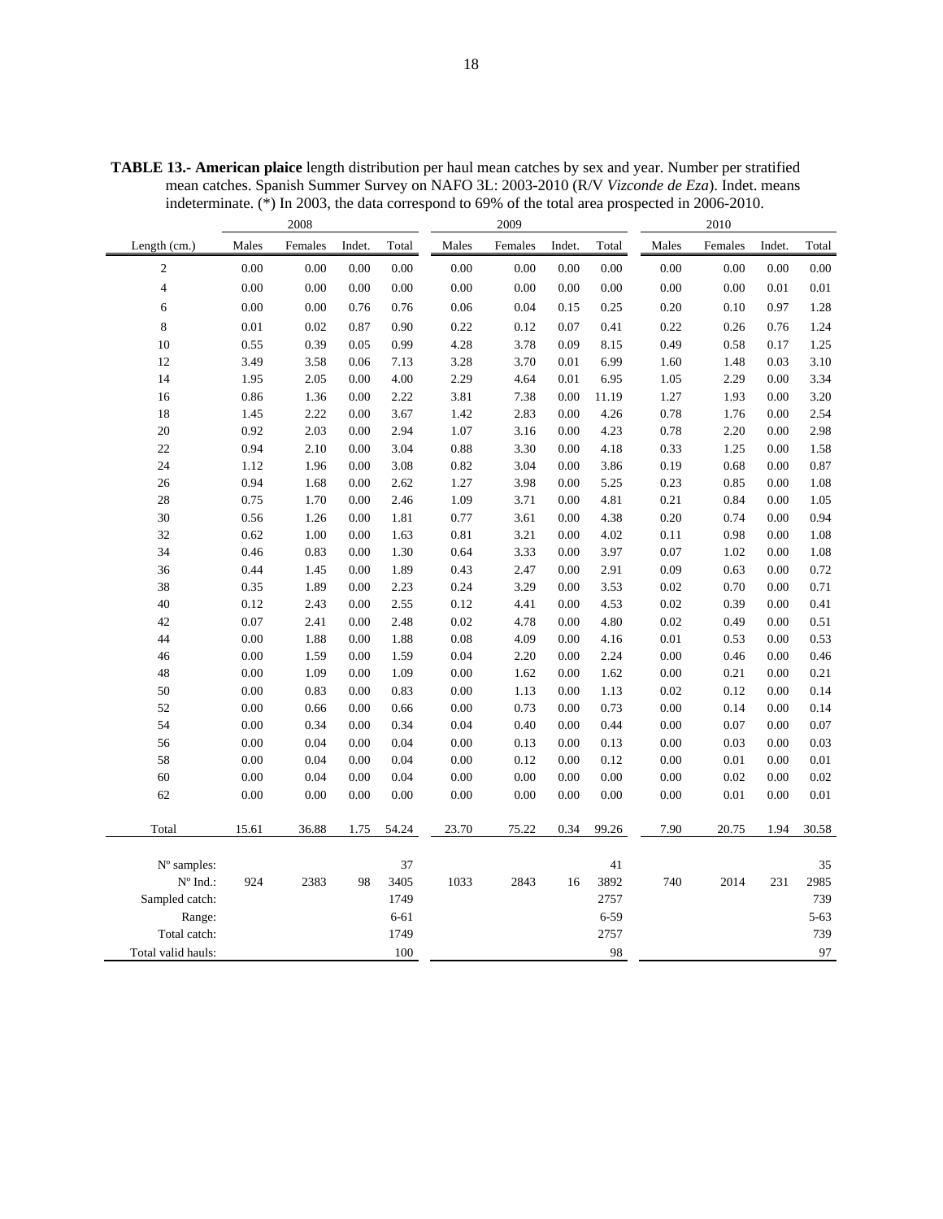**TABLE 13.- American plaice** length distribution per haul mean catches by sex and year. Number per stratified mean catches. Spanish Summer Survey on NAFO 3L: 2003-2010 (R/V *Vizconde de Eza*). Indet. means indeterminate. (*) In 2003, the data correspond to 69% of the total area prospected in 2006-2010.

| | 2008 | | | | 2009 | | | | 2010 | | | |
|---|---|---|---|---|---|---|---|---|---|---|---|---|
| Length (cm.) | Males | Females | Indet. | Total | Males | Females | Indet. | Total | Males | Females | Indet. | Total |
| 2 | 0.00 | 0.00 | 0.00 | 0.00 | 0.00 | 0.00 | 0.00 | 0.00 | 0.00 | 0.00 | 0.00 | 0.00 |
| 4 | 0.00 | 0.00 | 0.00 | 0.00 | 0.00 | 0.00 | 0.00 | 0.00 | 0.00 | 0.00 | 0.01 | 0.01 |
| 6 | 0.00 | 0.00 | 0.76 | 0.76 | 0.06 | 0.04 | 0.15 | 0.25 | 0.20 | 0.10 | 0.97 | 1.28 |
| 8 | 0.01 | 0.02 | 0.87 | 0.90 | 0.22 | 0.12 | 0.07 | 0.41 | 0.22 | 0.26 | 0.76 | 1.24 |
| 10 | 0.55 | 0.39 | 0.05 | 0.99 | 4.28 | 3.78 | 0.09 | 8.15 | 0.49 | 0.58 | 0.17 | 1.25 |
| 12 | 3.49 | 3.58 | 0.06 | 7.13 | 3.28 | 3.70 | 0.01 | 6.99 | 1.60 | 1.48 | 0.03 | 3.10 |
| 14 | 1.95 | 2.05 | 0.00 | 4.00 | 2.29 | 4.64 | 0.01 | 6.95 | 1.05 | 2.29 | 0.00 | 3.34 |
| 16 | 0.86 | 1.36 | 0.00 | 2.22 | 3.81 | 7.38 | 0.00 | 11.19 | 1.27 | 1.93 | 0.00 | 3.20 |
| 18 | 1.45 | 2.22 | 0.00 | 3.67 | 1.42 | 2.83 | 0.00 | 4.26 | 0.78 | 1.76 | 0.00 | 2.54 |
| 20 | 0.92 | 2.03 | 0.00 | 2.94 | 1.07 | 3.16 | 0.00 | 4.23 | 0.78 | 2.20 | 0.00 | 2.98 |
| 22 | 0.94 | 2.10 | 0.00 | 3.04 | 0.88 | 3.30 | 0.00 | 4.18 | 0.33 | 1.25 | 0.00 | 1.58 |
| 24 | 1.12 | 1.96 | 0.00 | 3.08 | 0.82 | 3.04 | 0.00 | 3.86 | 0.19 | 0.68 | 0.00 | 0.87 |
| 26 | 0.94 | 1.68 | 0.00 | 2.62 | 1.27 | 3.98 | 0.00 | 5.25 | 0.23 | 0.85 | 0.00 | 1.08 |
| 28 | 0.75 | 1.70 | 0.00 | 2.46 | 1.09 | 3.71 | 0.00 | 4.81 | 0.21 | 0.84 | 0.00 | 1.05 |
| 30 | 0.56 | 1.26 | 0.00 | 1.81 | 0.77 | 3.61 | 0.00 | 4.38 | 0.20 | 0.74 | 0.00 | 0.94 |
| 32 | 0.62 | 1.00 | 0.00 | 1.63 | 0.81 | 3.21 | 0.00 | 4.02 | 0.11 | 0.98 | 0.00 | 1.08 |
| 34 | 0.46 | 0.83 | 0.00 | 1.30 | 0.64 | 3.33 | 0.00 | 3.97 | 0.07 | 1.02 | 0.00 | 1.08 |
| 36 | 0.44 | 1.45 | 0.00 | 1.89 | 0.43 | 2.47 | 0.00 | 2.91 | 0.09 | 0.63 | 0.00 | 0.72 |
| 38 | 0.35 | 1.89 | 0.00 | 2.23 | 0.24 | 3.29 | 0.00 | 3.53 | 0.02 | 0.70 | 0.00 | 0.71 |
| 40 | 0.12 | 2.43 | 0.00 | 2.55 | 0.12 | 4.41 | 0.00 | 4.53 | 0.02 | 0.39 | 0.00 | 0.41 |
| 42 | 0.07 | 2.41 | 0.00 | 2.48 | 0.02 | 4.78 | 0.00 | 4.80 | 0.02 | 0.49 | 0.00 | 0.51 |
| 44 | 0.00 | 1.88 | 0.00 | 1.88 | 0.08 | 4.09 | 0.00 | 4.16 | 0.01 | 0.53 | 0.00 | 0.53 |
| 46 | 0.00 | 1.59 | 0.00 | 1.59 | 0.04 | 2.20 | 0.00 | 2.24 | 0.00 | 0.46 | 0.00 | 0.46 |
| 48 | 0.00 | 1.09 | 0.00 | 1.09 | 0.00 | 1.62 | 0.00 | 1.62 | 0.00 | 0.21 | 0.00 | 0.21 |
| 50 | 0.00 | 0.83 | 0.00 | 0.83 | 0.00 | 1.13 | 0.00 | 1.13 | 0.02 | 0.12 | 0.00 | 0.14 |
| 52 | 0.00 | 0.66 | 0.00 | 0.66 | 0.00 | 0.73 | 0.00 | 0.73 | 0.00 | 0.14 | 0.00 | 0.14 |
| 54 | 0.00 | 0.34 | 0.00 | 0.34 | 0.04 | 0.40 | 0.00 | 0.44 | 0.00 | 0.07 | 0.00 | 0.07 |
| 56 | 0.00 | 0.04 | 0.00 | 0.04 | 0.00 | 0.13 | 0.00 | 0.13 | 0.00 | 0.03 | 0.00 | 0.03 |
| 58 | 0.00 | 0.04 | 0.00 | 0.04 | 0.00 | 0.12 | 0.00 | 0.12 | 0.00 | 0.01 | 0.00 | 0.01 |
| 60 | 0.00 | 0.04 | 0.00 | 0.04 | 0.00 | 0.00 | 0.00 | 0.00 | 0.00 | 0.02 | 0.00 | 0.02 |
| 62 | 0.00 | 0.00 | 0.00 | 0.00 | 0.00 | 0.00 | 0.00 | 0.00 | 0.00 | 0.01 | 0.00 | 0.01 |
| Total | 15.61 | 36.88 | 1.75 | 54.24 | 23.70 | 75.22 | 0.34 | 99.26 | 7.90 | 20.75 | 1.94 | 30.58 |
| Nº samples: | | | | 37 | | | | 41 | | | | 35 |
| Nº Ind.: | 924 | 2383 | 98 | 3405 | 1033 | 2843 | 16 | 3892 | 740 | 2014 | 231 | 2985 |
| Sampled catch: | | | | 1749 | | | | 2757 | | | | 739 |
| Range: | | | | 6-61 | | | | 6-59 | | | | 5-63 |
| Total catch: | | | | 1749 | | | | 2757 | | | | 739 |
| Total valid hauls: | | | | 100 | | | | 98 | | | | 97 |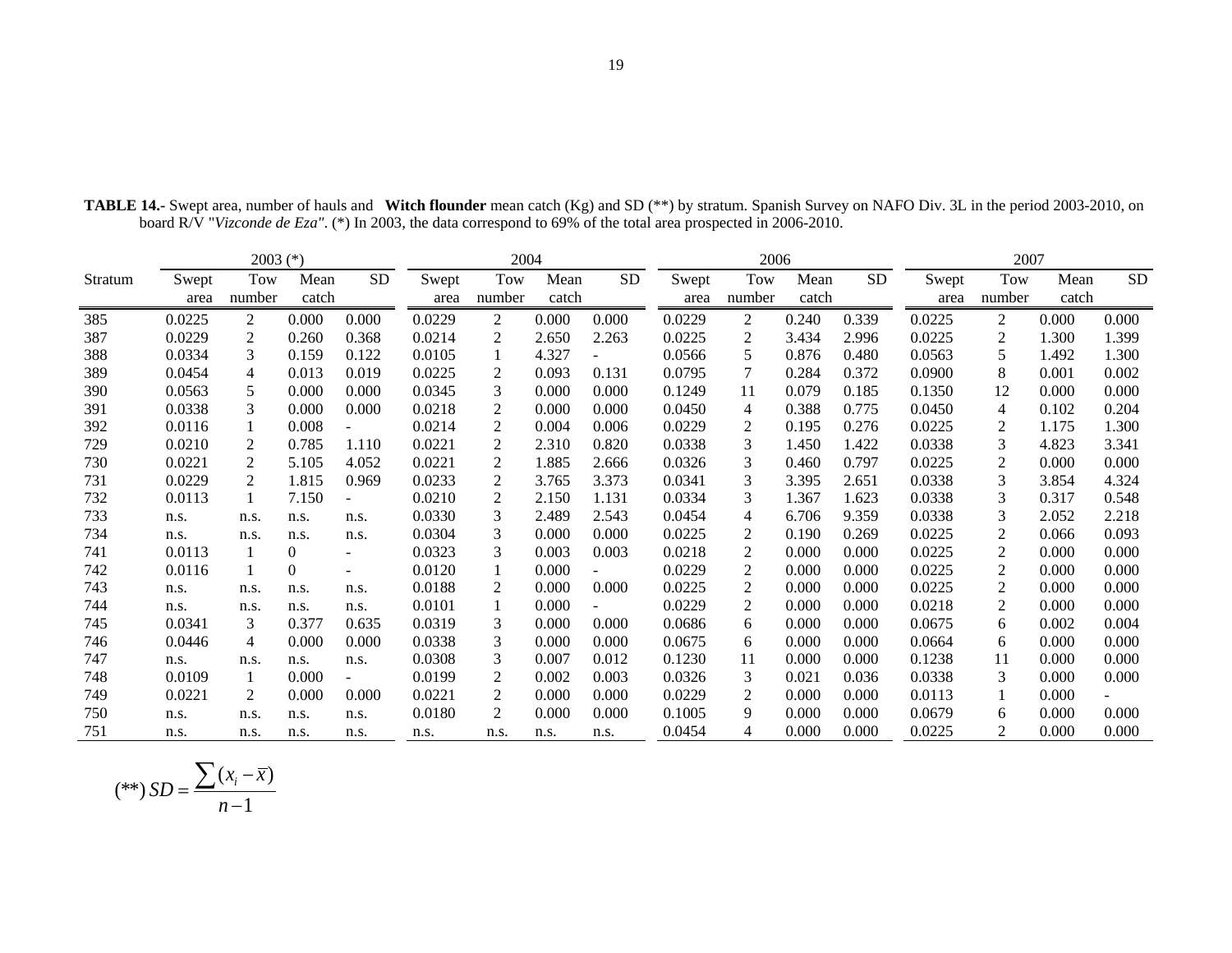**TABLE 14.-** Swept area, number of hauls and **Witch flounder** mean catch (Kg) and SD (**) by stratum. Spanish Survey on NAFO Div. 3L in the period 2003-2010, on board R/V "*Vizconde de Eza"*. (*) In 2003, the data correspond to 69% of the total area prospected in 2006-2010.

| | 2003 (*) | | | | 2004 | | | | 2006 | | | | 2007 | | | |
|---|---|---|---|---|---|---|---|---|---|---|---|---|---|---|---|---|
| Stratum | Swept area | Tow number | Mean catch | SD | Swept area | Tow number | Mean catch | SD | Swept area | Tow number | Mean catch | SD | Swept area | Tow number | Mean catch | SD |
| 385 | 0.0225 | 2 | 0.000 | 0.000 | 0.0229 | 2 | 0.000 | 0.000 | 0.0229 | 2 | 0.240 | 0.339 | 0.0225 | 2 | 0.000 | 0.000 |
| 387 | 0.0229 | 2 | 0.260 | 0.368 | 0.0214 | 2 | 2.650 | 2.263 | 0.0225 | 2 | 3.434 | 2.996 | 0.0225 | 2 | 1.300 | 1.399 |
| 388 | 0.0334 | 3 | 0.159 | 0.122 | 0.0105 | 1 | 4.327 | - | 0.0566 | 5 | 0.876 | 0.480 | 0.0563 | 5 | 1.492 | 1.300 |
| 389 | 0.0454 | 4 | 0.013 | 0.019 | 0.0225 | 2 | 0.093 | 0.131 | 0.0795 | 7 | 0.284 | 0.372 | 0.0900 | 8 | 0.001 | 0.002 |
| 390 | 0.0563 | 5 | 0.000 | 0.000 | 0.0345 | 3 | 0.000 | 0.000 | 0.1249 | 11 | 0.079 | 0.185 | 0.1350 | 12 | 0.000 | 0.000 |
| 391 | 0.0338 | 3 | 0.000 | 0.000 | 0.0218 | 2 | 0.000 | 0.000 | 0.0450 | 4 | 0.388 | 0.775 | 0.0450 | 4 | 0.102 | 0.204 |
| 392 | 0.0116 | 1 | 0.008 | - | 0.0214 | 2 | 0.004 | 0.006 | 0.0229 | 2 | 0.195 | 0.276 | 0.0225 | 2 | 1.175 | 1.300 |
| 729 | 0.0210 | 2 | 0.785 | 1.110 | 0.0221 | 2 | 2.310 | 0.820 | 0.0338 | 3 | 1.450 | 1.422 | 0.0338 | 3 | 4.823 | 3.341 |
| 730 | 0.0221 | 2 | 5.105 | 4.052 | 0.0221 | 2 | 1.885 | 2.666 | 0.0326 | 3 | 0.460 | 0.797 | 0.0225 | 2 | 0.000 | 0.000 |
| 731 | 0.0229 | 2 | 1.815 | 0.969 | 0.0233 | 2 | 3.765 | 3.373 | 0.0341 | 3 | 3.395 | 2.651 | 0.0338 | 3 | 3.854 | 4.324 |
| 732 | 0.0113 | 1 | 7.150 | - | 0.0210 | 2 | 2.150 | 1.131 | 0.0334 | 3 | 1.367 | 1.623 | 0.0338 | 3 | 0.317 | 0.548 |
| 733 | n.s. | n.s. | n.s. | n.s. | 0.0330 | 3 | 2.489 | 2.543 | 0.0454 | 4 | 6.706 | 9.359 | 0.0338 | 3 | 2.052 | 2.218 |
| 734 | n.s. | n.s. | n.s. | n.s. | 0.0304 | 3 | 0.000 | 0.000 | 0.0225 | 2 | 0.190 | 0.269 | 0.0225 | 2 | 0.066 | 0.093 |
| 741 | 0.0113 | 1 | 0 | - | 0.0323 | 3 | 0.003 | 0.003 | 0.0218 | 2 | 0.000 | 0.000 | 0.0225 | 2 | 0.000 | 0.000 |
| 742 | 0.0116 | 1 | 0 | - | 0.0120 | 1 | 0.000 | - | 0.0229 | 2 | 0.000 | 0.000 | 0.0225 | 2 | 0.000 | 0.000 |
| 743 | n.s. | n.s. | n.s. | n.s. | 0.0188 | 2 | 0.000 | 0.000 | 0.0225 | 2 | 0.000 | 0.000 | 0.0225 | 2 | 0.000 | 0.000 |
| 744 | n.s. | n.s. | n.s. | n.s. | 0.0101 | 1 | 0.000 | - | 0.0229 | 2 | 0.000 | 0.000 | 0.0218 | 2 | 0.000 | 0.000 |
| 745 | 0.0341 | 3 | 0.377 | 0.635 | 0.0319 | 3 | 0.000 | 0.000 | 0.0686 | 6 | 0.000 | 0.000 | 0.0675 | 6 | 0.002 | 0.004 |
| 746 | 0.0446 | 4 | 0.000 | 0.000 | 0.0338 | 3 | 0.000 | 0.000 | 0.0675 | 6 | 0.000 | 0.000 | 0.0664 | 6 | 0.000 | 0.000 |
| 747 | n.s. | n.s. | n.s. | n.s. | 0.0308 | 3 | 0.007 | 0.012 | 0.1230 | 11 | 0.000 | 0.000 | 0.1238 | 11 | 0.000 | 0.000 |
| 748 | 0.0109 | 1 | 0.000 | - | 0.0199 | 2 | 0.002 | 0.003 | 0.0326 | 3 | 0.021 | 0.036 | 0.0338 | 3 | 0.000 | 0.000 |
| 749 | 0.0221 | 2 | 0.000 | 0.000 | 0.0221 | 2 | 0.000 | 0.000 | 0.0229 | 2 | 0.000 | 0.000 | 0.0113 | 1 | 0.000 | - |
| 750 | n.s. | n.s. | n.s. | n.s. | 0.0180 | 2 | 0.000 | 0.000 | 0.1005 | 9 | 0.000 | 0.000 | 0.0679 | 6 | 0.000 | 0.000 |
| 751 | n.s. | n.s. | n.s. | n.s. | n.s. | n.s. | n.s. | n.s. | 0.0454 | 4 | 0.000 | 0.000 | 0.0225 | 2 | 0.000 | 0.000 |

$$(^{**})\ SD = \frac{\sum (x_i - \overline{x})}{n-1}$$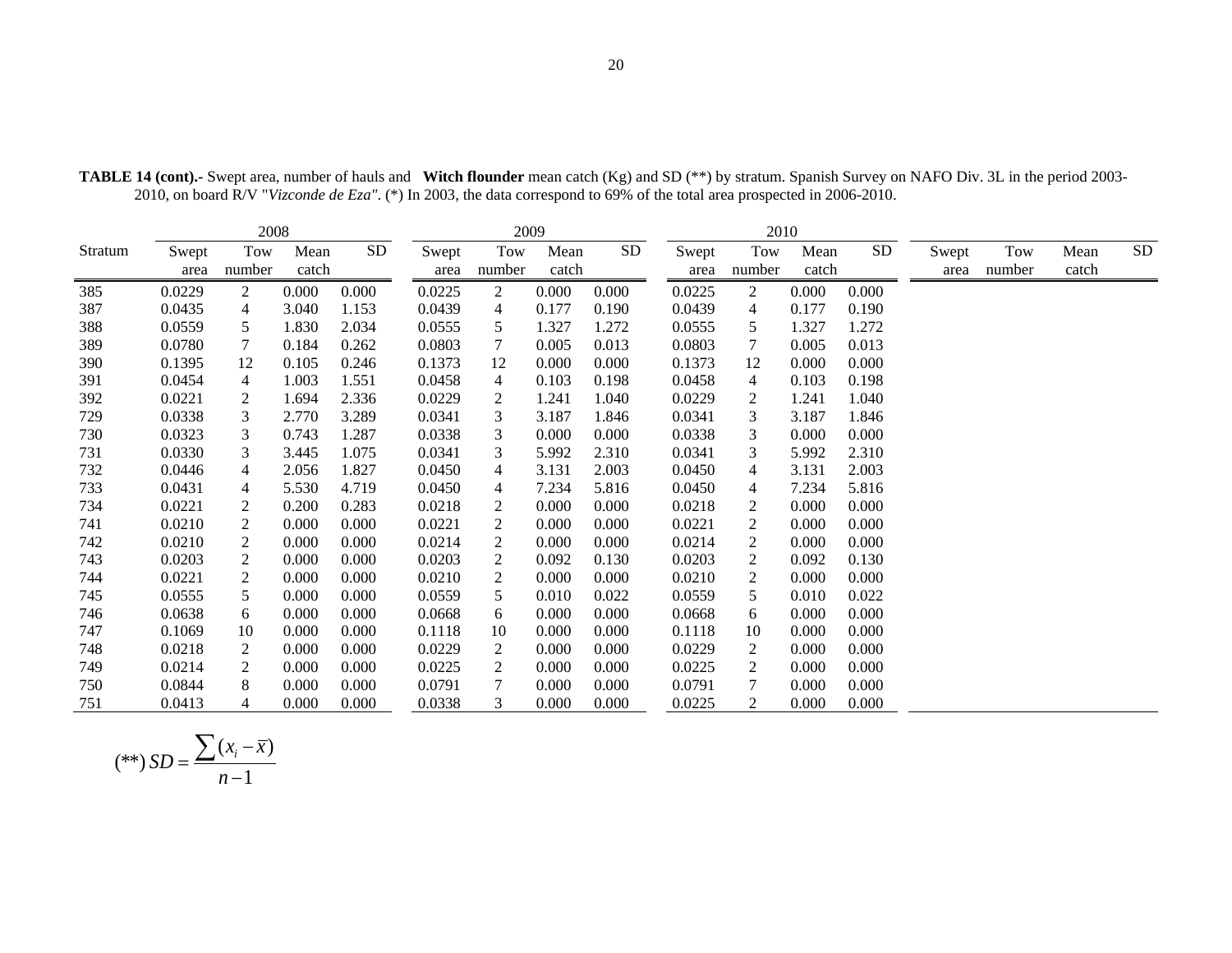**TABLE 14 (cont).-** Swept area, number of hauls and **Witch flounder** mean catch (Kg) and SD (**) by stratum. Spanish Survey on NAFO Div. 3L in the period 2003-2010, on board R/V "*Vizconde de Eza"*. (*) In 2003, the data correspond to 69% of the total area prospected in 2006-2010.

| | 2008 | | | | 2009 | | | | 2010 | | | | | | | |
|---|---|---|---|---|---|---|---|---|---|---|---|---|---|---|---|---|
| Stratum | Swept area | Tow number | Mean catch | SD | Swept area | Tow number | Mean catch | SD | Swept area | Tow number | Mean catch | SD | Swept area | Tow number | Mean catch | SD |
| 385 | 0.0229 | 2 | 0.000 | 0.000 | 0.0225 | 2 | 0.000 | 0.000 | 0.0225 | 2 | 0.000 | 0.000 | | | | |
| 387 | 0.0435 | 4 | 3.040 | 1.153 | 0.0439 | 4 | 0.177 | 0.190 | 0.0439 | 4 | 0.177 | 0.190 | | | | |
| 388 | 0.0559 | 5 | 1.830 | 2.034 | 0.0555 | 5 | 1.327 | 1.272 | 0.0555 | 5 | 1.327 | 1.272 | | | | |
| 389 | 0.0780 | 7 | 0.184 | 0.262 | 0.0803 | 7 | 0.005 | 0.013 | 0.0803 | 7 | 0.005 | 0.013 | | | | |
| 390 | 0.1395 | 12 | 0.105 | 0.246 | 0.1373 | 12 | 0.000 | 0.000 | 0.1373 | 12 | 0.000 | 0.000 | | | | |
| 391 | 0.0454 | 4 | 1.003 | 1.551 | 0.0458 | 4 | 0.103 | 0.198 | 0.0458 | 4 | 0.103 | 0.198 | | | | |
| 392 | 0.0221 | 2 | 1.694 | 2.336 | 0.0229 | 2 | 1.241 | 1.040 | 0.0229 | 2 | 1.241 | 1.040 | | | | |
| 729 | 0.0338 | 3 | 2.770 | 3.289 | 0.0341 | 3 | 3.187 | 1.846 | 0.0341 | 3 | 3.187 | 1.846 | | | | |
| 730 | 0.0323 | 3 | 0.743 | 1.287 | 0.0338 | 3 | 0.000 | 0.000 | 0.0338 | 3 | 0.000 | 0.000 | | | | |
| 731 | 0.0330 | 3 | 3.445 | 1.075 | 0.0341 | 3 | 5.992 | 2.310 | 0.0341 | 3 | 5.992 | 2.310 | | | | |
| 732 | 0.0446 | 4 | 2.056 | 1.827 | 0.0450 | 4 | 3.131 | 2.003 | 0.0450 | 4 | 3.131 | 2.003 | | | | |
| 733 | 0.0431 | 4 | 5.530 | 4.719 | 0.0450 | 4 | 7.234 | 5.816 | 0.0450 | 4 | 7.234 | 5.816 | | | | |
| 734 | 0.0221 | 2 | 0.200 | 0.283 | 0.0218 | 2 | 0.000 | 0.000 | 0.0218 | 2 | 0.000 | 0.000 | | | | |
| 741 | 0.0210 | 2 | 0.000 | 0.000 | 0.0221 | 2 | 0.000 | 0.000 | 0.0221 | 2 | 0.000 | 0.000 | | | | |
| 742 | 0.0210 | 2 | 0.000 | 0.000 | 0.0214 | 2 | 0.000 | 0.000 | 0.0214 | 2 | 0.000 | 0.000 | | | | |
| 743 | 0.0203 | 2 | 0.000 | 0.000 | 0.0203 | 2 | 0.092 | 0.130 | 0.0203 | 2 | 0.092 | 0.130 | | | | |
| 744 | 0.0221 | 2 | 0.000 | 0.000 | 0.0210 | 2 | 0.000 | 0.000 | 0.0210 | 2 | 0.000 | 0.000 | | | | |
| 745 | 0.0555 | 5 | 0.000 | 0.000 | 0.0559 | 5 | 0.010 | 0.022 | 0.0559 | 5 | 0.010 | 0.022 | | | | |
| 746 | 0.0638 | 6 | 0.000 | 0.000 | 0.0668 | 6 | 0.000 | 0.000 | 0.0668 | 6 | 0.000 | 0.000 | | | | |
| 747 | 0.1069 | 10 | 0.000 | 0.000 | 0.1118 | 10 | 0.000 | 0.000 | 0.1118 | 10 | 0.000 | 0.000 | | | | |
| 748 | 0.0218 | 2 | 0.000 | 0.000 | 0.0229 | 2 | 0.000 | 0.000 | 0.0229 | 2 | 0.000 | 0.000 | | | | |
| 749 | 0.0214 | 2 | 0.000 | 0.000 | 0.0225 | 2 | 0.000 | 0.000 | 0.0225 | 2 | 0.000 | 0.000 | | | | |
| 750 | 0.0844 | 8 | 0.000 | 0.000 | 0.0791 | 7 | 0.000 | 0.000 | 0.0791 | 7 | 0.000 | 0.000 | | | | |
| 751 | 0.0413 | 4 | 0.000 | 0.000 | 0.0338 | 3 | 0.000 | 0.000 | 0.0225 | 2 | 0.000 | 0.000 | | | | |

$$(^{**})\, SD = \frac{\sum (x_i - \overline{x})}{n-1}$$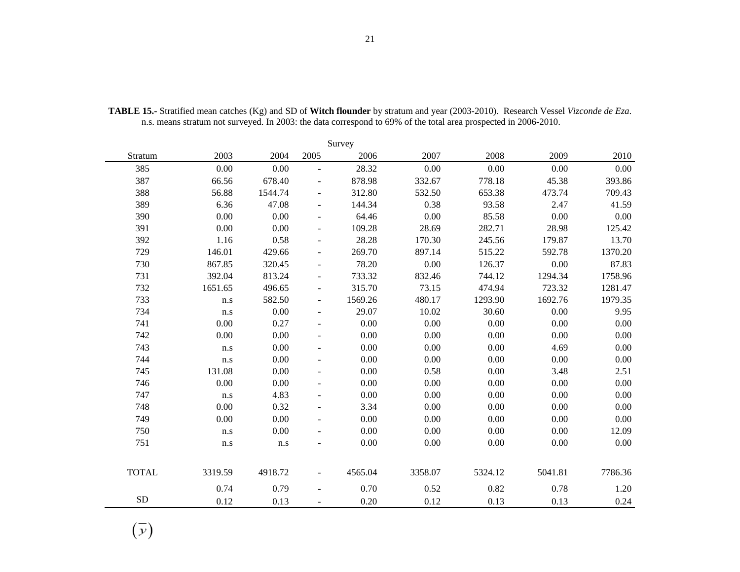**TABLE 15.-** Stratified mean catches (Kg) and SD of **Witch flounder** by stratum and year (2003-2010). Research Vessel *Vizconde de Eza*. n.s. means stratum not surveyed. In 2003: the data correspond to 69% of the total area prospected in 2006-2010.

| | Survey | | | | | | | |
|---|---|---|---|---|---|---|---|---|
| Stratum | 2003 | 2004 | 2005 | 2006 | 2007 | 2008 | 2009 | 2010 |
| 385 | 0.00 | 0.00 | - | 28.32 | 0.00 | 0.00 | 0.00 | 0.00 |
| 387 | 66.56 | 678.40 | - | 878.98 | 332.67 | 778.18 | 45.38 | 393.86 |
| 388 | 56.88 | 1544.74 | - | 312.80 | 532.50 | 653.38 | 473.74 | 709.43 |
| 389 | 6.36 | 47.08 | - | 144.34 | 0.38 | 93.58 | 2.47 | 41.59 |
| 390 | 0.00 | 0.00 | - | 64.46 | 0.00 | 85.58 | 0.00 | 0.00 |
| 391 | 0.00 | 0.00 | - | 109.28 | 28.69 | 282.71 | 28.98 | 125.42 |
| 392 | 1.16 | 0.58 | - | 28.28 | 170.30 | 245.56 | 179.87 | 13.70 |
| 729 | 146.01 | 429.66 | - | 269.70 | 897.14 | 515.22 | 592.78 | 1370.20 |
| 730 | 867.85 | 320.45 | - | 78.20 | 0.00 | 126.37 | 0.00 | 87.83 |
| 731 | 392.04 | 813.24 | - | 733.32 | 832.46 | 744.12 | 1294.34 | 1758.96 |
| 732 | 1651.65 | 496.65 | - | 315.70 | 73.15 | 474.94 | 723.32 | 1281.47 |
| 733 | n.s | 582.50 | - | 1569.26 | 480.17 | 1293.90 | 1692.76 | 1979.35 |
| 734 | n.s | 0.00 | - | 29.07 | 10.02 | 30.60 | 0.00 | 9.95 |
| 741 | 0.00 | 0.27 | - | 0.00 | 0.00 | 0.00 | 0.00 | 0.00 |
| 742 | 0.00 | 0.00 | - | 0.00 | 0.00 | 0.00 | 0.00 | 0.00 |
| 743 | n.s | 0.00 | - | 0.00 | 0.00 | 0.00 | 4.69 | 0.00 |
| 744 | n.s | 0.00 | - | 0.00 | 0.00 | 0.00 | 0.00 | 0.00 |
| 745 | 131.08 | 0.00 | - | 0.00 | 0.58 | 0.00 | 3.48 | 2.51 |
| 746 | 0.00 | 0.00 | - | 0.00 | 0.00 | 0.00 | 0.00 | 0.00 |
| 747 | n.s | 4.83 | - | 0.00 | 0.00 | 0.00 | 0.00 | 0.00 |
| 748 | 0.00 | 0.32 | - | 3.34 | 0.00 | 0.00 | 0.00 | 0.00 |
| 749 | 0.00 | 0.00 | - | 0.00 | 0.00 | 0.00 | 0.00 | 0.00 |
| 750 | n.s | 0.00 | - | 0.00 | 0.00 | 0.00 | 0.00 | 12.09 |
| 751 | n.s | n.s | - | 0.00 | 0.00 | 0.00 | 0.00 | 0.00 |
| TOTAL | 3319.59 | 4918.72 | - | 4565.04 | 3358.07 | 5324.12 | 5041.81 | 7786.36 |
| $(\overline{y})$ | 0.74 | 0.79 | - | 0.70 | 0.52 | 0.82 | 0.78 | 1.20 |
| SD | 0.12 | 0.13 | - | 0.20 | 0.12 | 0.13 | 0.13 | 0.24 |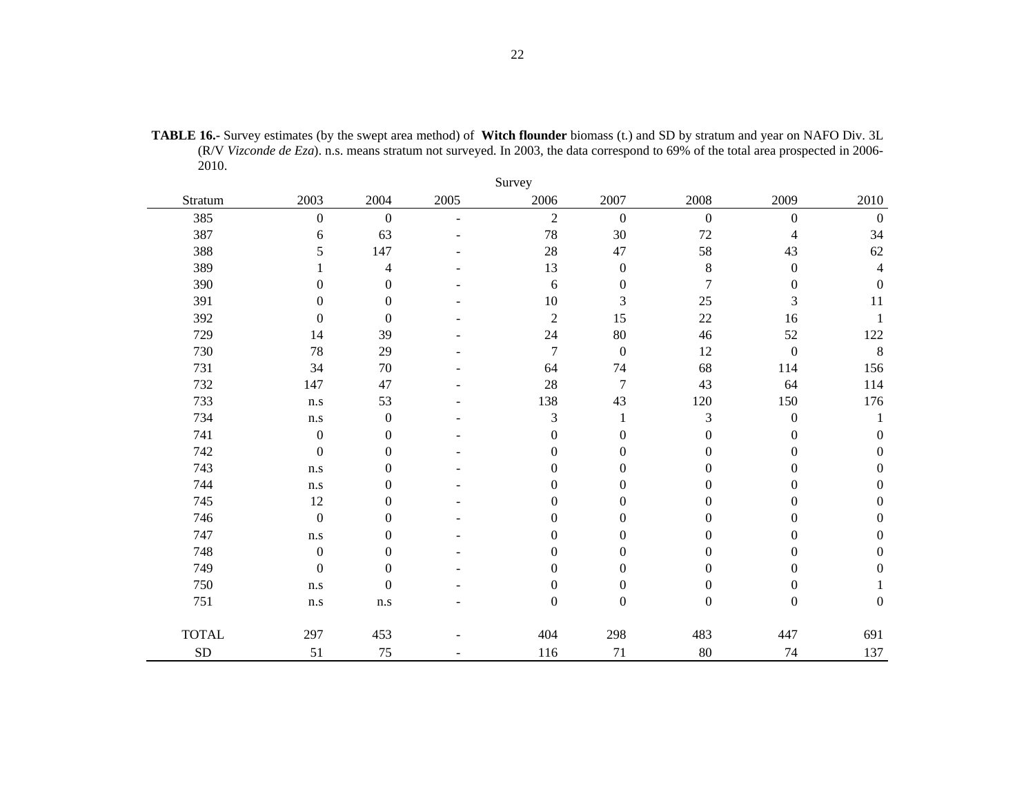**TABLE 16.-** Survey estimates (by the swept area method) of **Witch flounder** biomass (t.) and SD by stratum and year on NAFO Div. 3L (R/V *Vizconde de Eza*). n.s. means stratum not surveyed. In 2003, the data correspond to 69% of the total area prospected in 2006-2010.

| | Survey | | | | | | | |
|---|---|---|---|---|---|---|---|---|
| Stratum | 2003 | 2004 | 2005 | 2006 | 2007 | 2008 | 2009 | 2010 |
| 385 | 0 | 0 | - | 2 | 0 | 0 | 0 | 0 |
| 387 | 6 | 63 | - | 78 | 30 | 72 | 4 | 34 |
| 388 | 5 | 147 | - | 28 | 47 | 58 | 43 | 62 |
| 389 | 1 | 4 | - | 13 | 0 | 8 | 0 | 4 |
| 390 | 0 | 0 | - | 6 | 0 | 7 | 0 | 0 |
| 391 | 0 | 0 | - | 10 | 3 | 25 | 3 | 11 |
| 392 | 0 | 0 | - | 2 | 15 | 22 | 16 | 1 |
| 729 | 14 | 39 | - | 24 | 80 | 46 | 52 | 122 |
| 730 | 78 | 29 | - | 7 | 0 | 12 | 0 | 8 |
| 731 | 34 | 70 | - | 64 | 74 | 68 | 114 | 156 |
| 732 | 147 | 47 | - | 28 | 7 | 43 | 64 | 114 |
| 733 | n.s | 53 | - | 138 | 43 | 120 | 150 | 176 |
| 734 | n.s | 0 | - | 3 | 1 | 3 | 0 | 1 |
| 741 | 0 | 0 | - | 0 | 0 | 0 | 0 | 0 |
| 742 | 0 | 0 | - | 0 | 0 | 0 | 0 | 0 |
| 743 | n.s | 0 | - | 0 | 0 | 0 | 0 | 0 |
| 744 | n.s | 0 | - | 0 | 0 | 0 | 0 | 0 |
| 745 | 12 | 0 | - | 0 | 0 | 0 | 0 | 0 |
| 746 | 0 | 0 | - | 0 | 0 | 0 | 0 | 0 |
| 747 | n.s | 0 | - | 0 | 0 | 0 | 0 | 0 |
| 748 | 0 | 0 | - | 0 | 0 | 0 | 0 | 0 |
| 749 | 0 | 0 | - | 0 | 0 | 0 | 0 | 0 |
| 750 | n.s | 0 | - | 0 | 0 | 0 | 0 | 1 |
| 751 | n.s | n.s | - | 0 | 0 | 0 | 0 | 0 |
| TOTAL | 297 | 453 | - | 404 | 298 | 483 | 447 | 691 |
| SD | 51 | 75 | - | 116 | 71 | 80 | 74 | 137 |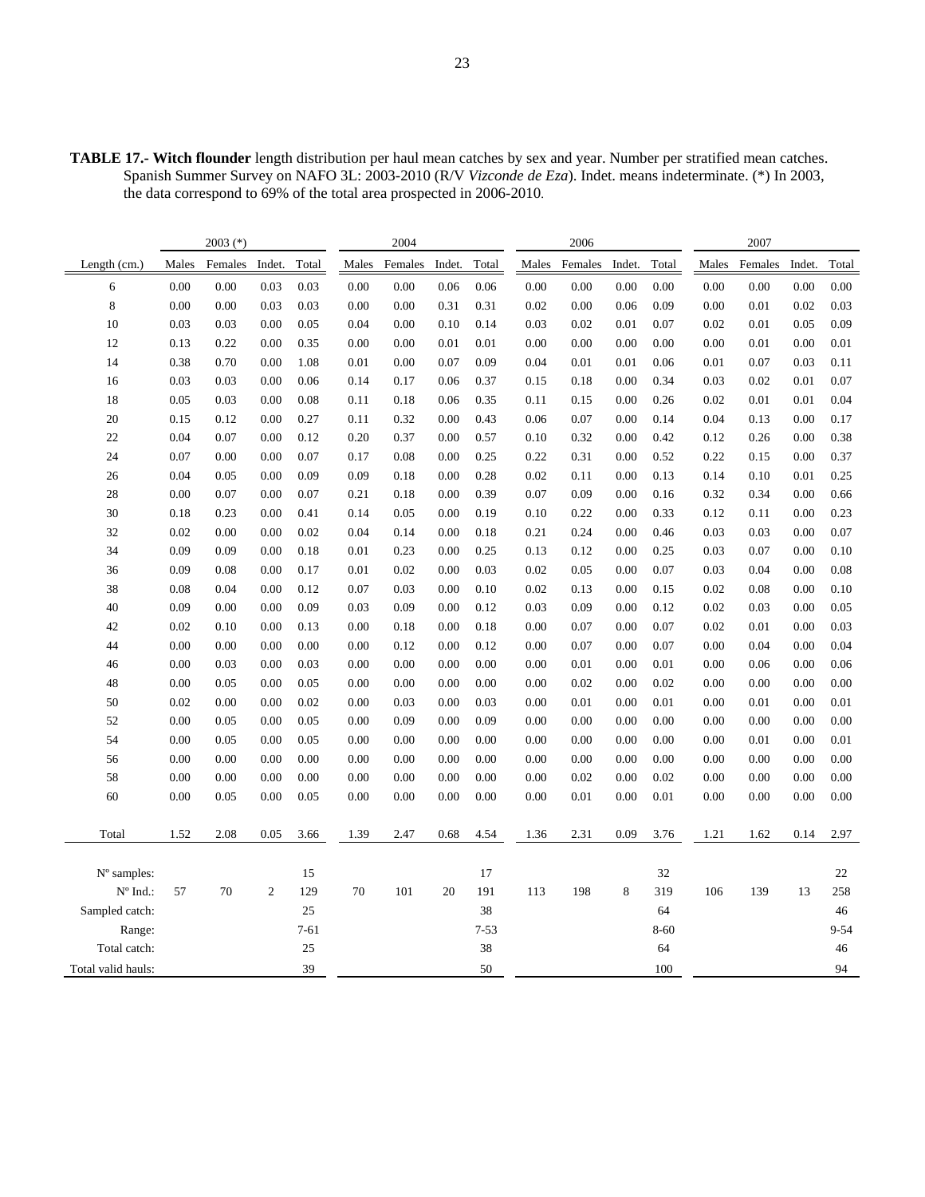**TABLE 17.- Witch flounder** length distribution per haul mean catches by sex and year. Number per stratified mean catches. Spanish Summer Survey on NAFO 3L: 2003-2010 (R/V *Vizconde de Eza*). Indet. means indeterminate. (*) In 2003, the data correspond to 69% of the total area prospected in 2006-2010.

| | 2003 (*) | | | | 2004 | | | | 2006 | | | | 2007 | | | |
|---|---|---|---|---|---|---|---|---|---|---|---|---|---|---|---|---|
| Length (cm.) | Males | Females | Indet. | Total | Males | Females | Indet. | Total | Males | Females | Indet. | Total | Males | Females | Indet. | Total |
| 6 | 0.00 | 0.00 | 0.03 | 0.03 | 0.00 | 0.00 | 0.06 | 0.06 | 0.00 | 0.00 | 0.00 | 0.00 | 0.00 | 0.00 | 0.00 | 0.00 |
| 8 | 0.00 | 0.00 | 0.03 | 0.03 | 0.00 | 0.00 | 0.31 | 0.31 | 0.02 | 0.00 | 0.06 | 0.09 | 0.00 | 0.01 | 0.02 | 0.03 |
| 10 | 0.03 | 0.03 | 0.00 | 0.05 | 0.04 | 0.00 | 0.10 | 0.14 | 0.03 | 0.02 | 0.01 | 0.07 | 0.02 | 0.01 | 0.05 | 0.09 |
| 12 | 0.13 | 0.22 | 0.00 | 0.35 | 0.00 | 0.00 | 0.01 | 0.01 | 0.00 | 0.00 | 0.00 | 0.00 | 0.00 | 0.01 | 0.00 | 0.01 |
| 14 | 0.38 | 0.70 | 0.00 | 1.08 | 0.01 | 0.00 | 0.07 | 0.09 | 0.04 | 0.01 | 0.01 | 0.06 | 0.01 | 0.07 | 0.03 | 0.11 |
| 16 | 0.03 | 0.03 | 0.00 | 0.06 | 0.14 | 0.17 | 0.06 | 0.37 | 0.15 | 0.18 | 0.00 | 0.34 | 0.03 | 0.02 | 0.01 | 0.07 |
| 18 | 0.05 | 0.03 | 0.00 | 0.08 | 0.11 | 0.18 | 0.06 | 0.35 | 0.11 | 0.15 | 0.00 | 0.26 | 0.02 | 0.01 | 0.01 | 0.04 |
| 20 | 0.15 | 0.12 | 0.00 | 0.27 | 0.11 | 0.32 | 0.00 | 0.43 | 0.06 | 0.07 | 0.00 | 0.14 | 0.04 | 0.13 | 0.00 | 0.17 |
| 22 | 0.04 | 0.07 | 0.00 | 0.12 | 0.20 | 0.37 | 0.00 | 0.57 | 0.10 | 0.32 | 0.00 | 0.42 | 0.12 | 0.26 | 0.00 | 0.38 |
| 24 | 0.07 | 0.00 | 0.00 | 0.07 | 0.17 | 0.08 | 0.00 | 0.25 | 0.22 | 0.31 | 0.00 | 0.52 | 0.22 | 0.15 | 0.00 | 0.37 |
| 26 | 0.04 | 0.05 | 0.00 | 0.09 | 0.09 | 0.18 | 0.00 | 0.28 | 0.02 | 0.11 | 0.00 | 0.13 | 0.14 | 0.10 | 0.01 | 0.25 |
| 28 | 0.00 | 0.07 | 0.00 | 0.07 | 0.21 | 0.18 | 0.00 | 0.39 | 0.07 | 0.09 | 0.00 | 0.16 | 0.32 | 0.34 | 0.00 | 0.66 |
| 30 | 0.18 | 0.23 | 0.00 | 0.41 | 0.14 | 0.05 | 0.00 | 0.19 | 0.10 | 0.22 | 0.00 | 0.33 | 0.12 | 0.11 | 0.00 | 0.23 |
| 32 | 0.02 | 0.00 | 0.00 | 0.02 | 0.04 | 0.14 | 0.00 | 0.18 | 0.21 | 0.24 | 0.00 | 0.46 | 0.03 | 0.03 | 0.00 | 0.07 |
| 34 | 0.09 | 0.09 | 0.00 | 0.18 | 0.01 | 0.23 | 0.00 | 0.25 | 0.13 | 0.12 | 0.00 | 0.25 | 0.03 | 0.07 | 0.00 | 0.10 |
| 36 | 0.09 | 0.08 | 0.00 | 0.17 | 0.01 | 0.02 | 0.00 | 0.03 | 0.02 | 0.05 | 0.00 | 0.07 | 0.03 | 0.04 | 0.00 | 0.08 |
| 38 | 0.08 | 0.04 | 0.00 | 0.12 | 0.07 | 0.03 | 0.00 | 0.10 | 0.02 | 0.13 | 0.00 | 0.15 | 0.02 | 0.08 | 0.00 | 0.10 |
| 40 | 0.09 | 0.00 | 0.00 | 0.09 | 0.03 | 0.09 | 0.00 | 0.12 | 0.03 | 0.09 | 0.00 | 0.12 | 0.02 | 0.03 | 0.00 | 0.05 |
| 42 | 0.02 | 0.10 | 0.00 | 0.13 | 0.00 | 0.18 | 0.00 | 0.18 | 0.00 | 0.07 | 0.00 | 0.07 | 0.02 | 0.01 | 0.00 | 0.03 |
| 44 | 0.00 | 0.00 | 0.00 | 0.00 | 0.00 | 0.12 | 0.00 | 0.12 | 0.00 | 0.07 | 0.00 | 0.07 | 0.00 | 0.04 | 0.00 | 0.04 |
| 46 | 0.00 | 0.03 | 0.00 | 0.03 | 0.00 | 0.00 | 0.00 | 0.00 | 0.00 | 0.01 | 0.00 | 0.01 | 0.00 | 0.06 | 0.00 | 0.06 |
| 48 | 0.00 | 0.05 | 0.00 | 0.05 | 0.00 | 0.00 | 0.00 | 0.00 | 0.00 | 0.02 | 0.00 | 0.02 | 0.00 | 0.00 | 0.00 | 0.00 |
| 50 | 0.02 | 0.00 | 0.00 | 0.02 | 0.00 | 0.03 | 0.00 | 0.03 | 0.00 | 0.01 | 0.00 | 0.01 | 0.00 | 0.01 | 0.00 | 0.01 |
| 52 | 0.00 | 0.05 | 0.00 | 0.05 | 0.00 | 0.09 | 0.00 | 0.09 | 0.00 | 0.00 | 0.00 | 0.00 | 0.00 | 0.00 | 0.00 | 0.00 |
| 54 | 0.00 | 0.05 | 0.00 | 0.05 | 0.00 | 0.00 | 0.00 | 0.00 | 0.00 | 0.00 | 0.00 | 0.00 | 0.00 | 0.01 | 0.00 | 0.01 |
| 56 | 0.00 | 0.00 | 0.00 | 0.00 | 0.00 | 0.00 | 0.00 | 0.00 | 0.00 | 0.00 | 0.00 | 0.00 | 0.00 | 0.00 | 0.00 | 0.00 |
| 58 | 0.00 | 0.00 | 0.00 | 0.00 | 0.00 | 0.00 | 0.00 | 0.00 | 0.00 | 0.02 | 0.00 | 0.02 | 0.00 | 0.00 | 0.00 | 0.00 |
| 60 | 0.00 | 0.05 | 0.00 | 0.05 | 0.00 | 0.00 | 0.00 | 0.00 | 0.00 | 0.01 | 0.00 | 0.01 | 0.00 | 0.00 | 0.00 | 0.00 |
| Total | 1.52 | 2.08 | 0.05 | 3.66 | 1.39 | 2.47 | 0.68 | 4.54 | 1.36 | 2.31 | 0.09 | 3.76 | 1.21 | 1.62 | 0.14 | 2.97 |
| Nº samples: | | | | 15 | | | | 17 | | | | 32 | | | | 22 |
| Nº Ind.: | 57 | 70 | 2 | 129 | 70 | 101 | 20 | 191 | 113 | 198 | 8 | 319 | 106 | 139 | 13 | 258 |
| Sampled catch: | | | | 25 | | | | 38 | | | | 64 | | | | 46 |
| Range: | | | | 7-61 | | | | 7-53 | | | | 8-60 | | | | 9-54 |
| Total catch: | | | | 25 | | | | 38 | | | | 64 | | | | 46 |
| Total valid hauls: | | | | 39 | | | | 50 | | | | 100 | | | | 94 |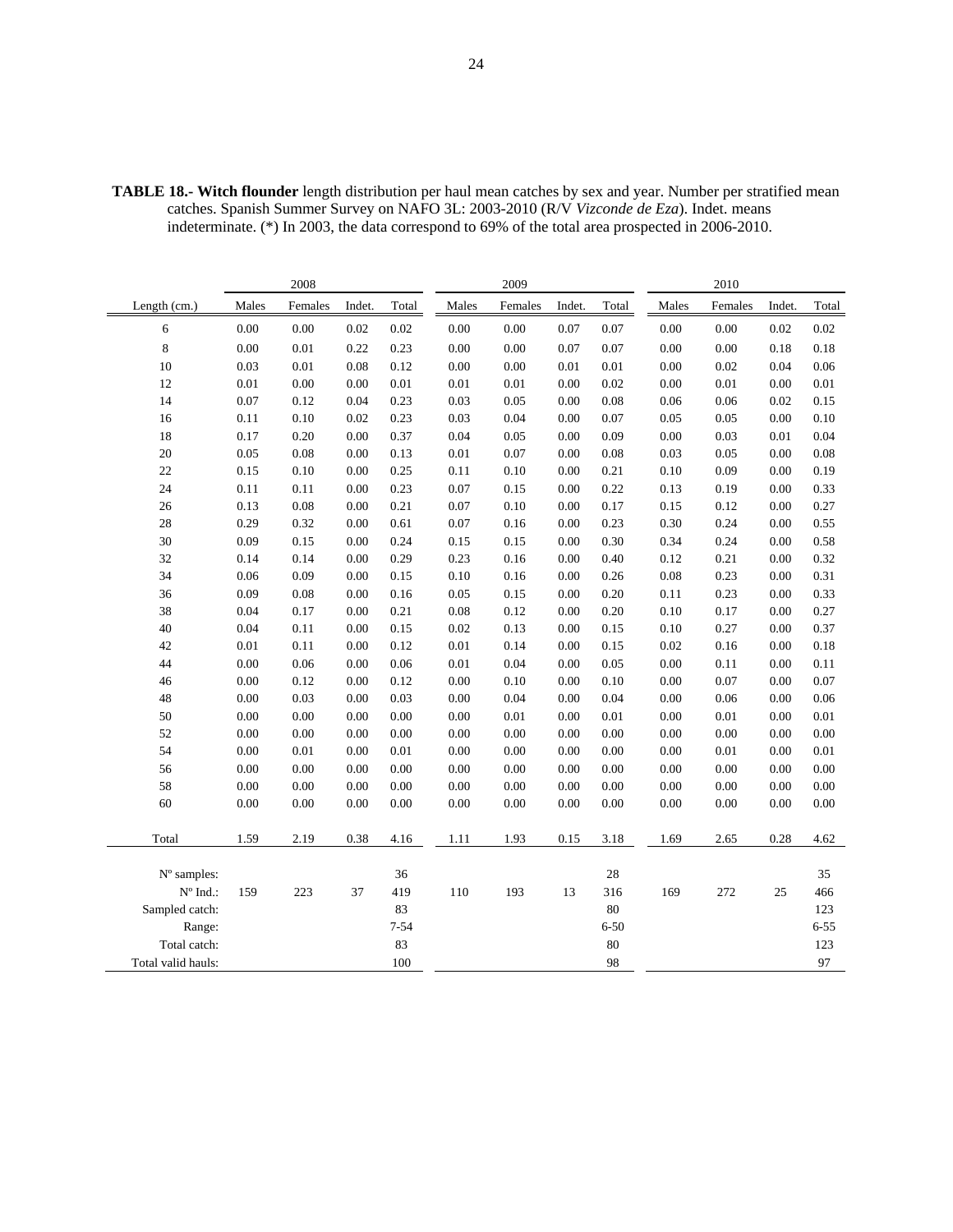**TABLE 18.- Witch flounder** length distribution per haul mean catches by sex and year. Number per stratified mean catches. Spanish Summer Survey on NAFO 3L: 2003-2010 (R/V *Vizconde de Eza*). Indet. means indeterminate. (*) In 2003, the data correspond to 69% of the total area prospected in 2006-2010.

| | 2008 | | | | 2009 | | | | 2010 | | | |
|---|---|---|---|---|---|---|---|---|---|---|---|---|
| Length (cm.) | Males | Females | Indet. | Total | Males | Females | Indet. | Total | Males | Females | Indet. | Total |
| 6 | 0.00 | 0.00 | 0.02 | 0.02 | 0.00 | 0.00 | 0.07 | 0.07 | 0.00 | 0.00 | 0.02 | 0.02 |
| 8 | 0.00 | 0.01 | 0.22 | 0.23 | 0.00 | 0.00 | 0.07 | 0.07 | 0.00 | 0.00 | 0.18 | 0.18 |
| 10 | 0.03 | 0.01 | 0.08 | 0.12 | 0.00 | 0.00 | 0.01 | 0.01 | 0.00 | 0.02 | 0.04 | 0.06 |
| 12 | 0.01 | 0.00 | 0.00 | 0.01 | 0.01 | 0.01 | 0.00 | 0.02 | 0.00 | 0.01 | 0.00 | 0.01 |
| 14 | 0.07 | 0.12 | 0.04 | 0.23 | 0.03 | 0.05 | 0.00 | 0.08 | 0.06 | 0.06 | 0.02 | 0.15 |
| 16 | 0.11 | 0.10 | 0.02 | 0.23 | 0.03 | 0.04 | 0.00 | 0.07 | 0.05 | 0.05 | 0.00 | 0.10 |
| 18 | 0.17 | 0.20 | 0.00 | 0.37 | 0.04 | 0.05 | 0.00 | 0.09 | 0.00 | 0.03 | 0.01 | 0.04 |
| 20 | 0.05 | 0.08 | 0.00 | 0.13 | 0.01 | 0.07 | 0.00 | 0.08 | 0.03 | 0.05 | 0.00 | 0.08 |
| 22 | 0.15 | 0.10 | 0.00 | 0.25 | 0.11 | 0.10 | 0.00 | 0.21 | 0.10 | 0.09 | 0.00 | 0.19 |
| 24 | 0.11 | 0.11 | 0.00 | 0.23 | 0.07 | 0.15 | 0.00 | 0.22 | 0.13 | 0.19 | 0.00 | 0.33 |
| 26 | 0.13 | 0.08 | 0.00 | 0.21 | 0.07 | 0.10 | 0.00 | 0.17 | 0.15 | 0.12 | 0.00 | 0.27 |
| 28 | 0.29 | 0.32 | 0.00 | 0.61 | 0.07 | 0.16 | 0.00 | 0.23 | 0.30 | 0.24 | 0.00 | 0.55 |
| 30 | 0.09 | 0.15 | 0.00 | 0.24 | 0.15 | 0.15 | 0.00 | 0.30 | 0.34 | 0.24 | 0.00 | 0.58 |
| 32 | 0.14 | 0.14 | 0.00 | 0.29 | 0.23 | 0.16 | 0.00 | 0.40 | 0.12 | 0.21 | 0.00 | 0.32 |
| 34 | 0.06 | 0.09 | 0.00 | 0.15 | 0.10 | 0.16 | 0.00 | 0.26 | 0.08 | 0.23 | 0.00 | 0.31 |
| 36 | 0.09 | 0.08 | 0.00 | 0.16 | 0.05 | 0.15 | 0.00 | 0.20 | 0.11 | 0.23 | 0.00 | 0.33 |
| 38 | 0.04 | 0.17 | 0.00 | 0.21 | 0.08 | 0.12 | 0.00 | 0.20 | 0.10 | 0.17 | 0.00 | 0.27 |
| 40 | 0.04 | 0.11 | 0.00 | 0.15 | 0.02 | 0.13 | 0.00 | 0.15 | 0.10 | 0.27 | 0.00 | 0.37 |
| 42 | 0.01 | 0.11 | 0.00 | 0.12 | 0.01 | 0.14 | 0.00 | 0.15 | 0.02 | 0.16 | 0.00 | 0.18 |
| 44 | 0.00 | 0.06 | 0.00 | 0.06 | 0.01 | 0.04 | 0.00 | 0.05 | 0.00 | 0.11 | 0.00 | 0.11 |
| 46 | 0.00 | 0.12 | 0.00 | 0.12 | 0.00 | 0.10 | 0.00 | 0.10 | 0.00 | 0.07 | 0.00 | 0.07 |
| 48 | 0.00 | 0.03 | 0.00 | 0.03 | 0.00 | 0.04 | 0.00 | 0.04 | 0.00 | 0.06 | 0.00 | 0.06 |
| 50 | 0.00 | 0.00 | 0.00 | 0.00 | 0.00 | 0.01 | 0.00 | 0.01 | 0.00 | 0.01 | 0.00 | 0.01 |
| 52 | 0.00 | 0.00 | 0.00 | 0.00 | 0.00 | 0.00 | 0.00 | 0.00 | 0.00 | 0.00 | 0.00 | 0.00 |
| 54 | 0.00 | 0.01 | 0.00 | 0.01 | 0.00 | 0.00 | 0.00 | 0.00 | 0.00 | 0.01 | 0.00 | 0.01 |
| 56 | 0.00 | 0.00 | 0.00 | 0.00 | 0.00 | 0.00 | 0.00 | 0.00 | 0.00 | 0.00 | 0.00 | 0.00 |
| 58 | 0.00 | 0.00 | 0.00 | 0.00 | 0.00 | 0.00 | 0.00 | 0.00 | 0.00 | 0.00 | 0.00 | 0.00 |
| 60 | 0.00 | 0.00 | 0.00 | 0.00 | 0.00 | 0.00 | 0.00 | 0.00 | 0.00 | 0.00 | 0.00 | 0.00 |
| Total | 1.59 | 2.19 | 0.38 | 4.16 | 1.11 | 1.93 | 0.15 | 3.18 | 1.69 | 2.65 | 0.28 | 4.62 |
| Nº samples: | | | | 36 | | | | 28 | | | | 35 |
| Nº Ind.: | 159 | 223 | 37 | 419 | 110 | 193 | 13 | 316 | 169 | 272 | 25 | 466 |
| Sampled catch: | | | | 83 | | | | 80 | | | | 123 |
| Range: | | | | 7-54 | | | | 6-50 | | | | 6-55 |
| Total catch: | | | | 83 | | | | 80 | | | | 123 |
| Total valid hauls: | | | | 100 | | | | 98 | | | | 97 |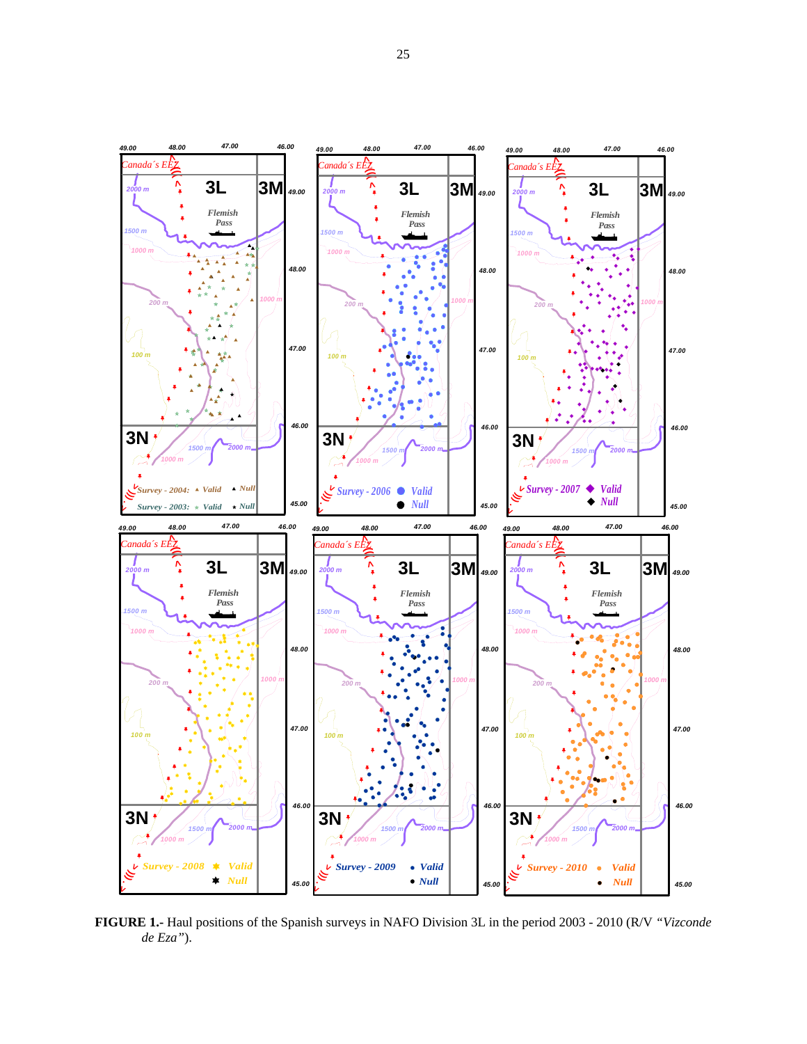49.00 48.00 47.00 46.00

Canada´s EEZ

3L 3M

2000 m 1500 m 1000 m 200 m 100 m

Flemish Pass

3N

Survey - 2004: Valid Null

Survey - 2003: Valid Null

Survey - 2006 Valid Null

Survey - 2007 Valid Null

Survey - 2008 Valid Null

Survey - 2009 Valid Null

Survey - 2010 Valid Null

49.00 48.00 47.00 46.00 45.00

**FIGURE 1.-** Haul positions of the Spanish surveys in NAFO Division 3L in the period 2003 - 2010 (R/V *"Vizconde de Eza"*).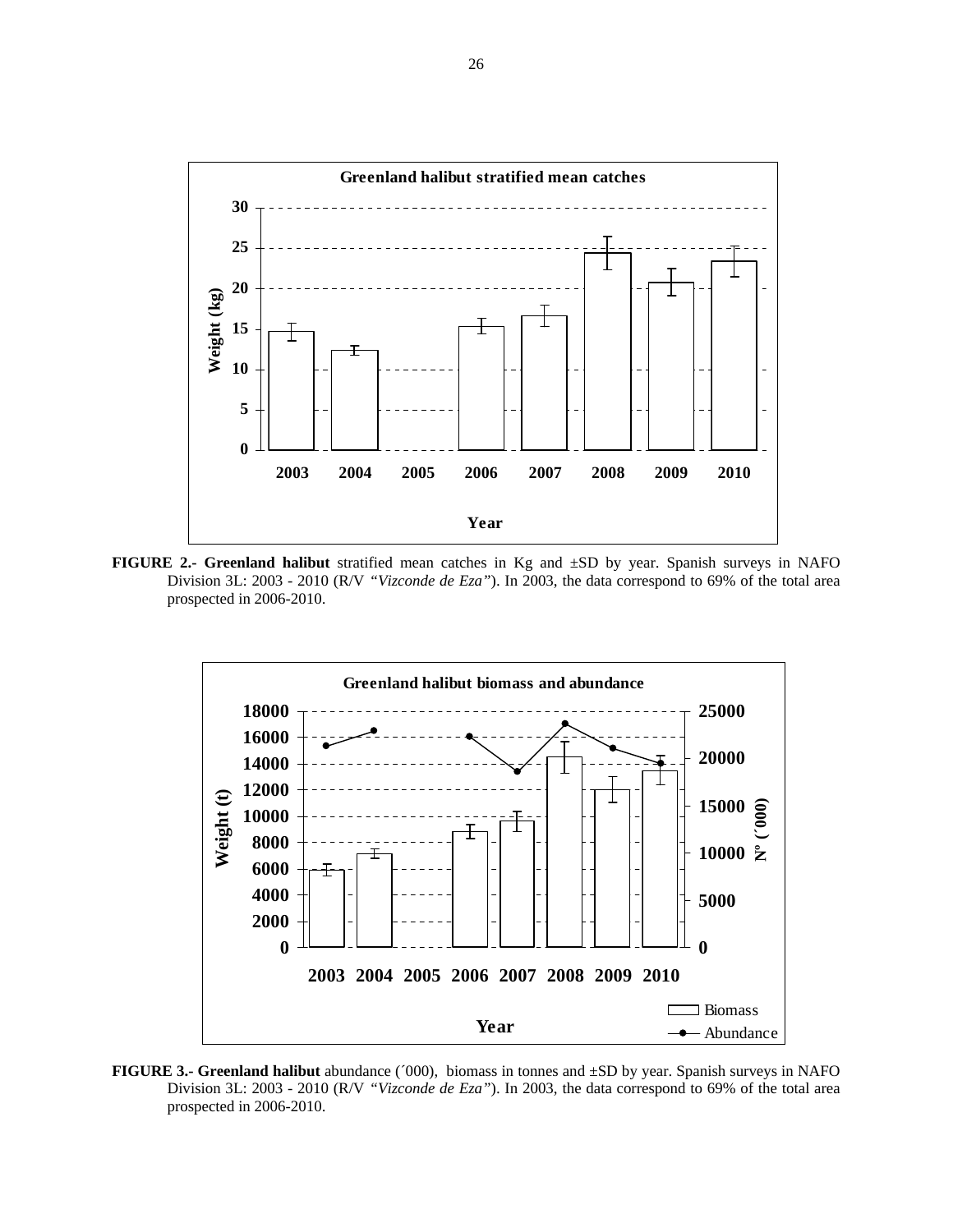Greenland halibut stratified mean catches

Weight (kg)

30
25
20
15
10
5
0

2003 2004 2005 2006 2007 2008 2009 2010

Year

**FIGURE 2.- Greenland halibut** stratified mean catches in Kg and ±SD by year. Spanish surveys in NAFO Division 3L: 2003 - 2010 (R/V *"Vizconde de Eza"*). In 2003, the data correspond to 69% of the total area prospected in 2006-2010.

Greenland halibut biomass and abundance

Weight (t)

18000
16000
14000
12000
10000
8000
6000
4000
2000
0

Nº (´000)

25000
20000
15000
10000
5000
0

2003 2004 2005 2006 2007 2008 2009 2010

Year

Biomass

Abundance

**FIGURE 3.- Greenland halibut** abundance (´000), biomass in tonnes and ±SD by year. Spanish surveys in NAFO Division 3L: 2003 - 2010 (R/V *"Vizconde de Eza"*). In 2003, the data correspond to 69% of the total area prospected in 2006-2010.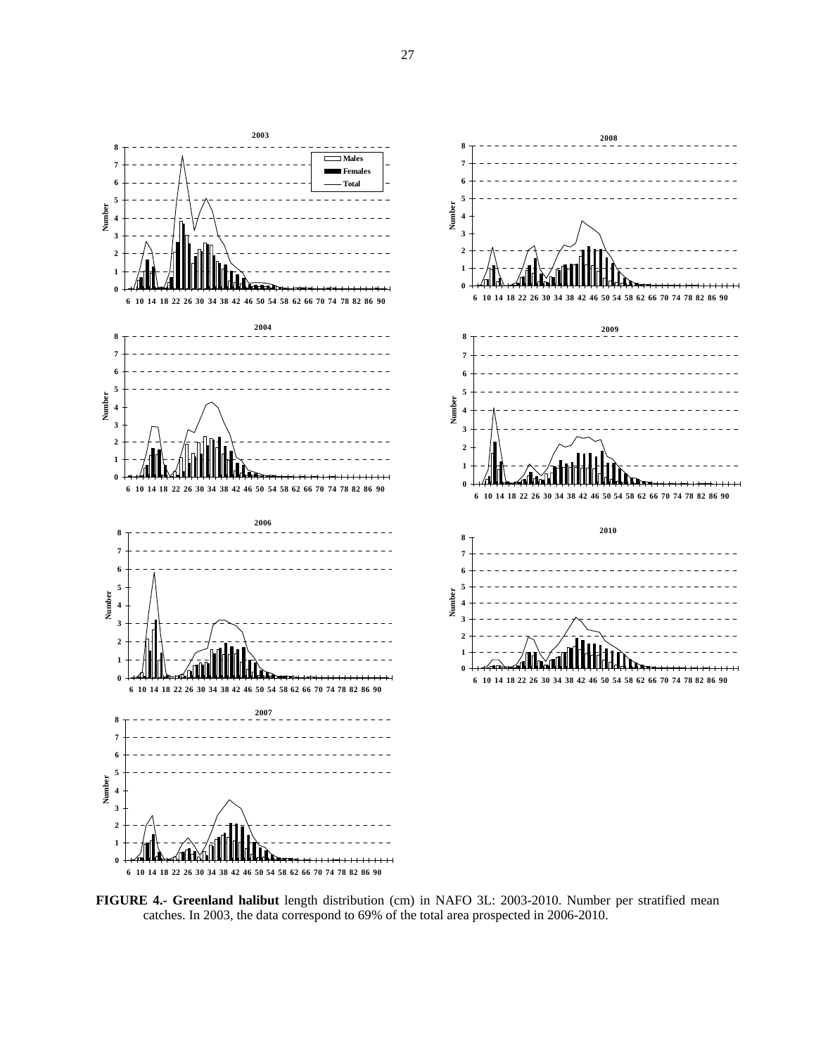2003

Males

Females

Total

Number

0 1 2 3 4 5 6 7 8

6 10 14 18 22 26 30 34 38 42 46 50 54 58 62 66 70 74 78 82 86 90

2008

Number

0 1 2 3 4 5 6 7 8

6 10 14 18 22 26 30 34 38 42 46 50 54 58 62 66 70 74 78 82 86 90

2004

Number

0 1 2 3 4 5 6 7 8

6 10 14 18 22 26 30 34 38 42 46 50 54 58 62 66 70 74 78 82 86 90

2009

Number

0 1 2 3 4 5 6 7 8

6 10 14 18 22 26 30 34 38 42 46 50 54 58 62 66 70 74 78 82 86 90

2006

Number

0 1 2 3 4 5 6 7 8

6 10 14 18 22 26 30 34 38 42 46 50 54 58 62 66 70 74 78 82 86 90

2010

Number

0 1 2 3 4 5 6 7 8

6 10 14 18 22 26 30 34 38 42 46 50 54 58 62 66 70 74 78 82 86 90

2007

Number

0 1 2 3 4 5 6 7 8

6 10 14 18 22 26 30 34 38 42 46 50 54 58 62 66 70 74 78 82 86 90

**FIGURE 4.- Greenland halibut** length distribution (cm) in NAFO 3L: 2003-2010. Number per stratified mean catches. In 2003, the data correspond to 69% of the total area prospected in 2006-2010.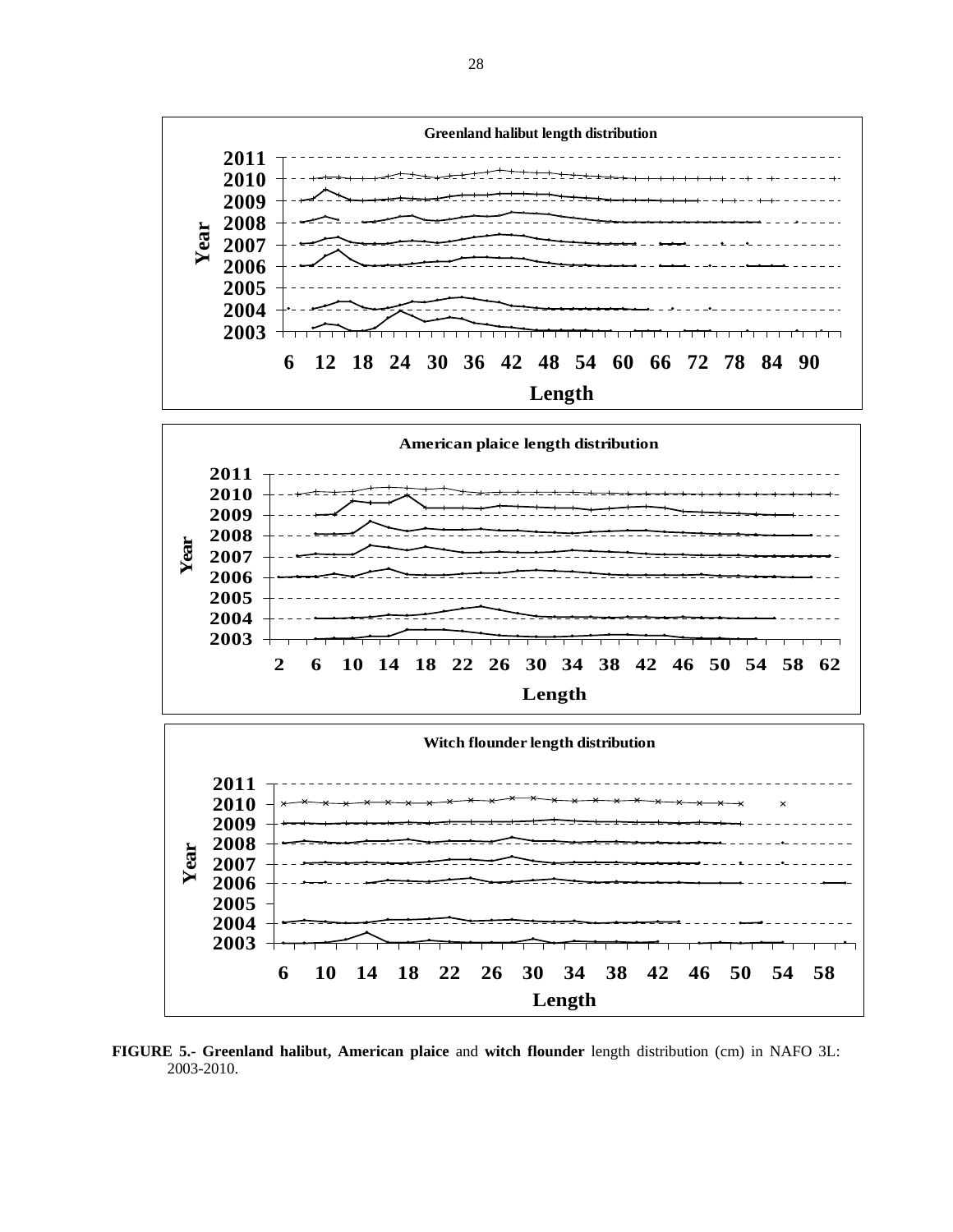Greenland halibut length distribution

2011
2010
2009
2008
2007
2006
2005
2004
2003

Year

6 12 18 24 30 36 42 48 54 60 66 72 78 84 90

Length

American plaice length distribution

2011
2010
2009
2008
2007
2006
2005
2004
2003

Year

2 6 10 14 18 22 26 30 34 38 42 46 50 54 58 62

Length

Witch flounder length distribution

2011
2010
2009
2008
2007
2006
2005
2004
2003

Year

6 10 14 18 22 26 30 34 38 42 46 50 54 58

Length

**FIGURE 5.- Greenland halibut, American plaice** and **witch flounder** length distribution (cm) in NAFO 3L: 2003-2010.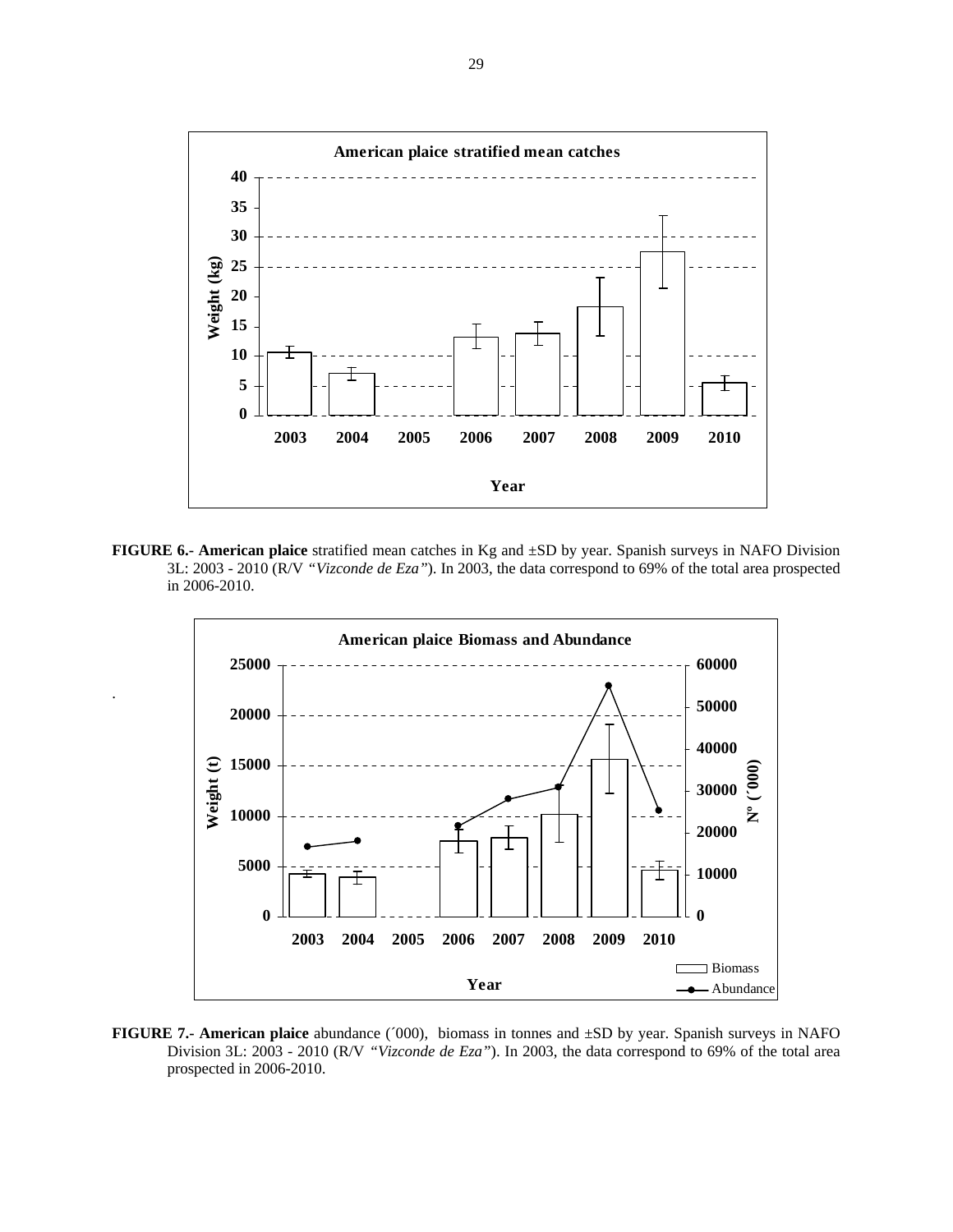American plaice stratified mean catches

Weight (kg)

40
35
30
25
20
15
10
5
0

2003 2004 2005 2006 2007 2008 2009 2010

Year

**FIGURE 6.- American plaice** stratified mean catches in Kg and ±SD by year. Spanish surveys in NAFO Division 3L: 2003 - 2010 (R/V *"Vizconde de Eza"*). In 2003, the data correspond to 69% of the total area prospected in 2006-2010.

American plaice Biomass and Abundance

Weight (t)

25000
20000
15000
10000
5000
0

Nº (´000)

60000
50000
40000
30000
20000
10000
0

2003 2004 2005 2006 2007 2008 2009 2010

Year

Biomass
Abundance

**FIGURE 7.- American plaice** abundance (´000), biomass in tonnes and ±SD by year. Spanish surveys in NAFO Division 3L: 2003 - 2010 (R/V *"Vizconde de Eza"*). In 2003, the data correspond to 69% of the total area prospected in 2006-2010.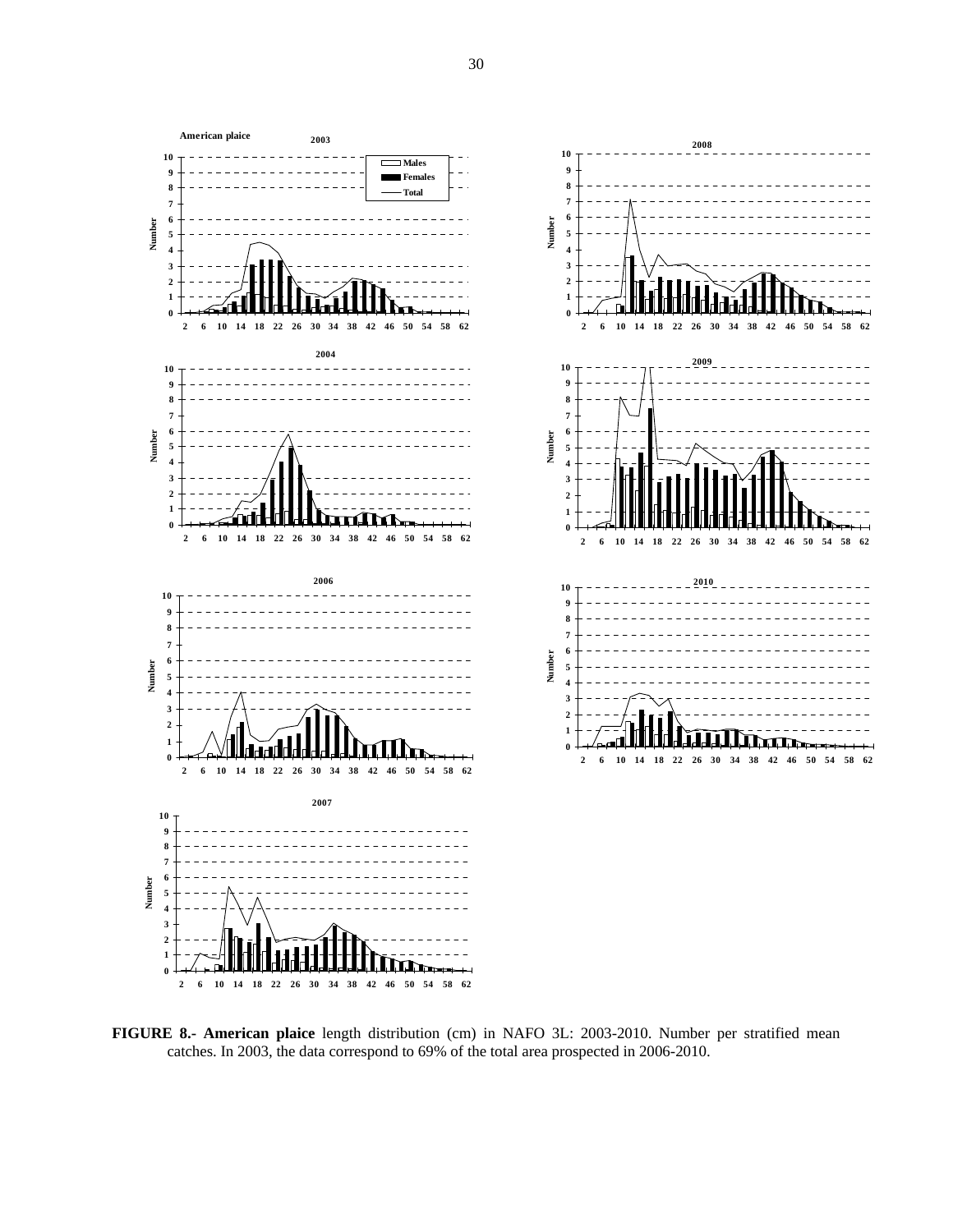American plaice

2003

Males
Females
Total

Number

10
9
8
7
6
5
4
3
2
1
0

2 6 10 14 18 22 26 30 34 38 42 46 50 54 58 62

2004

2006

2007

2008

2009

2010

**FIGURE 8.- American plaice** length distribution (cm) in NAFO 3L: 2003-2010. Number per stratified mean catches. In 2003, the data correspond to 69% of the total area prospected in 2006-2010.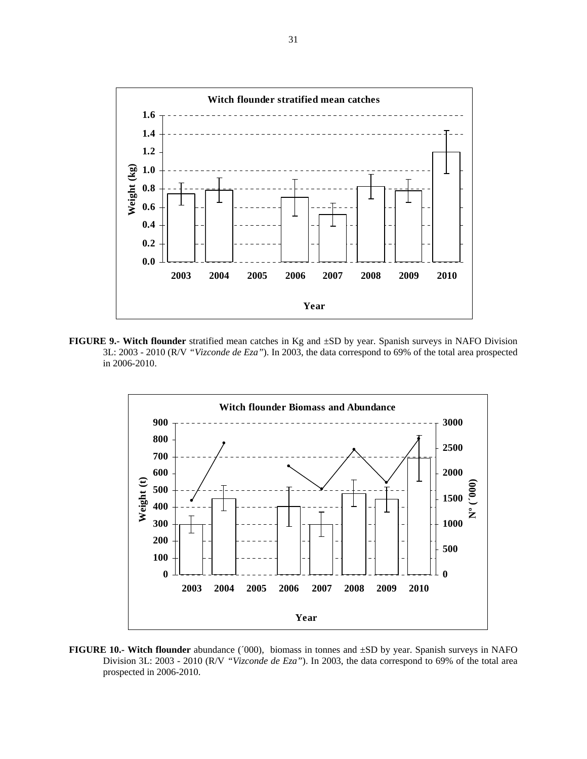Witch flounder stratified mean catches

Weight (kg)

1.6
1.4
1.2
1.0
0.8
0.6
0.4
0.2
0.0

2003 2004 2005 2006 2007 2008 2009 2010

Year

**FIGURE 9.- Witch flounder** stratified mean catches in Kg and ±SD by year. Spanish surveys in NAFO Division 3L: 2003 - 2010 (R/V *"Vizconde de Eza"*). In 2003, the data correspond to 69% of the total area prospected in 2006-2010.

Witch flounder Biomass and Abundance

Weight (t)

900
800
700
600
500
400
300
200
100
0

N° (´000)

3000
2500
2000
1500
1000
500
0

2003 2004 2005 2006 2007 2008 2009 2010

Year

**FIGURE 10.- Witch flounder** abundance (´000), biomass in tonnes and ±SD by year. Spanish surveys in NAFO Division 3L: 2003 - 2010 (R/V *"Vizconde de Eza"*). In 2003, the data correspond to 69% of the total area prospected in 2006-2010.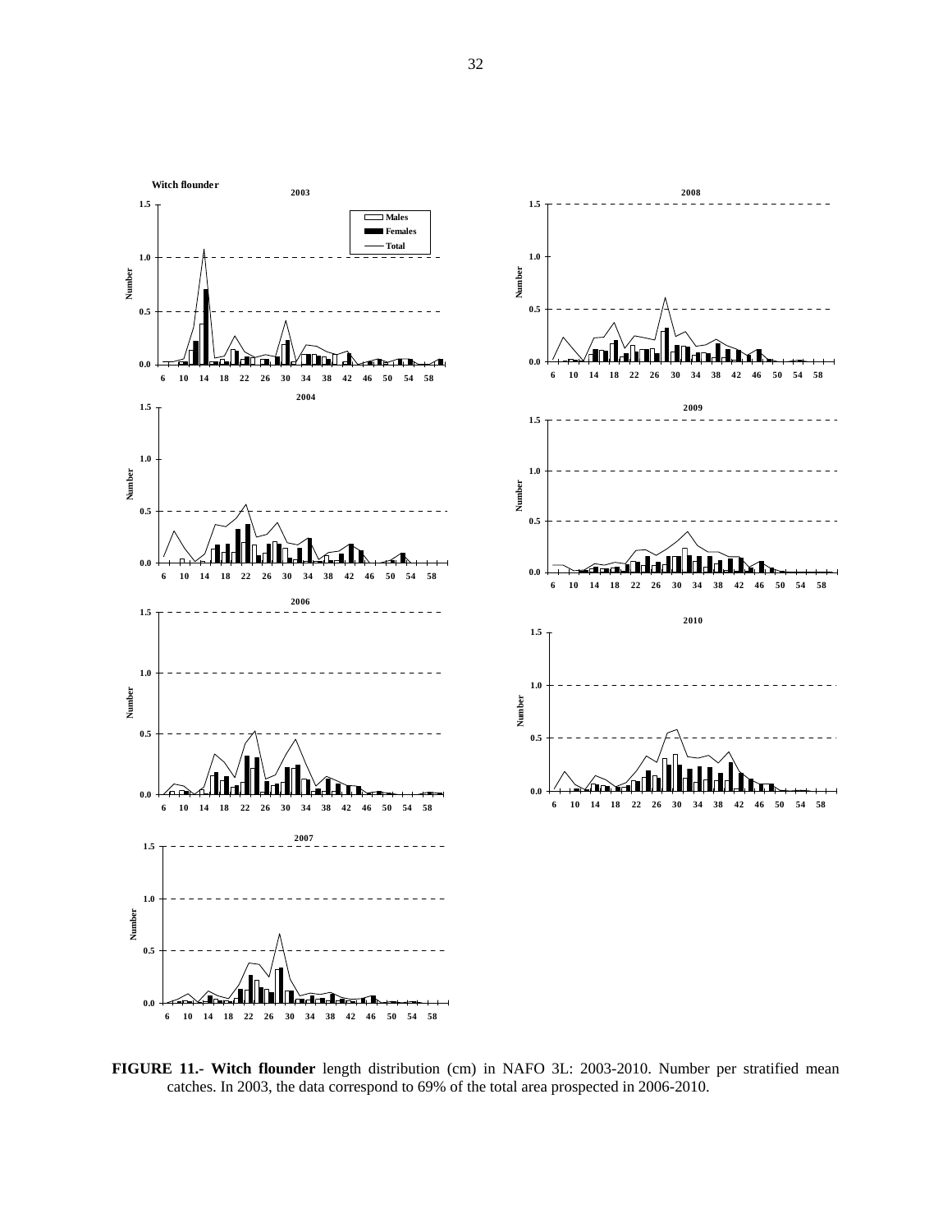Witch flounder

2003

Males
Females
Total

1.5
1.0
0.5
0.0

Number

6 10 14 18 22 26 30 34 38 42 46 50 54 58

2004

1.5
1.0
0.5
0.0

Number

6 10 14 18 22 26 30 34 38 42 46 50 54 58

2006

1.5
1.0
0.5
0.0

Number

6 10 14 18 22 26 30 34 38 42 46 50 54 58

2007

1.5
1.0
0.5
0.0

Number

6 10 14 18 22 26 30 34 38 42 46 50 54 58

2008

1.5
1.0
0.5
0.0

Number

6 10 14 18 22 26 30 34 38 42 46 50 54 58

2009

1.5
1.0
0.5
0.0

Number

6 10 14 18 22 26 30 34 38 42 46 50 54 58

2010

1.5
1.0
0.5
0.0

Number

6 10 14 18 22 26 30 34 38 42 46 50 54 58

**FIGURE 11.- Witch flounder** length distribution (cm) in NAFO 3L: 2003-2010. Number per stratified mean catches. In 2003, the data correspond to 69% of the total area prospected in 2006-2010.